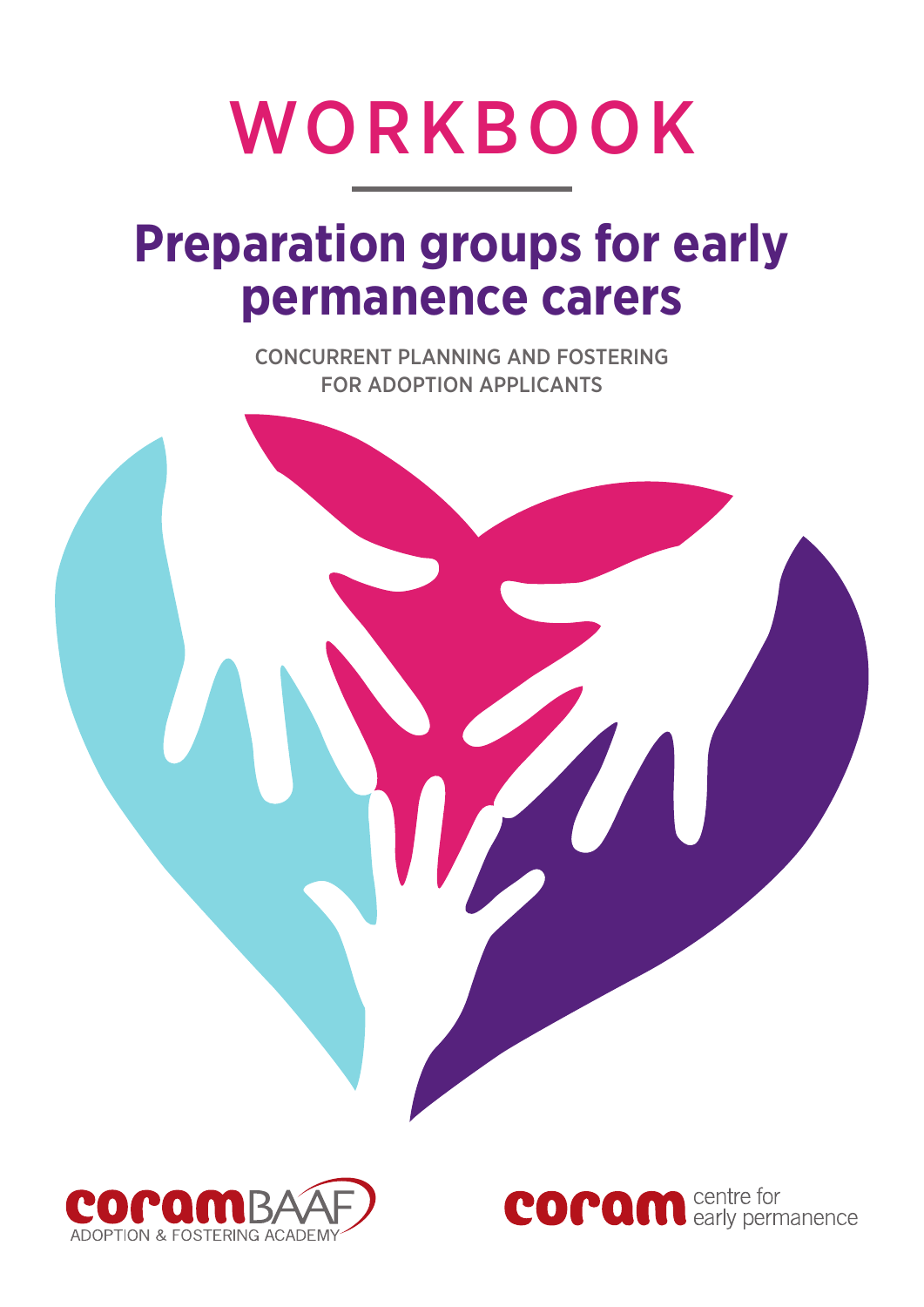# WORKBOOK

## Preparation groups for early permanence carers

CONCURRENT PLANNING AND FOSTERING FOR ADOPTION APPLICANTS

coramBAAF ADOPTION & FOSTERING ACADEMY

coram centre for early permanence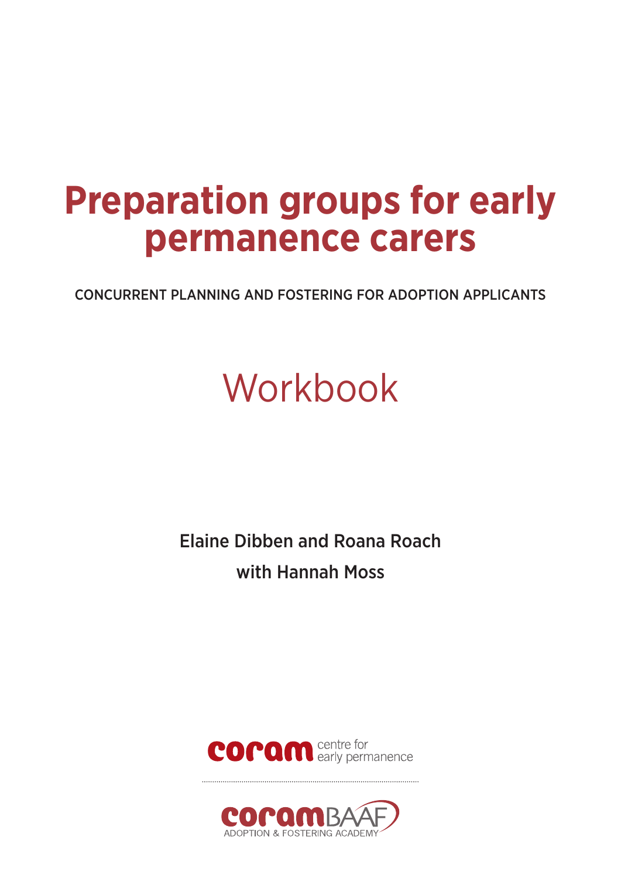# Preparation groups for early permanence carers

CONCURRENT PLANNING AND FOSTERING FOR ADOPTION APPLICANTS

## Workbook

Elaine Dibben and Roana Roach

with Hannah Moss

coram centre for early permanence

coramBAAF ADOPTION & FOSTERING ACADEMY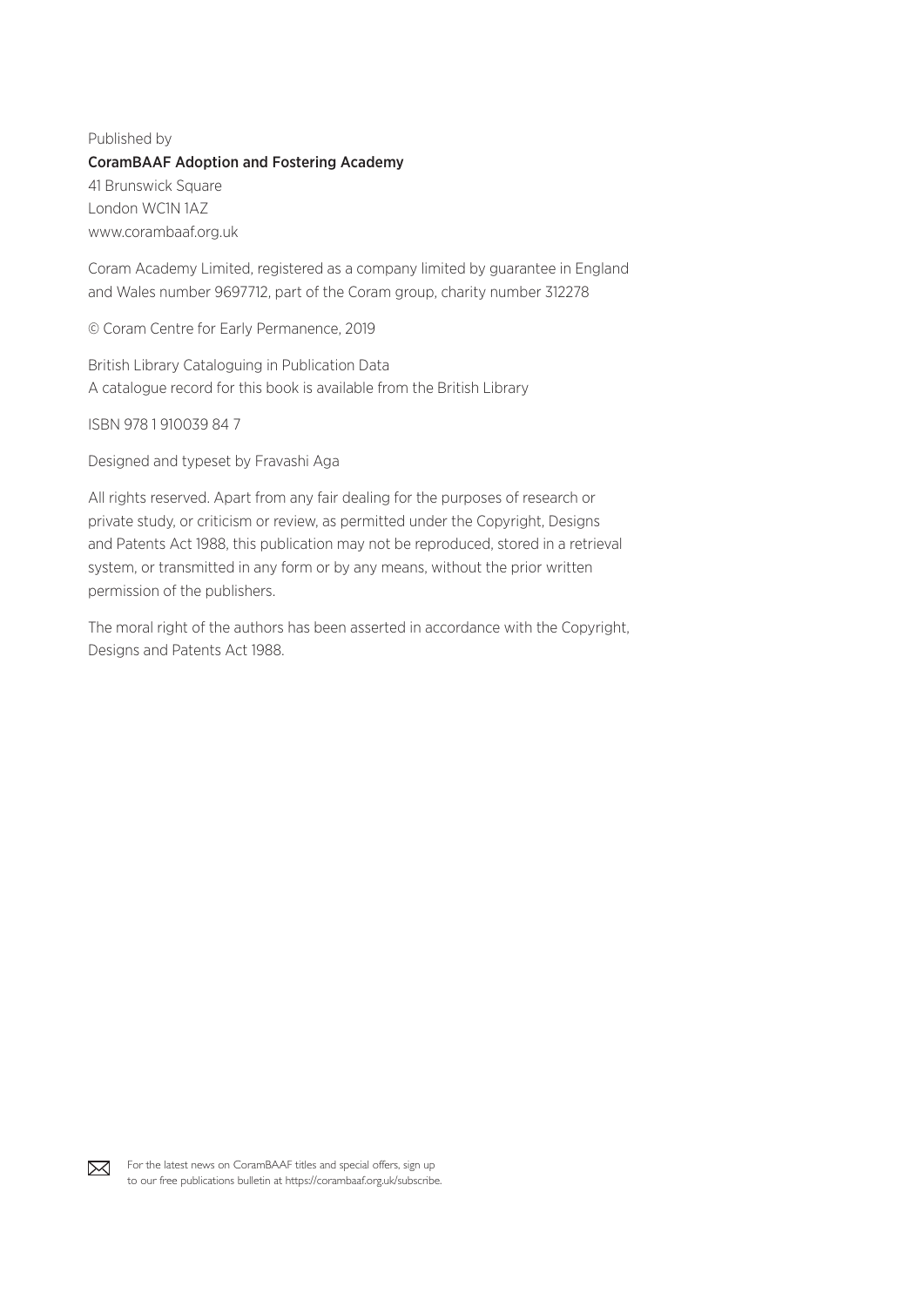Published by

**CoramBAAF Adoption and Fostering Academy**

41 Brunswick Square
London WC1N 1AZ
www.corambaaf.org.uk

Coram Academy Limited, registered as a company limited by guarantee in England and Wales number 9697712, part of the Coram group, charity number 312278

© Coram Centre for Early Permanence, 2019

British Library Cataloguing in Publication Data
A catalogue record for this book is available from the British Library

ISBN 978 1 910039 84 7

Designed and typeset by Fravashi Aga

All rights reserved. Apart from any fair dealing for the purposes of research or private study, or criticism or review, as permitted under the Copyright, Designs and Patents Act 1988, this publication may not be reproduced, stored in a retrieval system, or transmitted in any form or by any means, without the prior written permission of the publishers.

The moral right of the authors has been asserted in accordance with the Copyright, Designs and Patents Act 1988.

For the latest news on CoramBAAF titles and special offers, sign up to our free publications bulletin at https://corambaaf.org.uk/subscribe.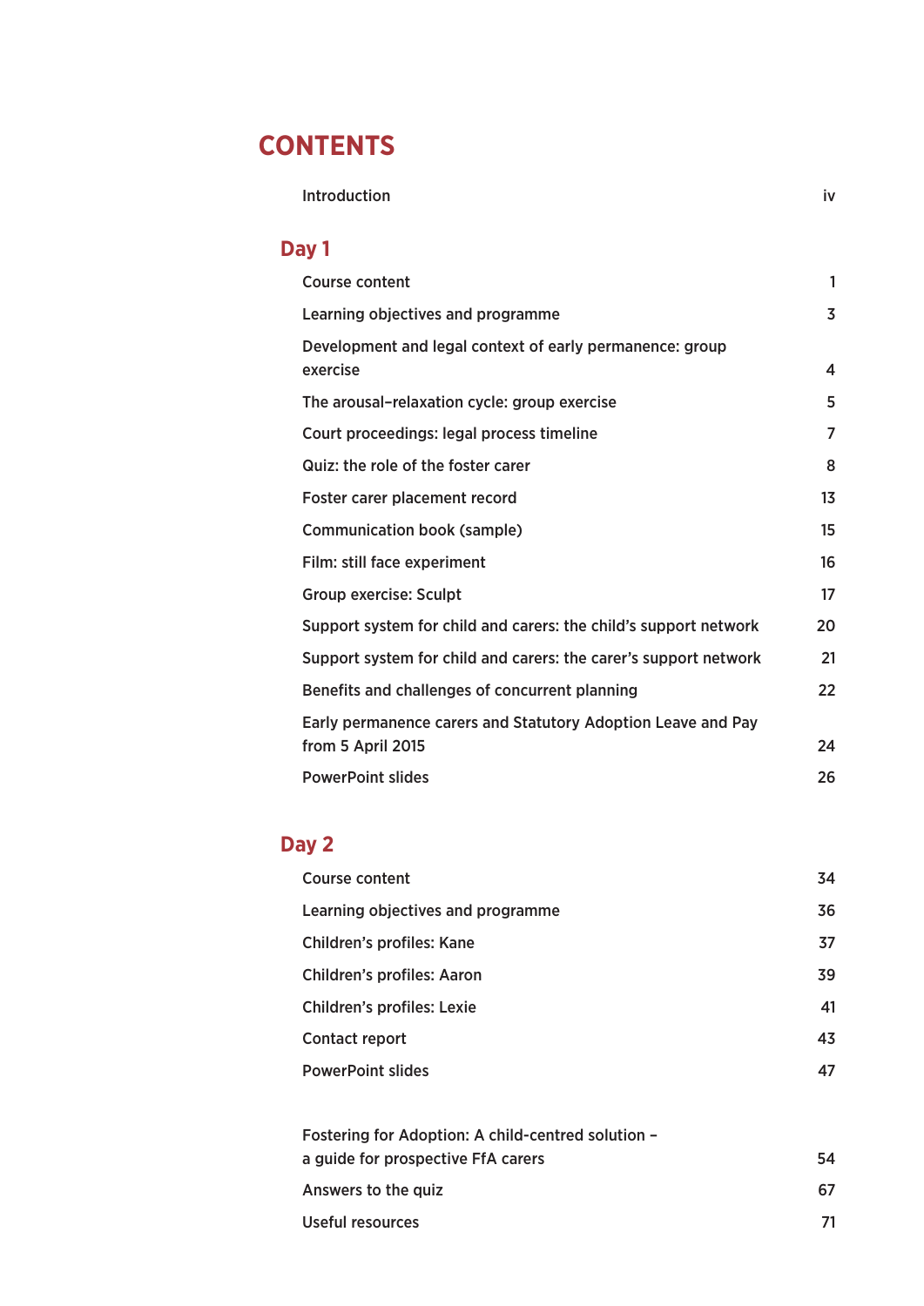# CONTENTS

| | |
|---|---|
| Introduction | iv |

## Day 1

| | |
|---|---|
| Course content | 1 |
| Learning objectives and programme | 3 |
| Development and legal context of early permanence: group exercise | 4 |
| The arousal–relaxation cycle: group exercise | 5 |
| Court proceedings: legal process timeline | 7 |
| Quiz: the role of the foster carer | 8 |
| Foster carer placement record | 13 |
| Communication book (sample) | 15 |
| Film: still face experiment | 16 |
| Group exercise: Sculpt | 17 |
| Support system for child and carers: the child's support network | 20 |
| Support system for child and carers: the carer's support network | 21 |
| Benefits and challenges of concurrent planning | 22 |
| Early permanence carers and Statutory Adoption Leave and Pay from 5 April 2015 | 24 |
| PowerPoint slides | 26 |

## Day 2

| | |
|---|---|
| Course content | 34 |
| Learning objectives and programme | 36 |
| Children's profiles: Kane | 37 |
| Children's profiles: Aaron | 39 |
| Children's profiles: Lexie | 41 |
| Contact report | 43 |
| PowerPoint slides | 47 |

| | |
|---|---|
| Fostering for Adoption: A child-centred solution – a guide for prospective FfA carers | 54 |
| Answers to the quiz | 67 |
| Useful resources | 71 |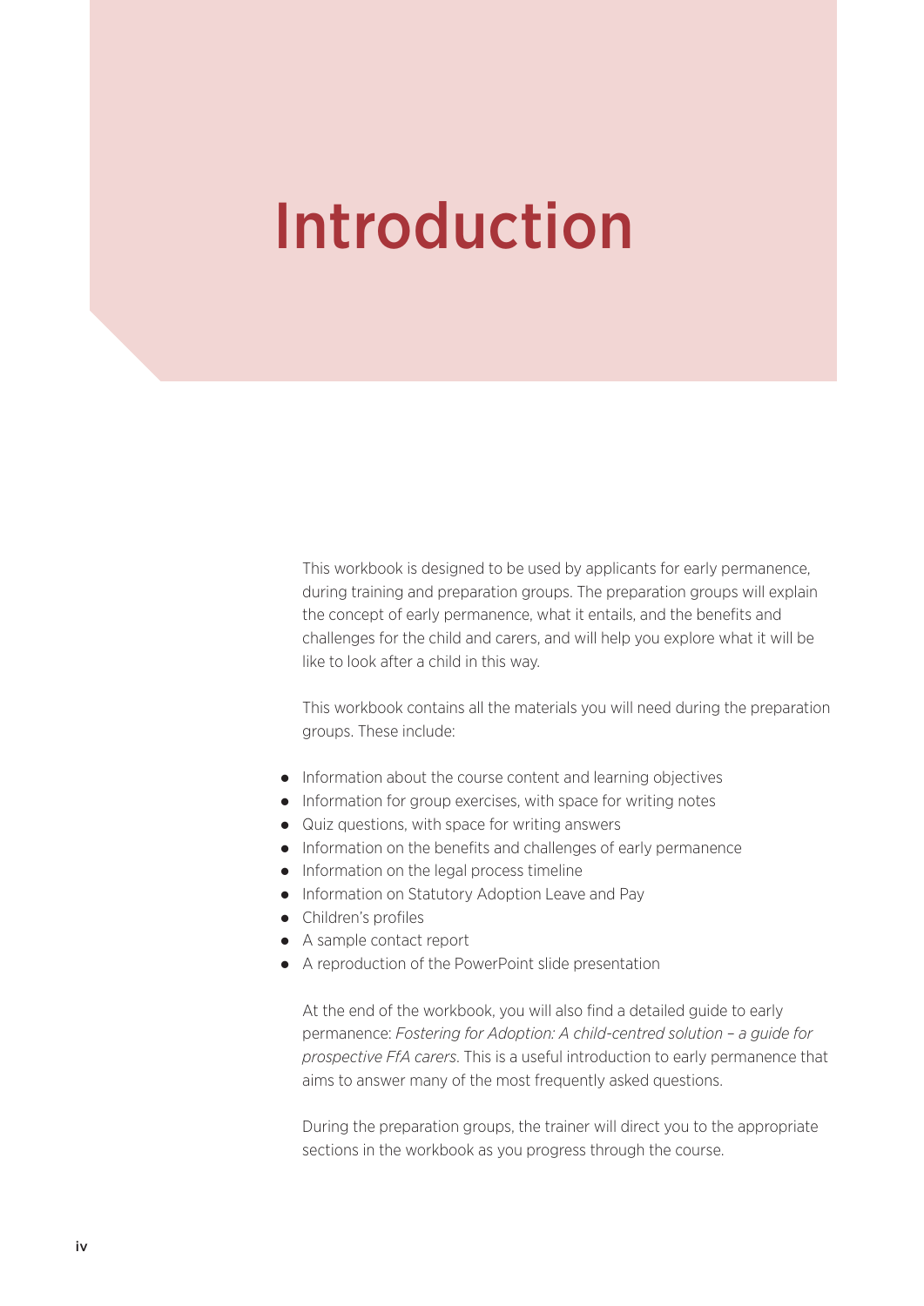# Introduction

This workbook is designed to be used by applicants for early permanence, during training and preparation groups. The preparation groups will explain the concept of early permanence, what it entails, and the benefits and challenges for the child and carers, and will help you explore what it will be like to look after a child in this way.

This workbook contains all the materials you will need during the preparation groups. These include:

- Information about the course content and learning objectives
- Information for group exercises, with space for writing notes
- Quiz questions, with space for writing answers
- Information on the benefits and challenges of early permanence
- Information on the legal process timeline
- Information on Statutory Adoption Leave and Pay
- Children's profiles
- A sample contact report
- A reproduction of the PowerPoint slide presentation

At the end of the workbook, you will also find a detailed guide to early permanence: *Fostering for Adoption: A child-centred solution – a guide for prospective FfA carers*. This is a useful introduction to early permanence that aims to answer many of the most frequently asked questions.

During the preparation groups, the trainer will direct you to the appropriate sections in the workbook as you progress through the course.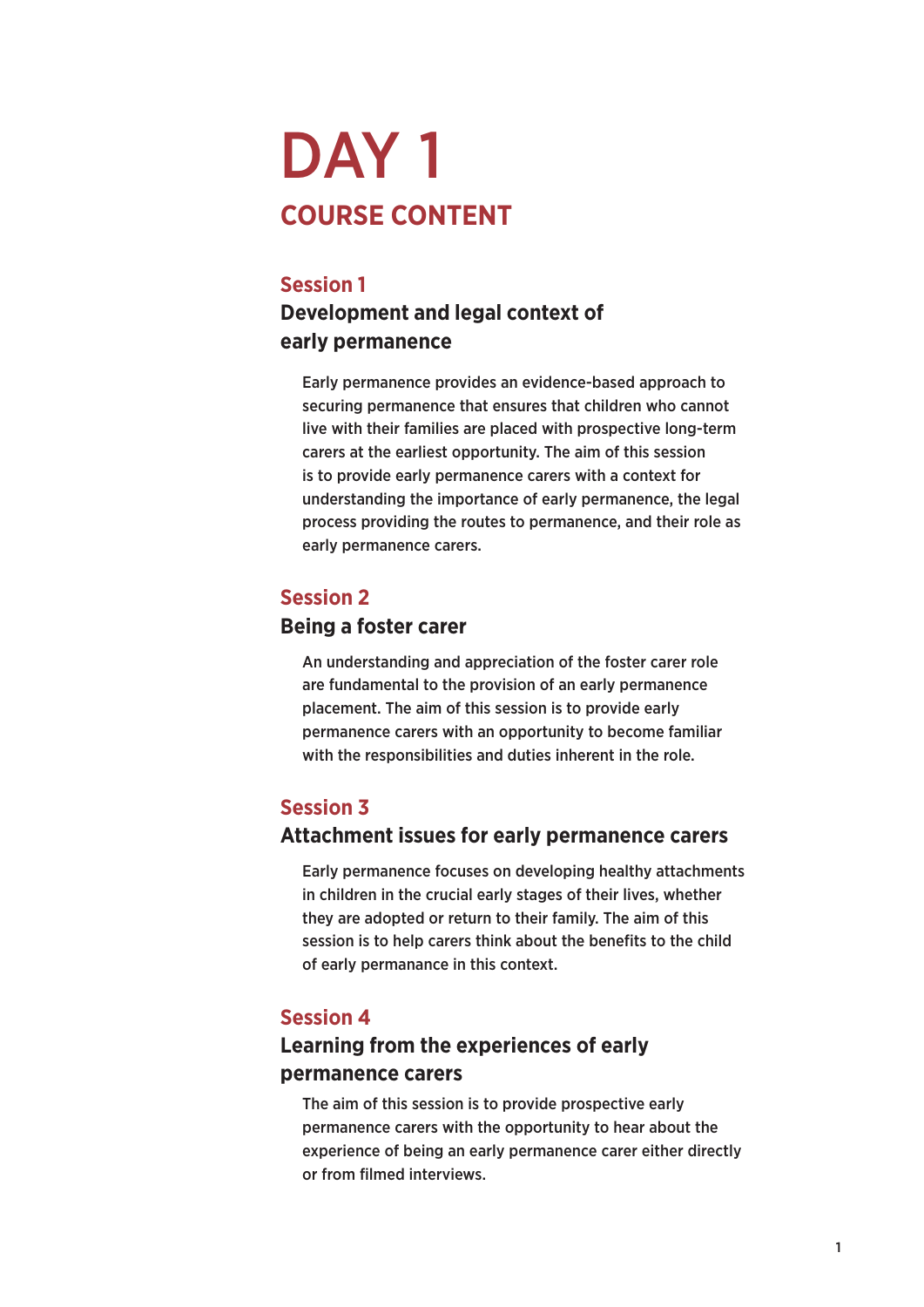# DAY 1

## COURSE CONTENT

### Session 1

### Development and legal context of early permanence

Early permanence provides an evidence-based approach to securing permanence that ensures that children who cannot live with their families are placed with prospective long-term carers at the earliest opportunity. The aim of this session is to provide early permanence carers with a context for understanding the importance of early permanence, the legal process providing the routes to permanence, and their role as early permanence carers.

### Session 2

### Being a foster carer

An understanding and appreciation of the foster carer role are fundamental to the provision of an early permanence placement. The aim of this session is to provide early permanence carers with an opportunity to become familiar with the responsibilities and duties inherent in the role.

### Session 3

### Attachment issues for early permanence carers

Early permanence focuses on developing healthy attachments in children in the crucial early stages of their lives, whether they are adopted or return to their family. The aim of this session is to help carers think about the benefits to the child of early permanance in this context.

### Session 4

### Learning from the experiences of early permanence carers

The aim of this session is to provide prospective early permanence carers with the opportunity to hear about the experience of being an early permanence carer either directly or from filmed interviews.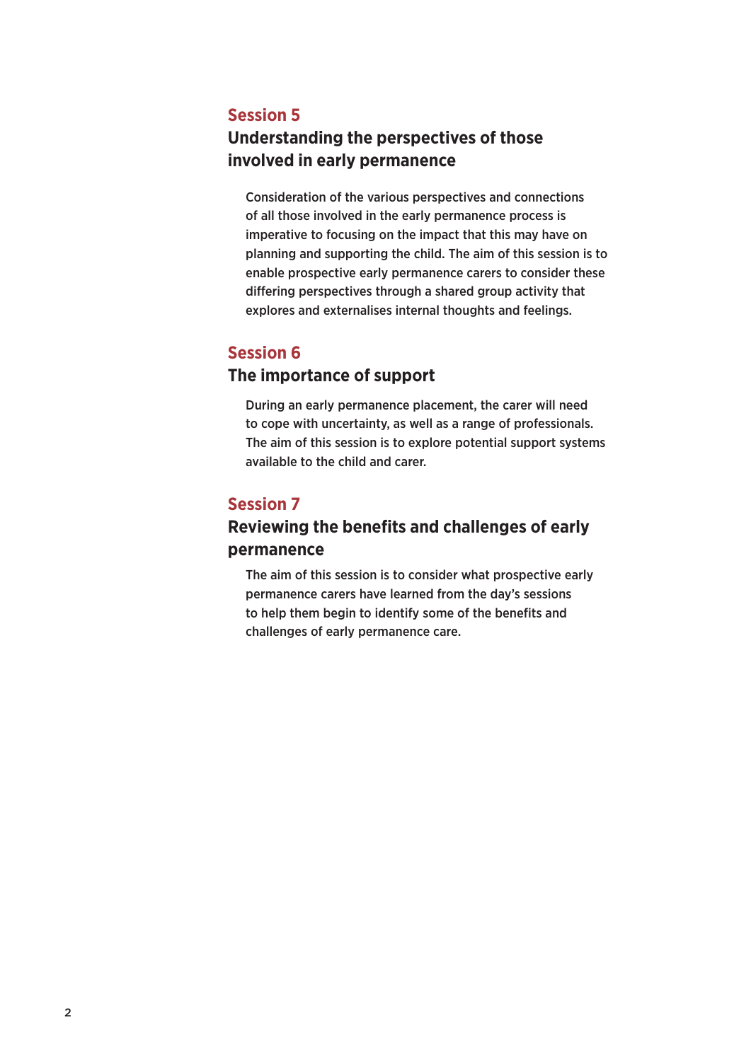## Session 5

### Understanding the perspectives of those involved in early permanence

Consideration of the various perspectives and connections of all those involved in the early permanence process is imperative to focusing on the impact that this may have on planning and supporting the child. The aim of this session is to enable prospective early permanence carers to consider these differing perspectives through a shared group activity that explores and externalises internal thoughts and feelings.

## Session 6

### The importance of support

During an early permanence placement, the carer will need to cope with uncertainty, as well as a range of professionals. The aim of this session is to explore potential support systems available to the child and carer.

## Session 7

### Reviewing the benefits and challenges of early permanence

The aim of this session is to consider what prospective early permanence carers have learned from the day's sessions to help them begin to identify some of the benefits and challenges of early permanence care.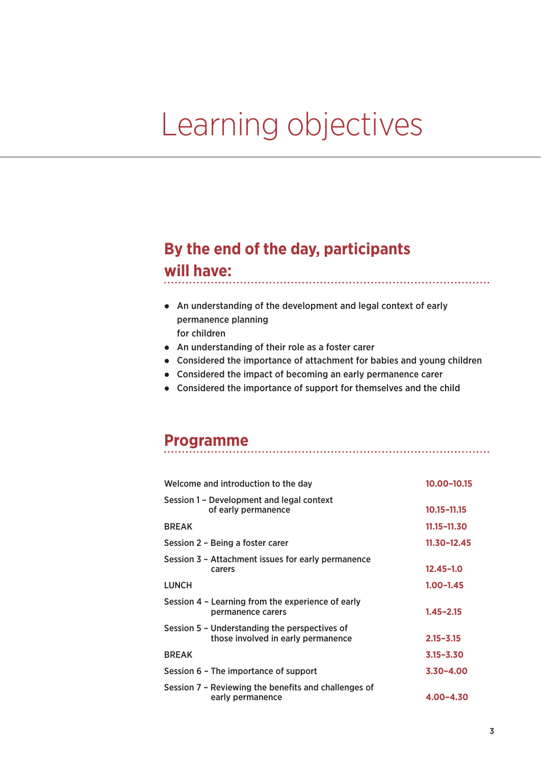# Learning objectives

## By the end of the day, participants will have:

- An understanding of the development and legal context of early permanence planning for children
- An understanding of their role as a foster carer
- Considered the importance of attachment for babies and young children
- Considered the impact of becoming an early permanence carer
- Considered the importance of support for themselves and the child

## Programme

| | |
|---|---|
| Welcome and introduction to the day | 10.00–10.15 |
| Session 1 – Development and legal context of early permanence | 10.15–11.15 |
| BREAK | 11.15–11.30 |
| Session 2 – Being a foster carer | 11.30–12.45 |
| Session 3 – Attachment issues for early permanence carers | 12.45–1.0 |
| LUNCH | 1.00–1.45 |
| Session 4 – Learning from the experience of early permanence carers | 1.45–2.15 |
| Session 5 – Understanding the perspectives of those involved in early permanence | 2.15–3.15 |
| BREAK | 3.15–3.30 |
| Session 6 – The importance of support | 3.30–4.00 |
| Session 7 – Reviewing the benefits and challenges of early permanence | 4.00–4.30 |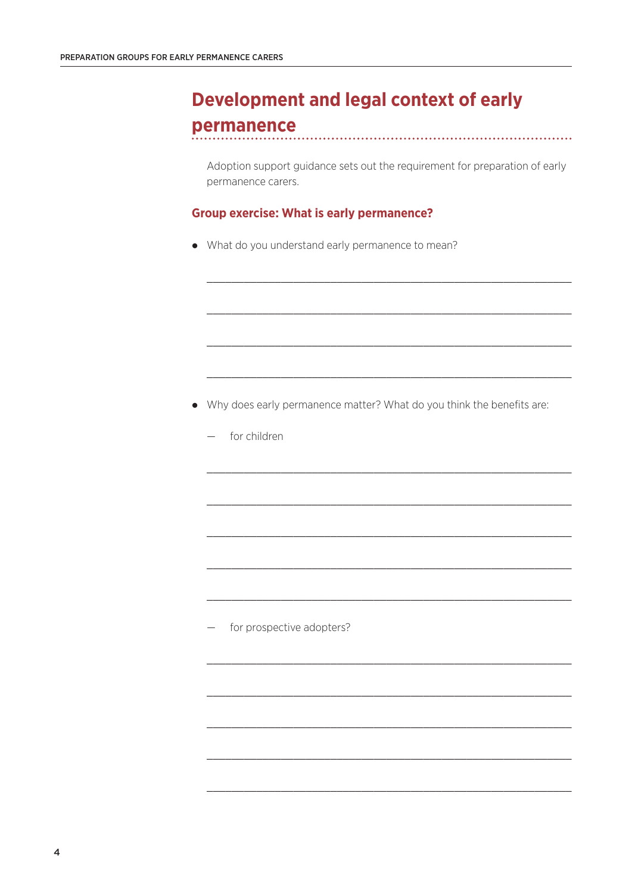## Development and legal context of early permanence

Adoption support guidance sets out the requirement for preparation of early permanence carers.

### Group exercise: What is early permanence?

- What do you understand early permanence to mean?

______________________________________________________________________

______________________________________________________________________

______________________________________________________________________

______________________________________________________________________

- Why does early permanence matter? What do you think the benefits are:

  — for children

______________________________________________________________________

______________________________________________________________________

______________________________________________________________________

______________________________________________________________________

______________________________________________________________________

  — for prospective adopters?

______________________________________________________________________

______________________________________________________________________

______________________________________________________________________

______________________________________________________________________

______________________________________________________________________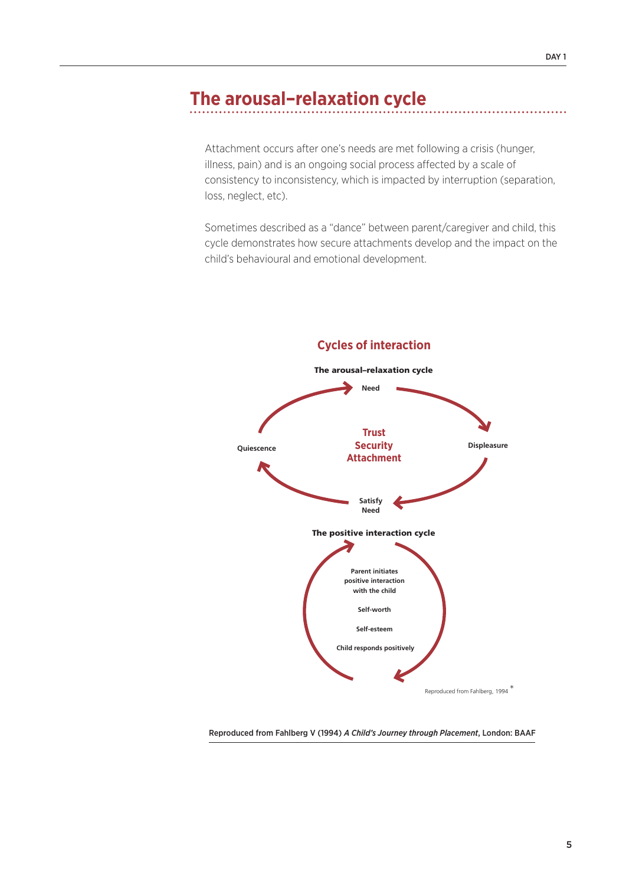## The arousal–relaxation cycle

Attachment occurs after one's needs are met following a crisis (hunger, illness, pain) and is an ongoing social process affected by a scale of consistency to inconsistency, which is impacted by interruption (separation, loss, neglect, etc).

Sometimes described as a "dance" between parent/caregiver and child, this cycle demonstrates how secure attachments develop and the impact on the child's behavioural and emotional development.

### Cycles of interaction

**The arousal–relaxation cycle**

**Need** → **Displeasure** → **Satisfy Need** → **Quiescence** → **Need**

Centre: **Trust**, **Security**, **Attachment**

**The positive interaction cycle**

**Parent initiates positive interaction with the child**

**Self-worth**

**Self-esteem**

**Child responds positively**

Reproduced from Fahlberg, 1994 *

Reproduced from Fahlberg V (1994) *A Child's Journey through Placement*, London: BAAF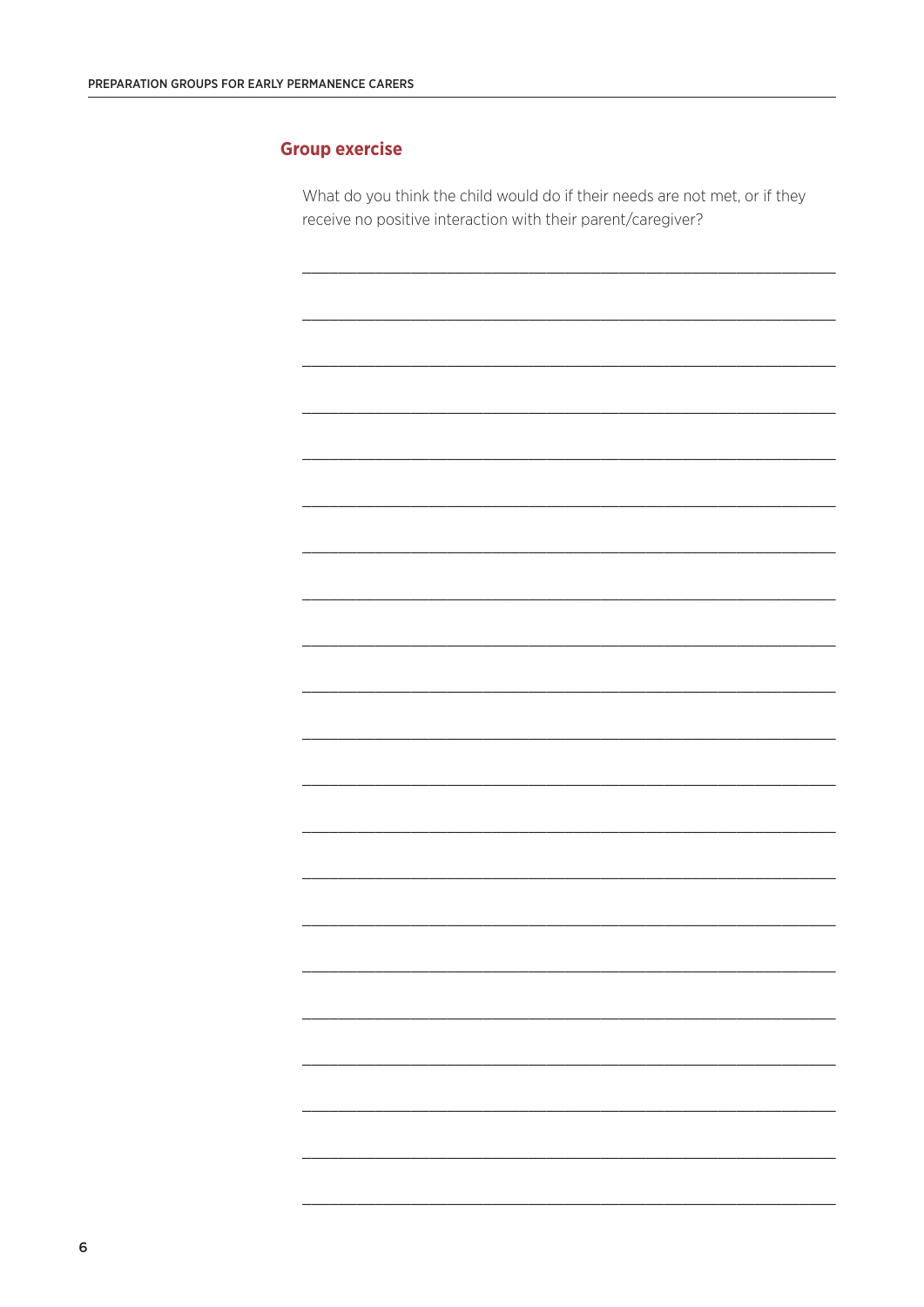## Group exercise

What do you think the child would do if their needs are not met, or if they receive no positive interaction with their parent/caregiver?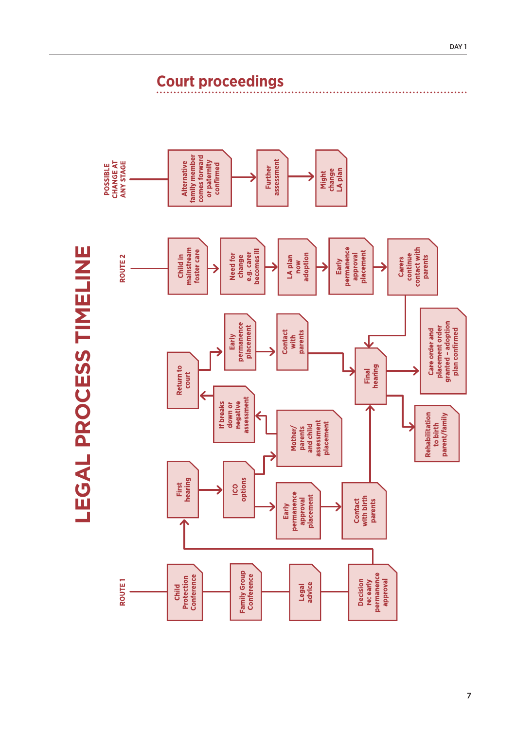## Court proceedings

# LEGAL PROCESS TIMELINE

**POSSIBLE CHANGE AT ANY STAGE**

Alternative family member comes forward or paternity confirmed → Further assessment → Might change LA plan

**ROUTE 2**

Child in mainstream foster care → Need for change e.g. carer becomes ill → LA plan now adoption → Early permanence approval placement → Carers continue contact with parents → Final hearing

**ROUTE 1**

Child Protection Conference — Family Group Conference — Legal advice — Decision re: early permanence approval → First hearing

First hearing → ICO options

ICO options → Early permanence approval placement → Contact with birth parents → Final hearing

ICO options → Mother/parents and child assessment placement → If breaks down or negative assessment → Return to court → Early permanence placement → Contact with parents → Final hearing

Final hearing → Care order and placement order granted – adoption plan confirmed

Final hearing → Rehabilitation to birth parent/family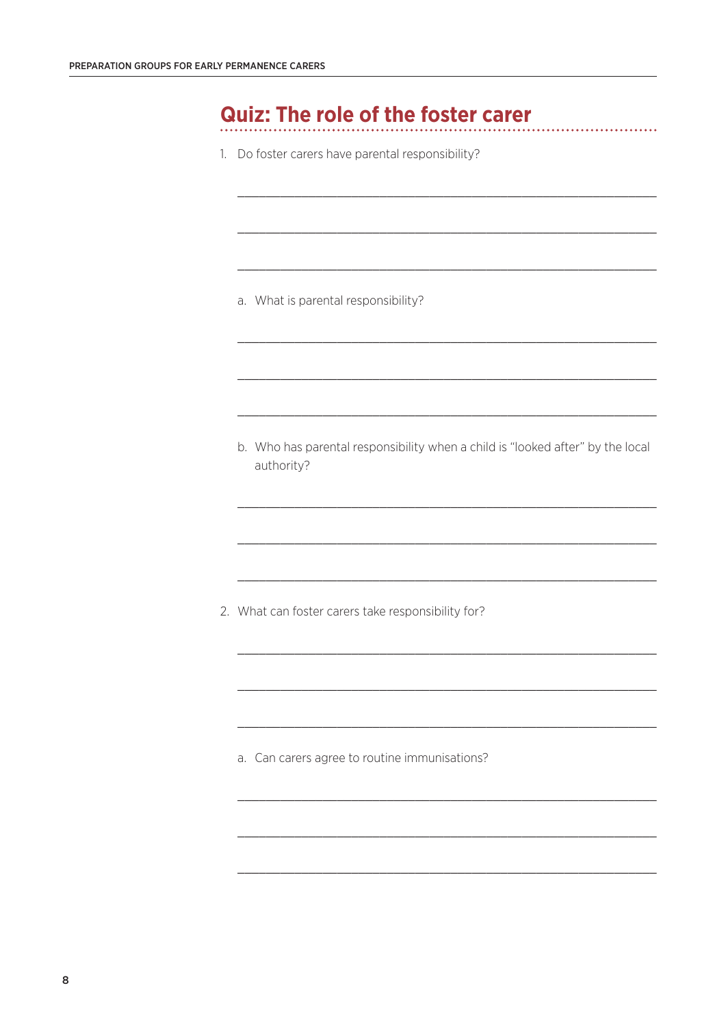## Quiz: The role of the foster carer

1. Do foster carers have parental responsibility?

   ______________________________________________

   ______________________________________________

   ______________________________________________

   a. What is parental responsibility?

   ______________________________________________

   ______________________________________________

   ______________________________________________

   b. Who has parental responsibility when a child is "looked after" by the local authority?

   ______________________________________________

   ______________________________________________

   ______________________________________________

2. What can foster carers take responsibility for?

   ______________________________________________

   ______________________________________________

   ______________________________________________

   a. Can carers agree to routine immunisations?

   ______________________________________________

   ______________________________________________

   ______________________________________________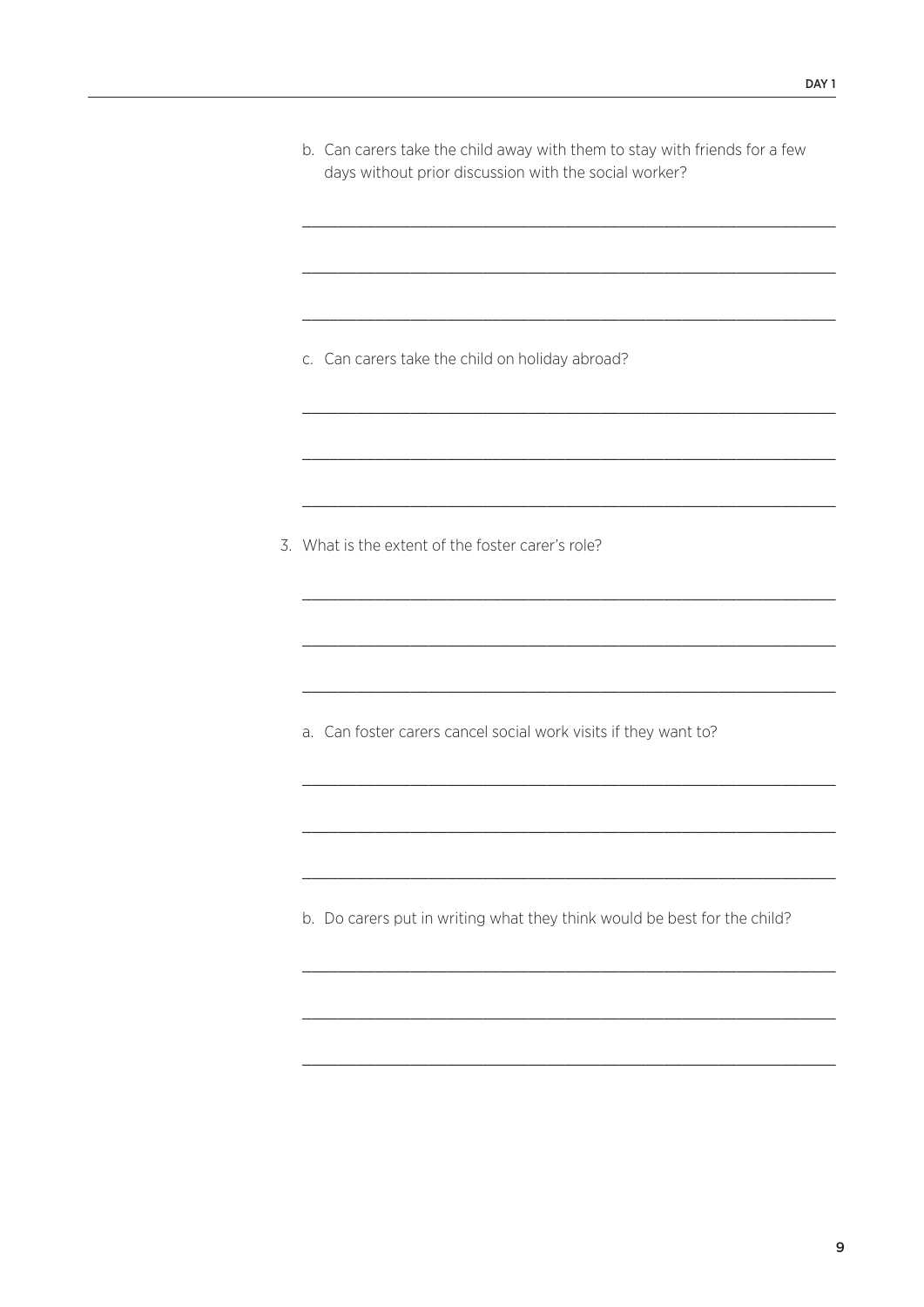b. Can carers take the child away with them to stay with friends for a few days without prior discussion with the social worker?

___

___

___

c. Can carers take the child on holiday abroad?

___

___

___

3. What is the extent of the foster carer's role?

___

___

___

a. Can foster carers cancel social work visits if they want to?

___

___

___

b. Do carers put in writing what they think would be best for the child?

___

___

___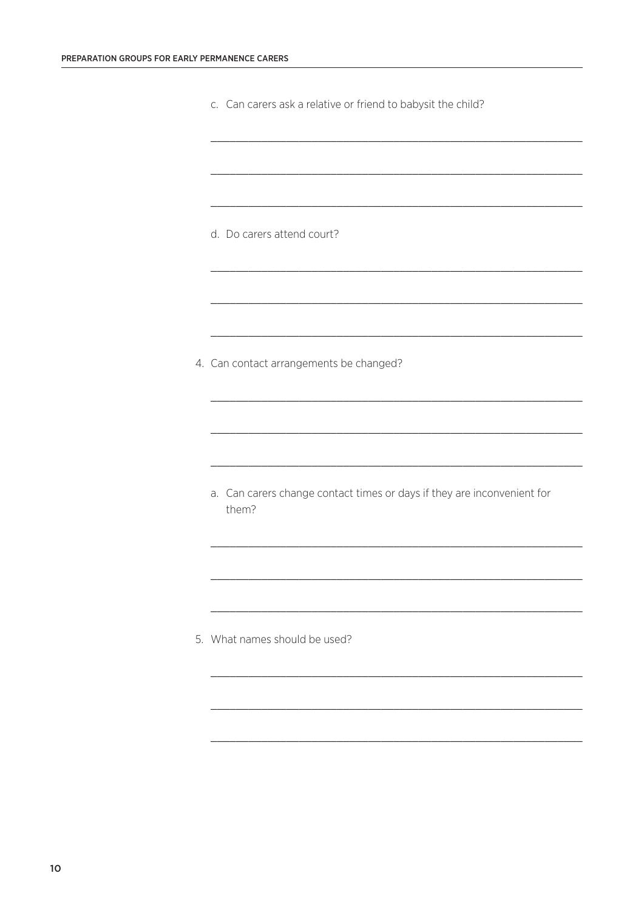c. Can carers ask a relative or friend to babysit the child?

\_\_\_\_\_\_\_\_\_\_\_\_\_\_\_\_\_\_\_\_\_\_\_\_\_\_\_\_\_\_\_\_\_\_\_\_\_\_\_\_\_\_\_\_\_\_\_\_\_\_\_\_\_\_\_\_\_\_\_\_

\_\_\_\_\_\_\_\_\_\_\_\_\_\_\_\_\_\_\_\_\_\_\_\_\_\_\_\_\_\_\_\_\_\_\_\_\_\_\_\_\_\_\_\_\_\_\_\_\_\_\_\_\_\_\_\_\_\_\_\_

\_\_\_\_\_\_\_\_\_\_\_\_\_\_\_\_\_\_\_\_\_\_\_\_\_\_\_\_\_\_\_\_\_\_\_\_\_\_\_\_\_\_\_\_\_\_\_\_\_\_\_\_\_\_\_\_\_\_\_\_

d. Do carers attend court?

\_\_\_\_\_\_\_\_\_\_\_\_\_\_\_\_\_\_\_\_\_\_\_\_\_\_\_\_\_\_\_\_\_\_\_\_\_\_\_\_\_\_\_\_\_\_\_\_\_\_\_\_\_\_\_\_\_\_\_\_

\_\_\_\_\_\_\_\_\_\_\_\_\_\_\_\_\_\_\_\_\_\_\_\_\_\_\_\_\_\_\_\_\_\_\_\_\_\_\_\_\_\_\_\_\_\_\_\_\_\_\_\_\_\_\_\_\_\_\_\_

\_\_\_\_\_\_\_\_\_\_\_\_\_\_\_\_\_\_\_\_\_\_\_\_\_\_\_\_\_\_\_\_\_\_\_\_\_\_\_\_\_\_\_\_\_\_\_\_\_\_\_\_\_\_\_\_\_\_\_\_

4. Can contact arrangements be changed?

\_\_\_\_\_\_\_\_\_\_\_\_\_\_\_\_\_\_\_\_\_\_\_\_\_\_\_\_\_\_\_\_\_\_\_\_\_\_\_\_\_\_\_\_\_\_\_\_\_\_\_\_\_\_\_\_\_\_\_\_

\_\_\_\_\_\_\_\_\_\_\_\_\_\_\_\_\_\_\_\_\_\_\_\_\_\_\_\_\_\_\_\_\_\_\_\_\_\_\_\_\_\_\_\_\_\_\_\_\_\_\_\_\_\_\_\_\_\_\_\_

\_\_\_\_\_\_\_\_\_\_\_\_\_\_\_\_\_\_\_\_\_\_\_\_\_\_\_\_\_\_\_\_\_\_\_\_\_\_\_\_\_\_\_\_\_\_\_\_\_\_\_\_\_\_\_\_\_\_\_\_

a. Can carers change contact times or days if they are inconvenient for them?

\_\_\_\_\_\_\_\_\_\_\_\_\_\_\_\_\_\_\_\_\_\_\_\_\_\_\_\_\_\_\_\_\_\_\_\_\_\_\_\_\_\_\_\_\_\_\_\_\_\_\_\_\_\_\_\_\_\_\_\_

\_\_\_\_\_\_\_\_\_\_\_\_\_\_\_\_\_\_\_\_\_\_\_\_\_\_\_\_\_\_\_\_\_\_\_\_\_\_\_\_\_\_\_\_\_\_\_\_\_\_\_\_\_\_\_\_\_\_\_\_

\_\_\_\_\_\_\_\_\_\_\_\_\_\_\_\_\_\_\_\_\_\_\_\_\_\_\_\_\_\_\_\_\_\_\_\_\_\_\_\_\_\_\_\_\_\_\_\_\_\_\_\_\_\_\_\_\_\_\_\_

5. What names should be used?

\_\_\_\_\_\_\_\_\_\_\_\_\_\_\_\_\_\_\_\_\_\_\_\_\_\_\_\_\_\_\_\_\_\_\_\_\_\_\_\_\_\_\_\_\_\_\_\_\_\_\_\_\_\_\_\_\_\_\_\_

\_\_\_\_\_\_\_\_\_\_\_\_\_\_\_\_\_\_\_\_\_\_\_\_\_\_\_\_\_\_\_\_\_\_\_\_\_\_\_\_\_\_\_\_\_\_\_\_\_\_\_\_\_\_\_\_\_\_\_\_

\_\_\_\_\_\_\_\_\_\_\_\_\_\_\_\_\_\_\_\_\_\_\_\_\_\_\_\_\_\_\_\_\_\_\_\_\_\_\_\_\_\_\_\_\_\_\_\_\_\_\_\_\_\_\_\_\_\_\_\_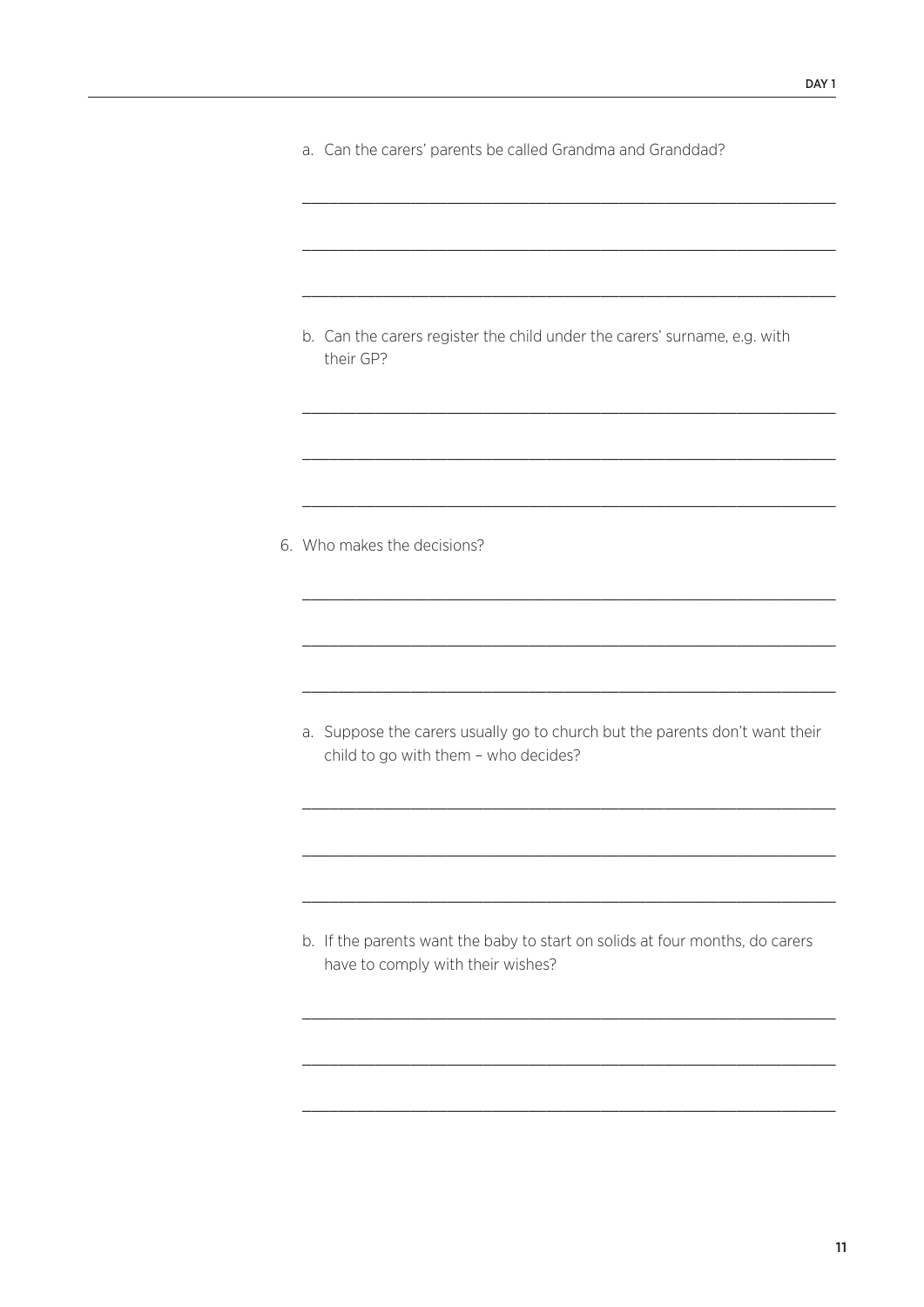a. Can the carers' parents be called Grandma and Granddad?

b. Can the carers register the child under the carers' surname, e.g. with their GP?

6. Who makes the decisions?

   a. Suppose the carers usually go to church but the parents don't want their child to go with them – who decides?

   b. If the parents want the baby to start on solids at four months, do carers have to comply with their wishes?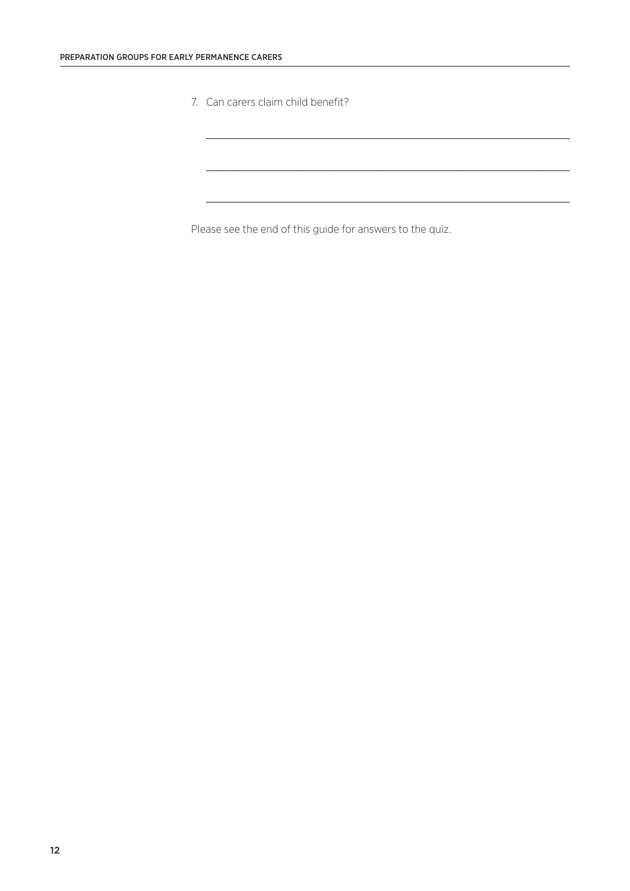7. Can carers claim child benefit?

\_\_\_\_\_\_\_\_\_\_\_\_\_\_\_\_\_\_\_\_\_\_\_\_\_\_\_\_\_\_\_\_\_\_\_\_\_\_\_\_\_\_\_\_\_\_\_\_\_\_\_\_\_\_\_\_\_\_\_\_\_\_\_\_

\_\_\_\_\_\_\_\_\_\_\_\_\_\_\_\_\_\_\_\_\_\_\_\_\_\_\_\_\_\_\_\_\_\_\_\_\_\_\_\_\_\_\_\_\_\_\_\_\_\_\_\_\_\_\_\_\_\_\_\_\_\_\_\_

\_\_\_\_\_\_\_\_\_\_\_\_\_\_\_\_\_\_\_\_\_\_\_\_\_\_\_\_\_\_\_\_\_\_\_\_\_\_\_\_\_\_\_\_\_\_\_\_\_\_\_\_\_\_\_\_\_\_\_\_\_\_\_\_

Please see the end of this guide for answers to the quiz.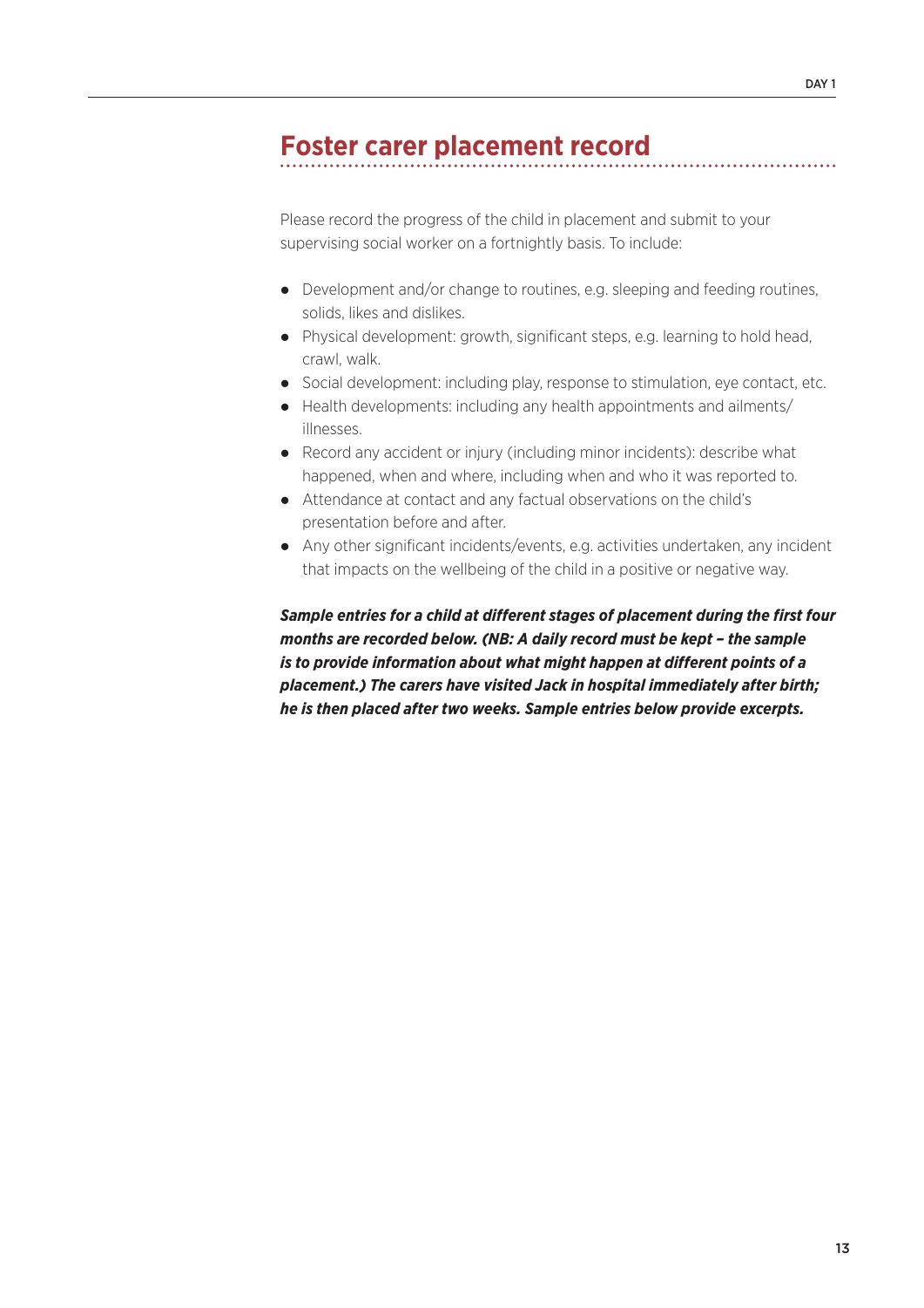## Foster carer placement record

Please record the progress of the child in placement and submit to your supervising social worker on a fortnightly basis. To include:

- Development and/or change to routines, e.g. sleeping and feeding routines, solids, likes and dislikes.
- Physical development: growth, significant steps, e.g. learning to hold head, crawl, walk.
- Social development: including play, response to stimulation, eye contact, etc.
- Health developments: including any health appointments and ailments/illnesses.
- Record any accident or injury (including minor incidents): describe what happened, when and where, including when and who it was reported to.
- Attendance at contact and any factual observations on the child's presentation before and after.
- Any other significant incidents/events, e.g. activities undertaken, any incident that impacts on the wellbeing of the child in a positive or negative way.

***Sample entries for a child at different stages of placement during the first four months are recorded below. (NB: A daily record must be kept – the sample is to provide information about what might happen at different points of a placement.) The carers have visited Jack in hospital immediately after birth; he is then placed after two weeks. Sample entries below provide excerpts.***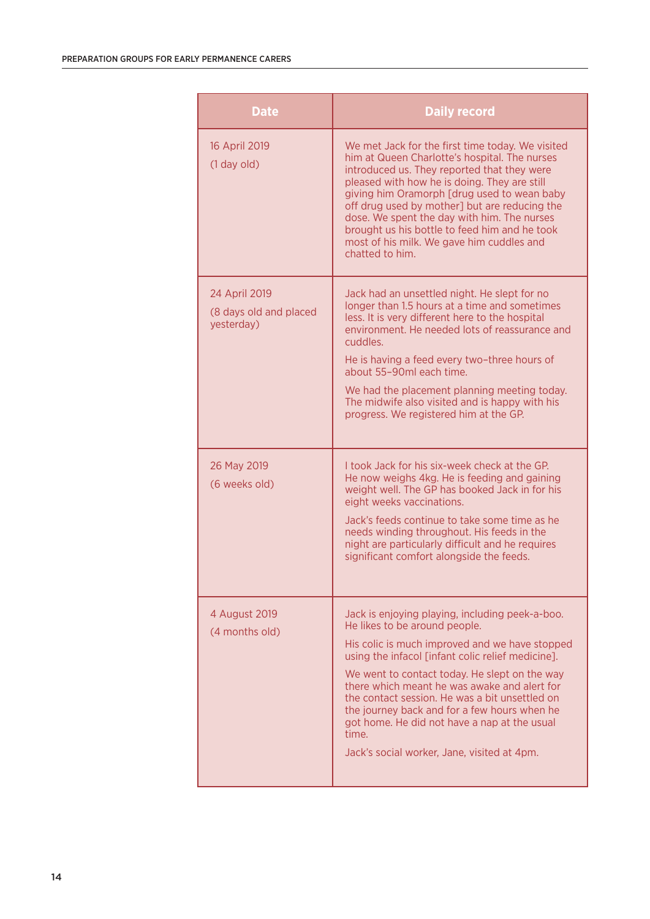| Date | Daily record |
|---|---|
| 16 April 2019<br><br>(1 day old) | We met Jack for the first time today. We visited him at Queen Charlotte's hospital. The nurses introduced us. They reported that they were pleased with how he is doing. They are still giving him Oramorph [drug used to wean baby off drug used by mother] but are reducing the dose. We spent the day with him. The nurses brought us his bottle to feed him and he took most of his milk. We gave him cuddles and chatted to him. |
| 24 April 2019<br><br>(8 days old and placed yesterday) | Jack had an unsettled night. He slept for no longer than 1.5 hours at a time and sometimes less. It is very different here to the hospital environment. He needed lots of reassurance and cuddles.<br><br>He is having a feed every two–three hours of about 55–90ml each time.<br><br>We had the placement planning meeting today. The midwife also visited and is happy with his progress. We registered him at the GP. |
| 26 May 2019<br><br>(6 weeks old) | I took Jack for his six-week check at the GP. He now weighs 4kg. He is feeding and gaining weight well. The GP has booked Jack in for his eight weeks vaccinations.<br><br>Jack's feeds continue to take some time as he needs winding throughout. His feeds in the night are particularly difficult and he requires significant comfort alongside the feeds. |
| 4 August 2019<br><br>(4 months old) | Jack is enjoying playing, including peek-a-boo. He likes to be around people.<br><br>His colic is much improved and we have stopped using the infacol [infant colic relief medicine].<br><br>We went to contact today. He slept on the way there which meant he was awake and alert for the contact session. He was a bit unsettled on the journey back and for a few hours when he got home. He did not have a nap at the usual time.<br><br>Jack's social worker, Jane, visited at 4pm. |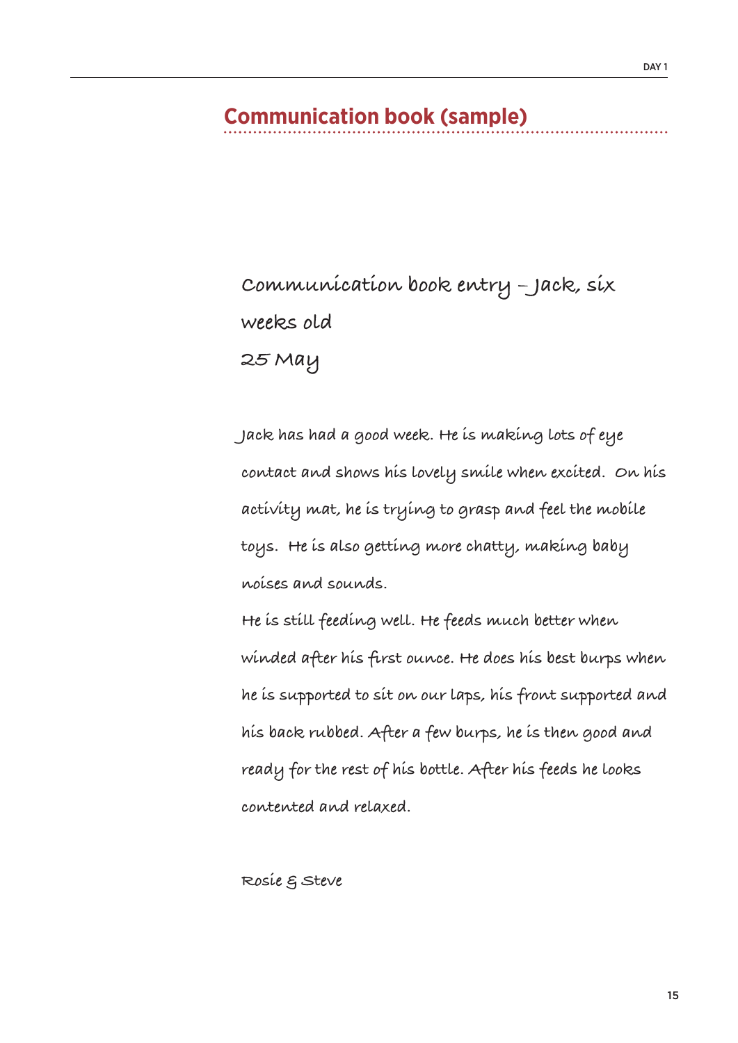## Communication book (sample)

Communication book entry – Jack, six weeks old

25 May

Jack has had a good week. He is making lots of eye contact and shows his lovely smile when excited. On his activity mat, he is trying to grasp and feel the mobile toys. He is also getting more chatty, making baby noises and sounds.

He is still feeding well. He feeds much better when winded after his first ounce. He does his best burps when he is supported to sit on our laps, his front supported and his back rubbed. After a few burps, he is then good and ready for the rest of his bottle. After his feeds he looks contented and relaxed.

Rosie & Steve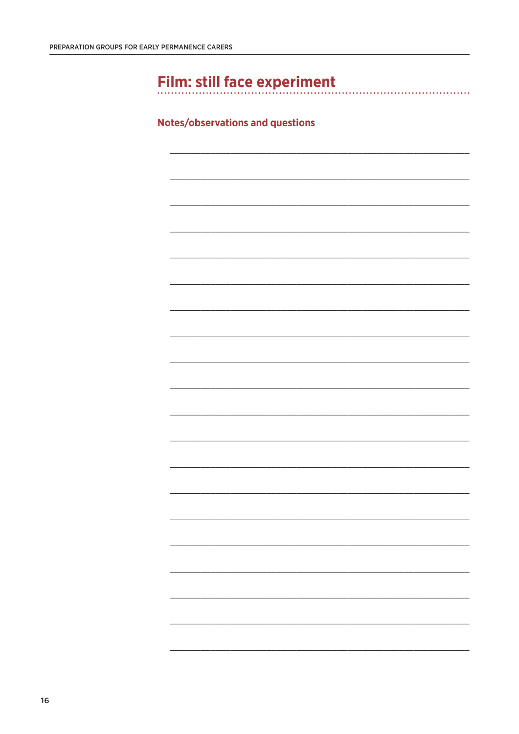# Film: still face experiment

## Notes/observations and questions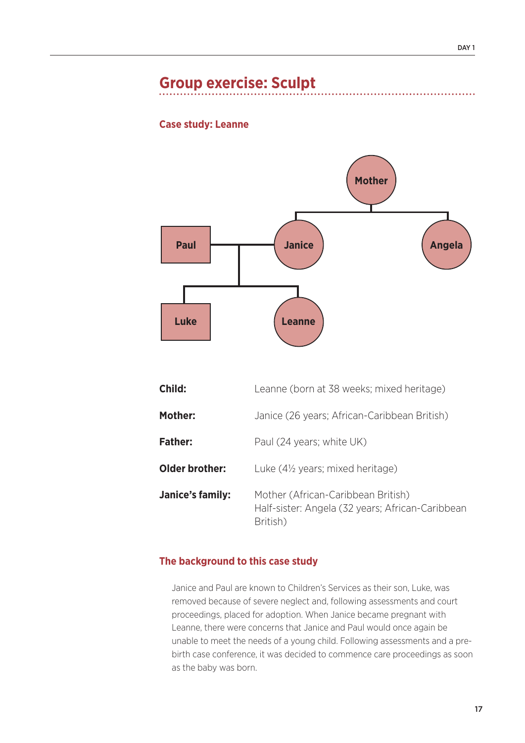## Group exercise: Sculpt

### Case study: Leanne

| | |
|---|---|
| **Child:** | Leanne (born at 38 weeks; mixed heritage) |
| **Mother:** | Janice (26 years; African-Caribbean British) |
| **Father:** | Paul (24 years; white UK) |
| **Older brother:** | Luke (4½ years; mixed heritage) |
| **Janice's family:** | Mother (African-Caribbean British)<br>Half-sister: Angela (32 years; African-Caribbean British) |

### The background to this case study

Janice and Paul are known to Children's Services as their son, Luke, was removed because of severe neglect and, following assessments and court proceedings, placed for adoption. When Janice became pregnant with Leanne, there were concerns that Janice and Paul would once again be unable to meet the needs of a young child. Following assessments and a pre-birth case conference, it was decided to commence care proceedings as soon as the baby was born.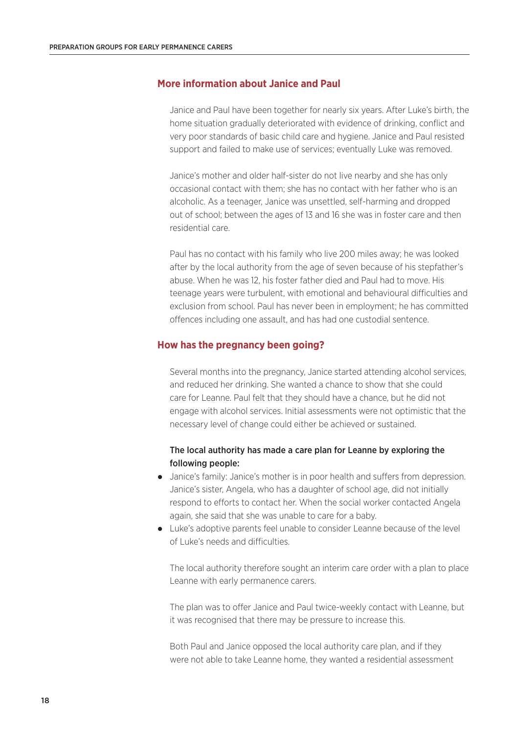## More information about Janice and Paul

Janice and Paul have been together for nearly six years. After Luke's birth, the home situation gradually deteriorated with evidence of drinking, conflict and very poor standards of basic child care and hygiene. Janice and Paul resisted support and failed to make use of services; eventually Luke was removed.

Janice's mother and older half-sister do not live nearby and she has only occasional contact with them; she has no contact with her father who is an alcoholic. As a teenager, Janice was unsettled, self-harming and dropped out of school; between the ages of 13 and 16 she was in foster care and then residential care.

Paul has no contact with his family who live 200 miles away; he was looked after by the local authority from the age of seven because of his stepfather's abuse. When he was 12, his foster father died and Paul had to move. His teenage years were turbulent, with emotional and behavioural difficulties and exclusion from school. Paul has never been in employment; he has committed offences including one assault, and has had one custodial sentence.

## How has the pregnancy been going?

Several months into the pregnancy, Janice started attending alcohol services, and reduced her drinking. She wanted a chance to show that she could care for Leanne. Paul felt that they should have a chance, but he did not engage with alcohol services. Initial assessments were not optimistic that the necessary level of change could either be achieved or sustained.

**The local authority has made a care plan for Leanne by exploring the following people:**

- Janice's family: Janice's mother is in poor health and suffers from depression. Janice's sister, Angela, who has a daughter of school age, did not initially respond to efforts to contact her. When the social worker contacted Angela again, she said that she was unable to care for a baby.
- Luke's adoptive parents feel unable to consider Leanne because of the level of Luke's needs and difficulties.

The local authority therefore sought an interim care order with a plan to place Leanne with early permanence carers.

The plan was to offer Janice and Paul twice-weekly contact with Leanne, but it was recognised that there may be pressure to increase this.

Both Paul and Janice opposed the local authority care plan, and if they were not able to take Leanne home, they wanted a residential assessment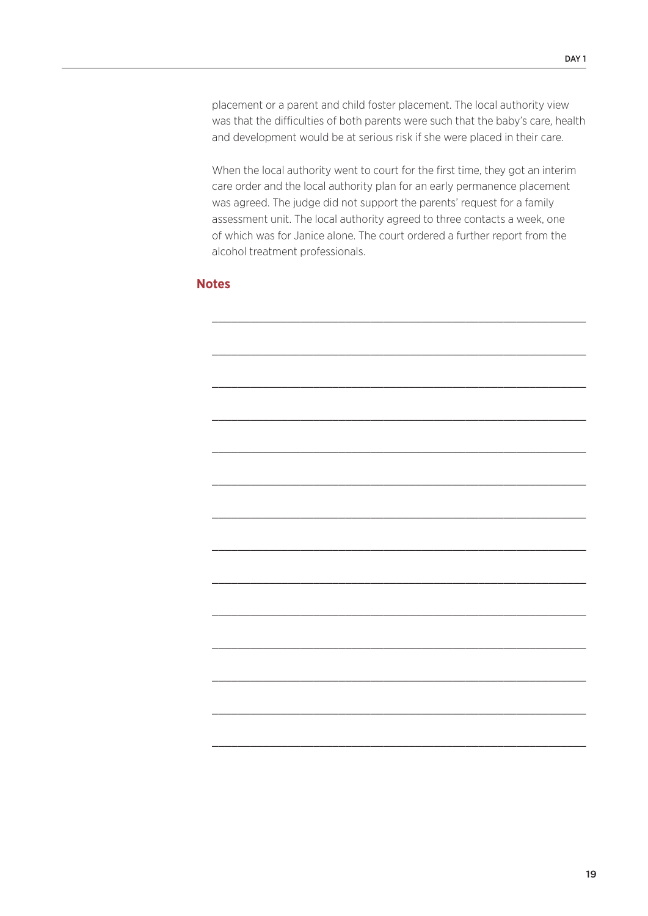placement or a parent and child foster placement. The local authority view was that the difficulties of both parents were such that the baby's care, health and development would be at serious risk if she were placed in their care.

When the local authority went to court for the first time, they got an interim care order and the local authority plan for an early permanence placement was agreed. The judge did not support the parents' request for a family assessment unit. The local authority agreed to three contacts a week, one of which was for Janice alone. The court ordered a further report from the alcohol treatment professionals.

## Notes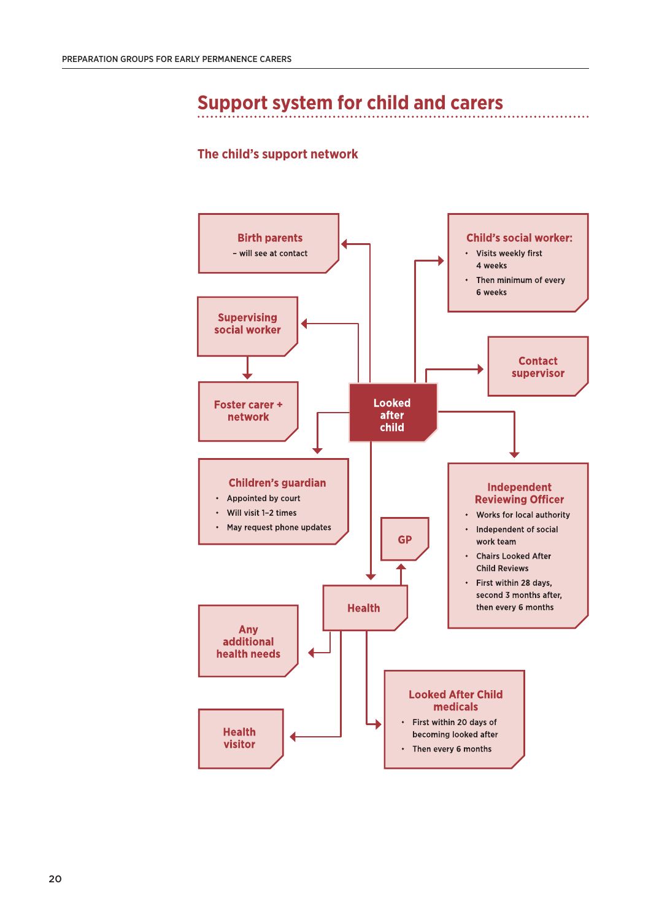# Support system for child and carers

## The child's support network

**Looked after child**

**Birth parents**
– will see at contact

**Supervising social worker**

**Foster carer + network**

**Children's guardian**
- Appointed by court
- Will visit 1–2 times
- May request phone updates

**Child's social worker:**
- Visits weekly first 4 weeks
- Then minimum of every 6 weeks

**Contact supervisor**

**Independent Reviewing Officer**
- Works for local authority
- Independent of social work team
- Chairs Looked After Child Reviews
- First within 28 days, second 3 months after, then every 6 months

**Health**

**GP**

**Any additional health needs**

**Health visitor**

**Looked After Child medicals**
- First within 20 days of becoming looked after
- Then every 6 months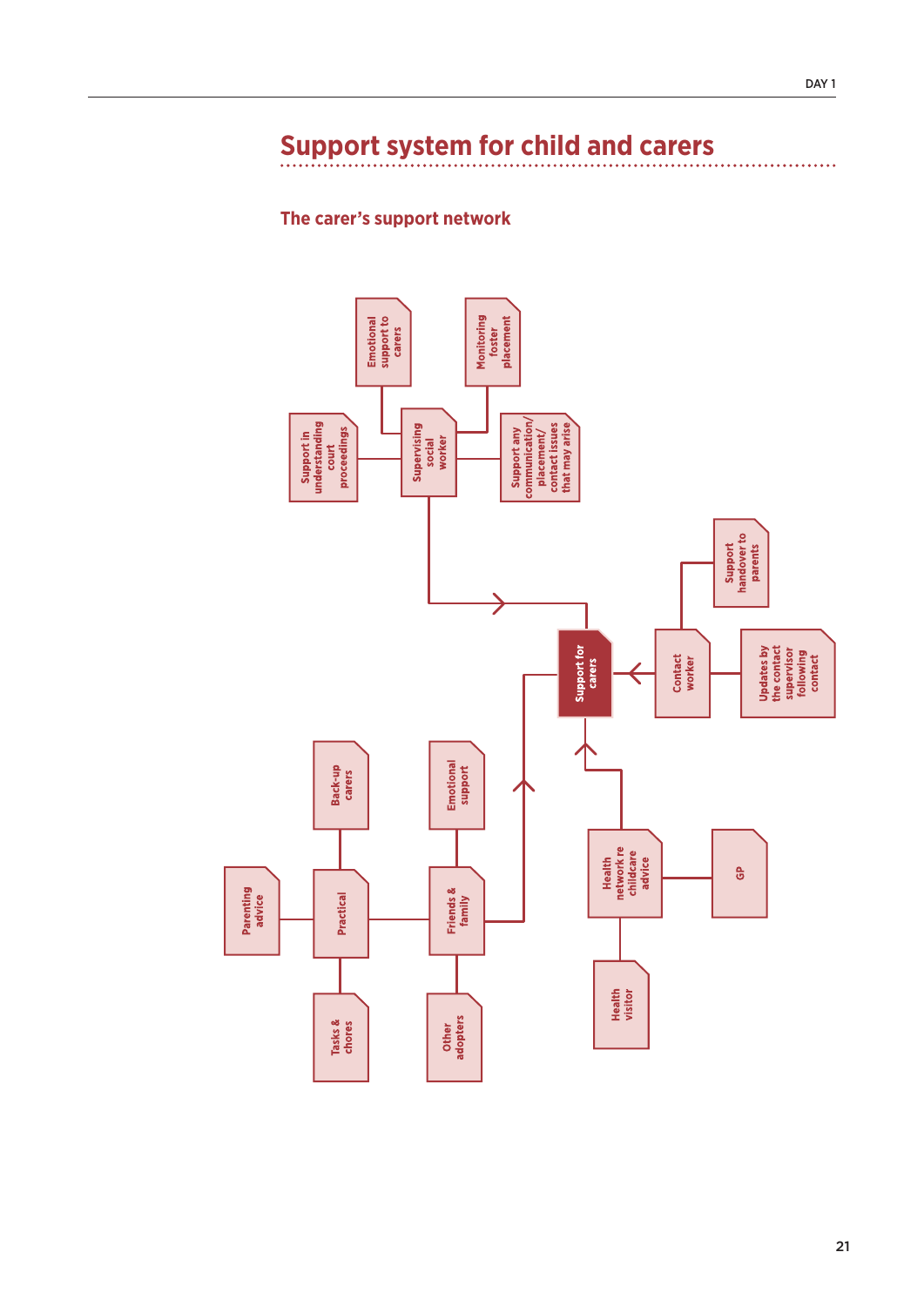# Support system for child and carers

## The carer's support network

- **Support for carers**
  - Supervising social worker
    - Emotional support to carers
    - Monitoring foster placement
    - Support in understanding court proceedings
    - Support any communication/placement/contact issues that may arise
  - Contact worker
    - Support handover to parents
    - Updates by the contact supervisor following contact
  - Health network re childcare advice
    - GP
    - Health visitor
  - Friends & family
    - Emotional support
    - Other adopters
    - Practical
      - Back-up carers
      - Parenting advice
      - Tasks & chores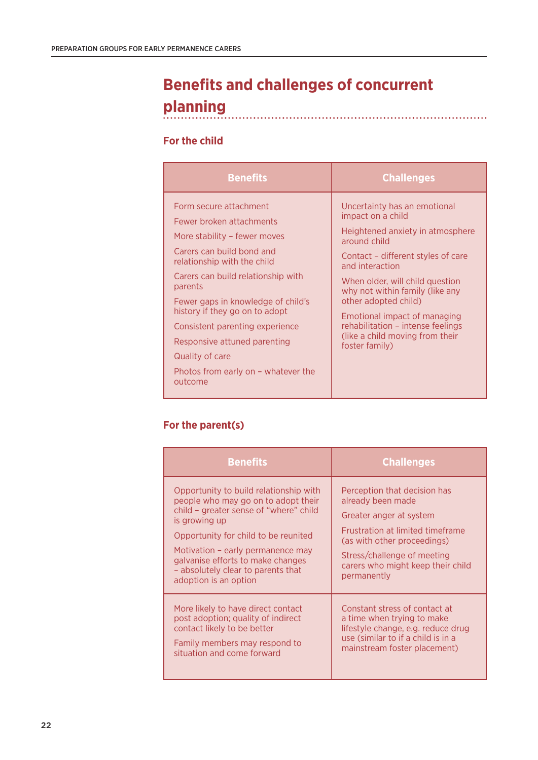# Benefits and challenges of concurrent planning

## For the child

| Benefits | Challenges |
|---|---|
| Form secure attachment<br>Fewer broken attachments<br>More stability – fewer moves<br>Carers can build bond and relationship with the child<br>Carers can build relationship with parents<br>Fewer gaps in knowledge of child's history if they go on to adopt<br>Consistent parenting experience<br>Responsive attuned parenting<br>Quality of care<br>Photos from early on – whatever the outcome | Uncertainty has an emotional impact on a child<br>Heightened anxiety in atmosphere around child<br>Contact – different styles of care and interaction<br>When older, will child question why not within family (like any other adopted child)<br>Emotional impact of managing rehabilitation – intense feelings (like a child moving from their foster family) |

## For the parent(s)

| Benefits | Challenges |
|---|---|
| Opportunity to build relationship with people who may go on to adopt their child – greater sense of "where" child is growing up<br>Opportunity for child to be reunited<br>Motivation – early permanence may galvanise efforts to make changes – absolutely clear to parents that adoption is an option | Perception that decision has already been made<br>Greater anger at system<br>Frustration at limited timeframe (as with other proceedings)<br>Stress/challenge of meeting carers who might keep their child permanently |
| More likely to have direct contact post adoption; quality of indirect contact likely to be better<br>Family members may respond to situation and come forward | Constant stress of contact at a time when trying to make lifestyle change, e.g. reduce drug use (similar to if a child is in a mainstream foster placement) |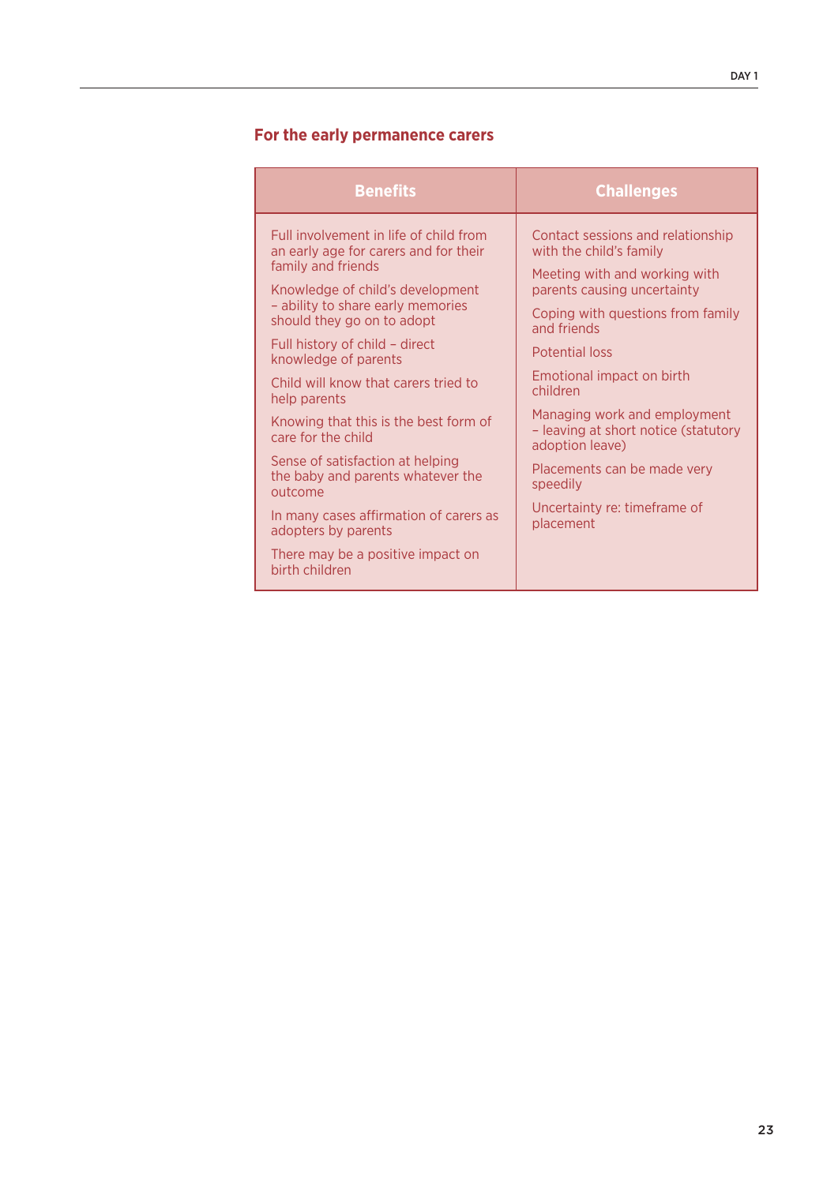## For the early permanence carers

| Benefits | Challenges |
|---|---|
| Full involvement in life of child from an early age for carers and for their family and friends | Contact sessions and relationship with the child's family |
| Knowledge of child's development – ability to share early memories should they go on to adopt | Meeting with and working with parents causing uncertainty |
| Full history of child – direct knowledge of parents | Coping with questions from family and friends |
| Child will know that carers tried to help parents | Potential loss |
| Knowing that this is the best form of care for the child | Emotional impact on birth children |
| Sense of satisfaction at helping the baby and parents whatever the outcome | Managing work and employment – leaving at short notice (statutory adoption leave) |
| In many cases affirmation of carers as adopters by parents | Placements can be made very speedily |
| There may be a positive impact on birth children | Uncertainty re: timeframe of placement |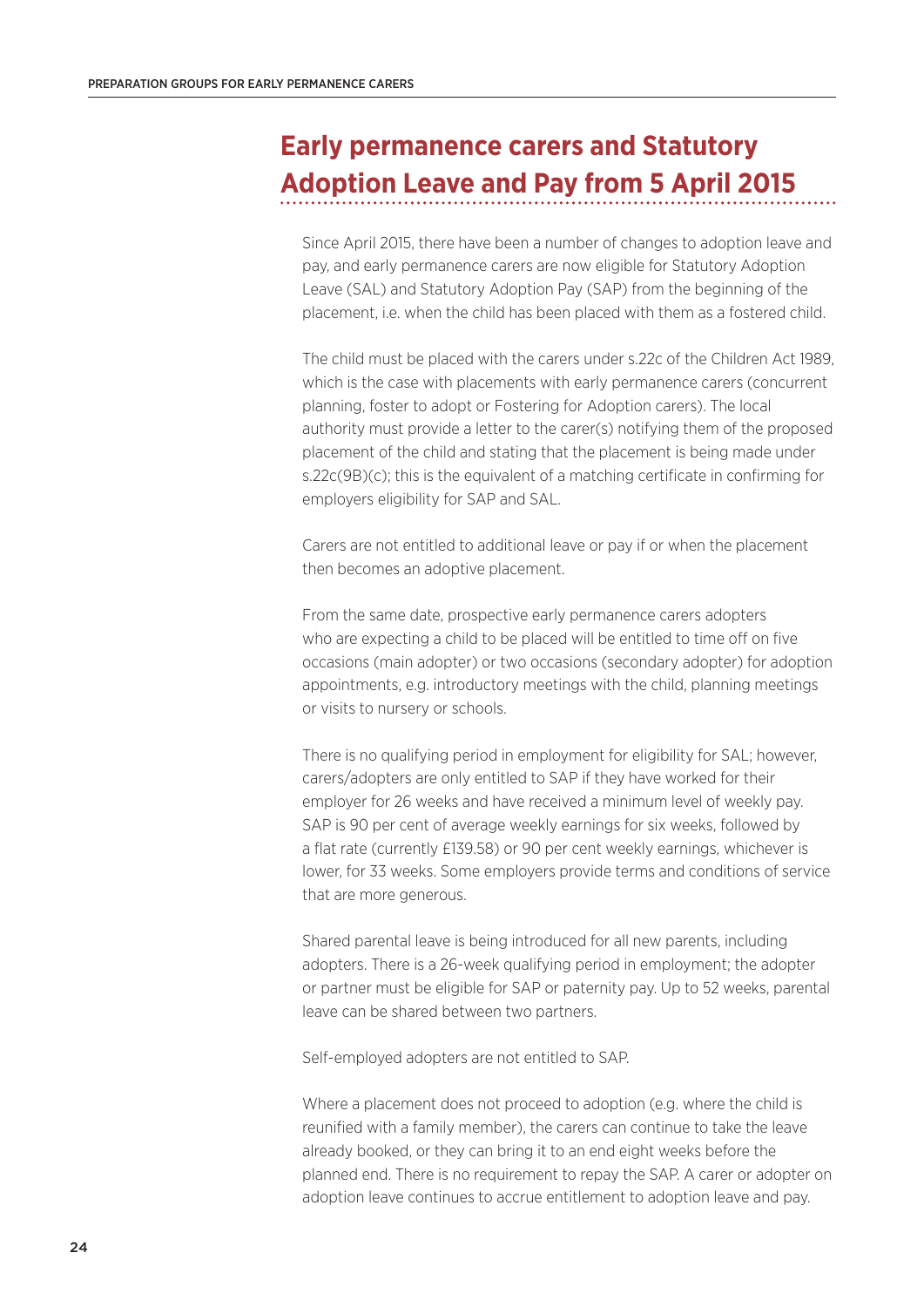## Early permanence carers and Statutory Adoption Leave and Pay from 5 April 2015

Since April 2015, there have been a number of changes to adoption leave and pay, and early permanence carers are now eligible for Statutory Adoption Leave (SAL) and Statutory Adoption Pay (SAP) from the beginning of the placement, i.e. when the child has been placed with them as a fostered child.

The child must be placed with the carers under s.22c of the Children Act 1989, which is the case with placements with early permanence carers (concurrent planning, foster to adopt or Fostering for Adoption carers). The local authority must provide a letter to the carer(s) notifying them of the proposed placement of the child and stating that the placement is being made under s.22c(9B)(c); this is the equivalent of a matching certificate in confirming for employers eligibility for SAP and SAL.

Carers are not entitled to additional leave or pay if or when the placement then becomes an adoptive placement.

From the same date, prospective early permanence carers adopters who are expecting a child to be placed will be entitled to time off on five occasions (main adopter) or two occasions (secondary adopter) for adoption appointments, e.g. introductory meetings with the child, planning meetings or visits to nursery or schools.

There is no qualifying period in employment for eligibility for SAL; however, carers/adopters are only entitled to SAP if they have worked for their employer for 26 weeks and have received a minimum level of weekly pay. SAP is 90 per cent of average weekly earnings for six weeks, followed by a flat rate (currently £139.58) or 90 per cent weekly earnings, whichever is lower, for 33 weeks. Some employers provide terms and conditions of service that are more generous.

Shared parental leave is being introduced for all new parents, including adopters. There is a 26-week qualifying period in employment; the adopter or partner must be eligible for SAP or paternity pay. Up to 52 weeks, parental leave can be shared between two partners.

Self-employed adopters are not entitled to SAP.

Where a placement does not proceed to adoption (e.g. where the child is reunified with a family member), the carers can continue to take the leave already booked, or they can bring it to an end eight weeks before the planned end. There is no requirement to repay the SAP. A carer or adopter on adoption leave continues to accrue entitlement to adoption leave and pay.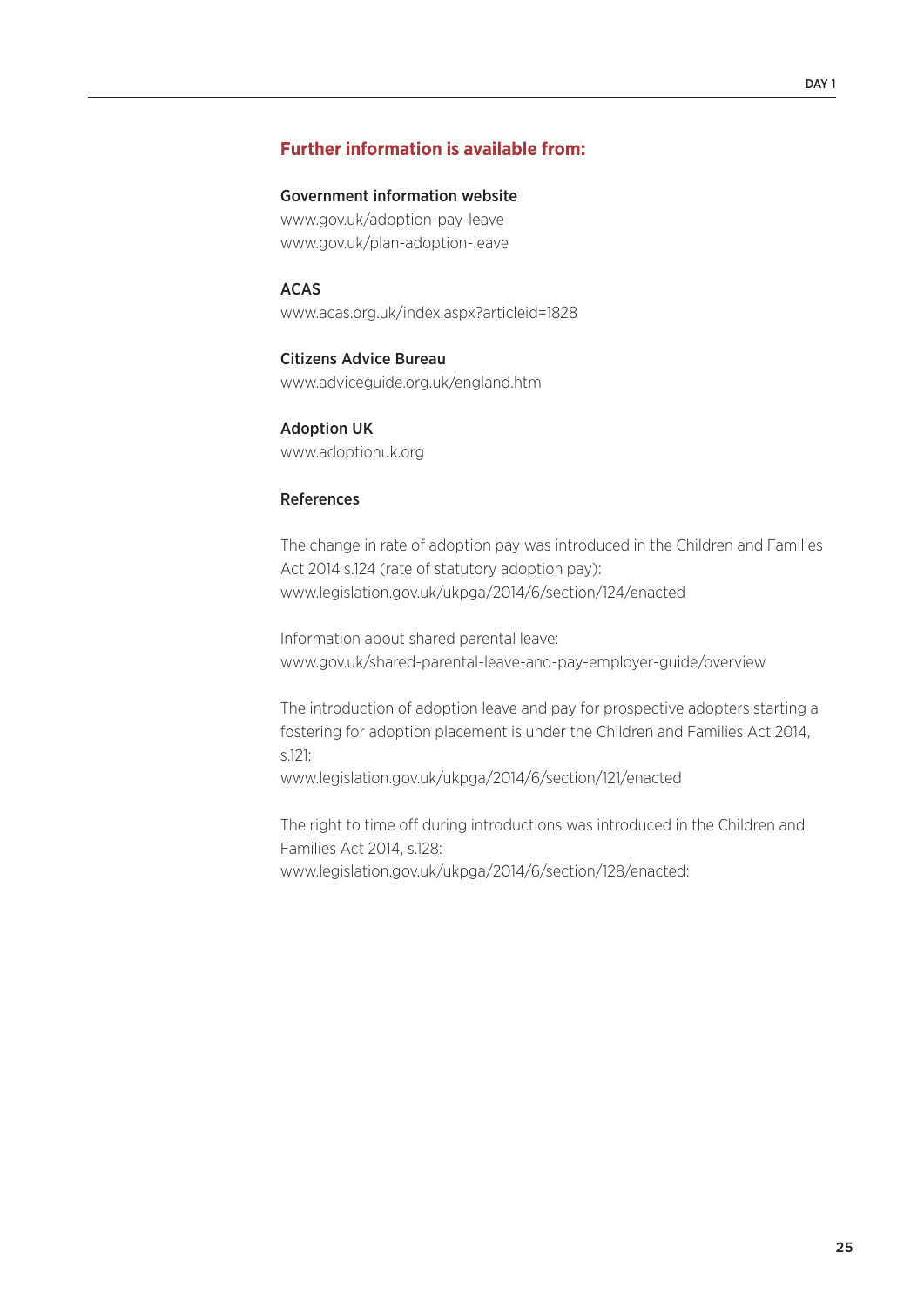## Further information is available from:

**Government information website**
www.gov.uk/adoption-pay-leave
www.gov.uk/plan-adoption-leave

**ACAS**
www.acas.org.uk/index.aspx?articleid=1828

**Citizens Advice Bureau**
www.adviceguide.org.uk/england.htm

**Adoption UK**
www.adoptionuk.org

**References**

The change in rate of adoption pay was introduced in the Children and Families Act 2014 s.124 (rate of statutory adoption pay):
www.legislation.gov.uk/ukpga/2014/6/section/124/enacted

Information about shared parental leave:
www.gov.uk/shared-parental-leave-and-pay-employer-guide/overview

The introduction of adoption leave and pay for prospective adopters starting a fostering for adoption placement is under the Children and Families Act 2014, s.121:
www.legislation.gov.uk/ukpga/2014/6/section/121/enacted

The right to time off during introductions was introduced in the Children and Families Act 2014, s.128:
www.legislation.gov.uk/ukpga/2014/6/section/128/enacted: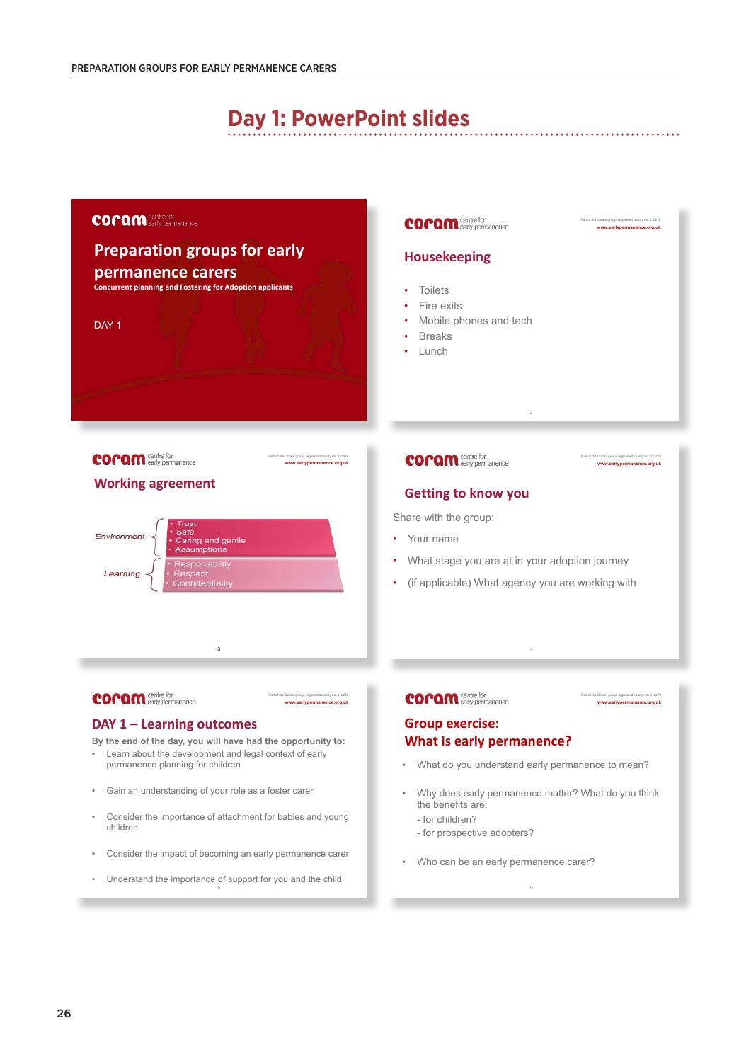# Day 1: PowerPoint slides

coram centre for early permanence

## Preparation groups for early permanence carers

Concurrent planning and Fostering for Adoption applicants

DAY 1

coram centre for early permanence

Part of the Coram group, registered charity no. 312278
www.earlypermanence.org.uk

### Housekeeping

- Toilets
- Fire exits
- Mobile phones and tech
- Breaks
- Lunch

coram centre for early permanence

Part of the Coram group, registered charity no. 312278
www.earlypermanence.org.uk

### Working agreement

Environment
- Trust
- Safe
- Caring and gentle
- Assumptions

Learning
- Responsibility
- Respect
- Confidentiality

coram centre for early permanence

Part of the Coram group, registered charity no. 312278
www.earlypermanence.org.uk

### Getting to know you

Share with the group:

- Your name
- What stage you are at in your adoption journey
- (if applicable) What agency you are working with

coram centre for early permanence

Part of the Coram group, registered charity no. 312278
www.earlypermanence.org.uk

### DAY 1 – Learning outcomes

**By the end of the day, you will have had the opportunity to:**

- Learn about the development and legal context of early permanence planning for children
- Gain an understanding of your role as a foster carer
- Consider the importance of attachment for babies and young children
- Consider the impact of becoming an early permanence carer
- Understand the importance of support for you and the child

coram centre for early permanence

Part of the Coram group, registered charity no. 312278
www.earlypermanence.org.uk

### Group exercise: What is early permanence?

- What do you understand early permanence to mean?
- Why does early permanence matter? What do you think the benefits are:
  - for children?
  - for prospective adopters?
- Who can be an early permanence carer?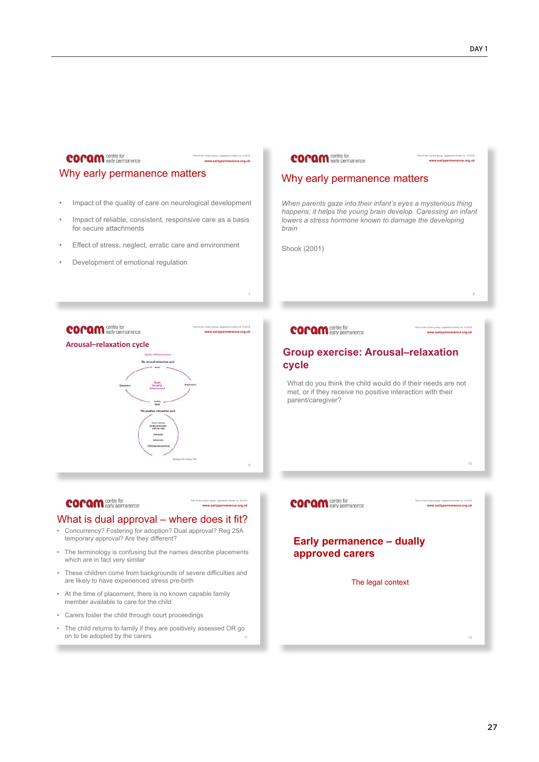## Why early permanence matters

- Impact of the quality of care on neurological development
- Impact of reliable, consistent, responsive care as a basis for secure attachments
- Effect of stress, neglect, erratic care and environment
- Development of emotional regulation

## Why early permanence matters

*When parents gaze into their infant's eyes a mysterious thing happens; it helps the young brain develop. Caressing an infant lowers a stress hormone known to damage the developing brain*

Shook (2001)

## Arousal–relaxation cycle

Cycles of interaction

The arousal–relaxation cycle

Need — Displeasure — Satisfy need — Quiescence

Trust, Security, Attachment

The positive interaction cycle

Parent initiates positive interaction with the child — Self-worth — Self-esteem — Child responds positively

## Group exercise: Arousal–relaxation cycle

What do you think the child would do if their needs are not met, or if they receive no positive interaction with their parent/caregiver?

## What is dual approval – where does it fit?

- Concurrency? Fostering for adoption? Dual approval? Reg 25A temporary approval? Are they different?
- The terminology is confusing but the names describe placements which are in fact very similar
- These children come from backgrounds of severe difficulties and are likely to have experienced stress pre-birth
- At the time of placement, there is no known capable family member available to care for the child
- Carers foster the child through court proceedings
- The child returns to family if they are positively assessed OR go on to be adopted by the carers

## Early permanence – dually approved carers

The legal context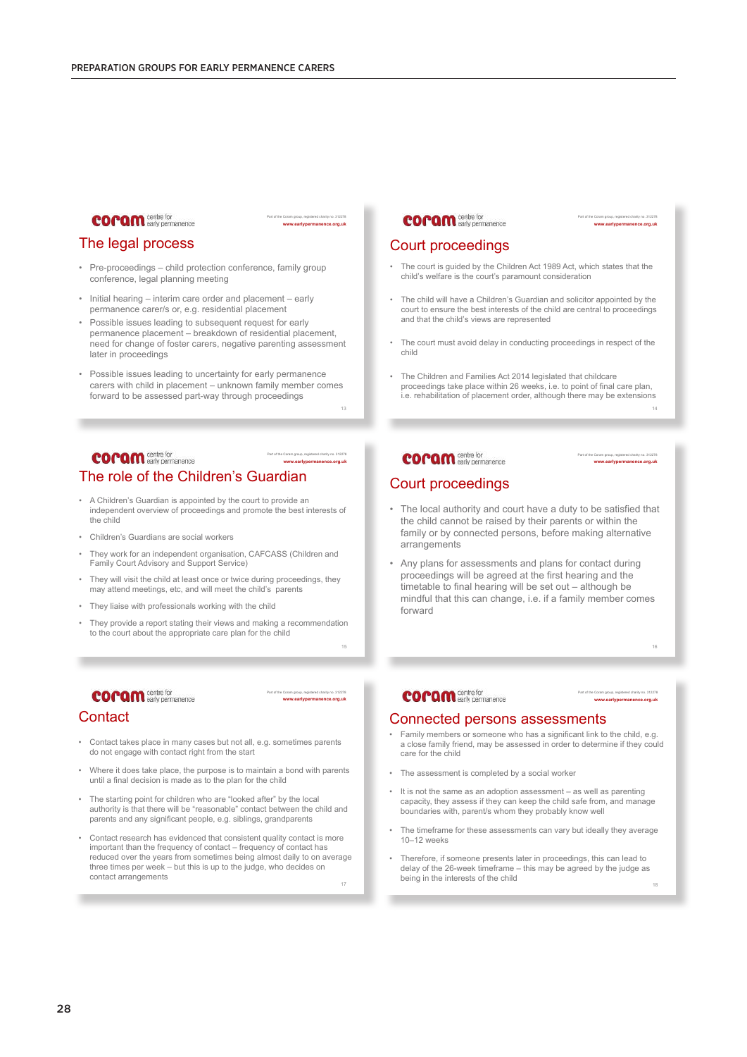## The legal process

- Pre-proceedings – child protection conference, family group conference, legal planning meeting
- Initial hearing – interim care order and placement – early permanence carer/s or, e.g. residential placement
- Possible issues leading to subsequent request for early permanence placement – breakdown of residential placement, need for change of foster carers, negative parenting assessment later in proceedings
- Possible issues leading to uncertainty for early permanence carers with child in placement – unknown family member comes forward to be assessed part-way through proceedings

## Court proceedings

- The court is guided by the Children Act 1989 Act, which states that the child's welfare is the court's paramount consideration
- The child will have a Children's Guardian and solicitor appointed by the court to ensure the best interests of the child are central to proceedings and that the child's views are represented
- The court must avoid delay in conducting proceedings in respect of the child
- The Children and Families Act 2014 legislated that childcare proceedings take place within 26 weeks, i.e. to point of final care plan, i.e. rehabilitation of placement order, although there may be extensions

## The role of the Children's Guardian

- A Children's Guardian is appointed by the court to provide an independent overview of proceedings and promote the best interests of the child
- Children's Guardians are social workers
- They work for an independent organisation, CAFCASS (Children and Family Court Advisory and Support Service)
- They will visit the child at least once or twice during proceedings, they may attend meetings, etc, and will meet the child's parents
- They liaise with professionals working with the child
- They provide a report stating their views and making a recommendation to the court about the appropriate care plan for the child

## Court proceedings

- The local authority and court have a duty to be satisfied that the child cannot be raised by their parents or within the family or by connected persons, before making alternative arrangements
- Any plans for assessments and plans for contact during proceedings will be agreed at the first hearing and the timetable to final hearing will be set out – although be mindful that this can change, i.e. if a family member comes forward

## Contact

- Contact takes place in many cases but not all, e.g. sometimes parents do not engage with contact right from the start
- Where it does take place, the purpose is to maintain a bond with parents until a final decision is made as to the plan for the child
- The starting point for children who are "looked after" by the local authority is that there will be "reasonable" contact between the child and parents and any significant people, e.g. siblings, grandparents
- Contact research has evidenced that consistent quality contact is more important than the frequency of contact – frequency of contact has reduced over the years from sometimes being almost daily to on average three times per week – but this is up to the judge, who decides on contact arrangements

## Connected persons assessments

- Family members or someone who has a significant link to the child, e.g. a close family friend, may be assessed in order to determine if they could care for the child
- The assessment is completed by a social worker
- It is not the same as an adoption assessment – as well as parenting capacity, they assess if they can keep the child safe from, and manage boundaries with, parent/s whom they probably know well
- The timeframe for these assessments can vary but ideally they average 10–12 weeks
- Therefore, if someone presents later in proceedings, this can lead to delay of the 26-week timeframe – this may be agreed by the judge as being in the interests of the child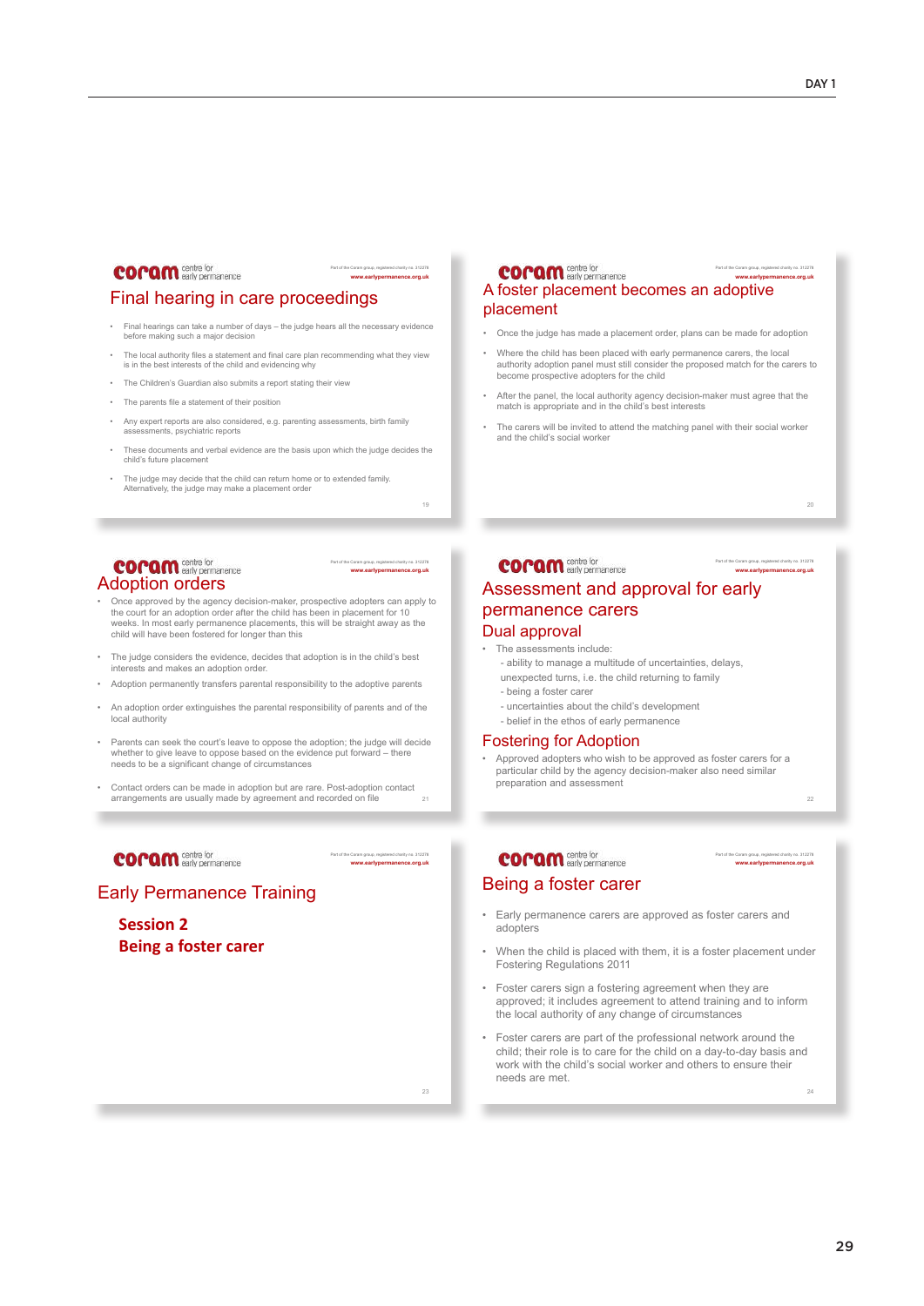## Final hearing in care proceedings

- Final hearings can take a number of days – the judge hears all the necessary evidence before making such a major decision
- The local authority files a statement and final care plan recommending what they view is in the best interests of the child and evidencing why
- The Children's Guardian also submits a report stating their view
- The parents file a statement of their position
- Any expert reports are also considered, e.g. parenting assessments, birth family assessments, psychiatric reports
- These documents and verbal evidence are the basis upon which the judge decides the child's future placement
- The judge may decide that the child can return home or to extended family. Alternatively, the judge may make a placement order

## A foster placement becomes an adoptive placement

- Once the judge has made a placement order, plans can be made for adoption
- Where the child has been placed with early permanence carers, the local authority adoption panel must still consider the proposed match for the carers to become prospective adopters for the child
- After the panel, the local authority agency decision-maker must agree that the match is appropriate and in the child's best interests
- The carers will be invited to attend the matching panel with their social worker and the child's social worker

## Adoption orders

- Once approved by the agency decision-maker, prospective adopters can apply to the court for an adoption order after the child has been in placement for 10 weeks. In most early permanence placements, this will be straight away as the child will have been fostered for longer than this
- The judge considers the evidence, decides that adoption is in the child's best interests and makes an adoption order.
- Adoption permanently transfers parental responsibility to the adoptive parents
- An adoption order extinguishes the parental responsibility of parents and of the local authority
- Parents can seek the court's leave to oppose the adoption; the judge will decide whether to give leave to oppose based on the evidence put forward – there needs to be a significant change of circumstances
- Contact orders can be made in adoption but are rare. Post-adoption contact arrangements are usually made by agreement and recorded on file

## Assessment and approval for early permanence carers

### Dual approval

- The assessments include:
  - ability to manage a multitude of uncertainties, delays, unexpected turns, i.e. the child returning to family
  - being a foster carer
  - uncertainties about the child's development
  - belief in the ethos of early permanence

### Fostering for Adoption

- Approved adopters who wish to be approved as foster carers for a particular child by the agency decision-maker also need similar preparation and assessment

## Early Permanence Training

**Session 2**
**Being a foster carer**

## Being a foster carer

- Early permanence carers are approved as foster carers and adopters
- When the child is placed with them, it is a foster placement under Fostering Regulations 2011
- Foster carers sign a fostering agreement when they are approved; it includes agreement to attend training and to inform the local authority of any change of circumstances
- Foster carers are part of the professional network around the child; their role is to care for the child on a day-to-day basis and work with the child's social worker and others to ensure their needs are met.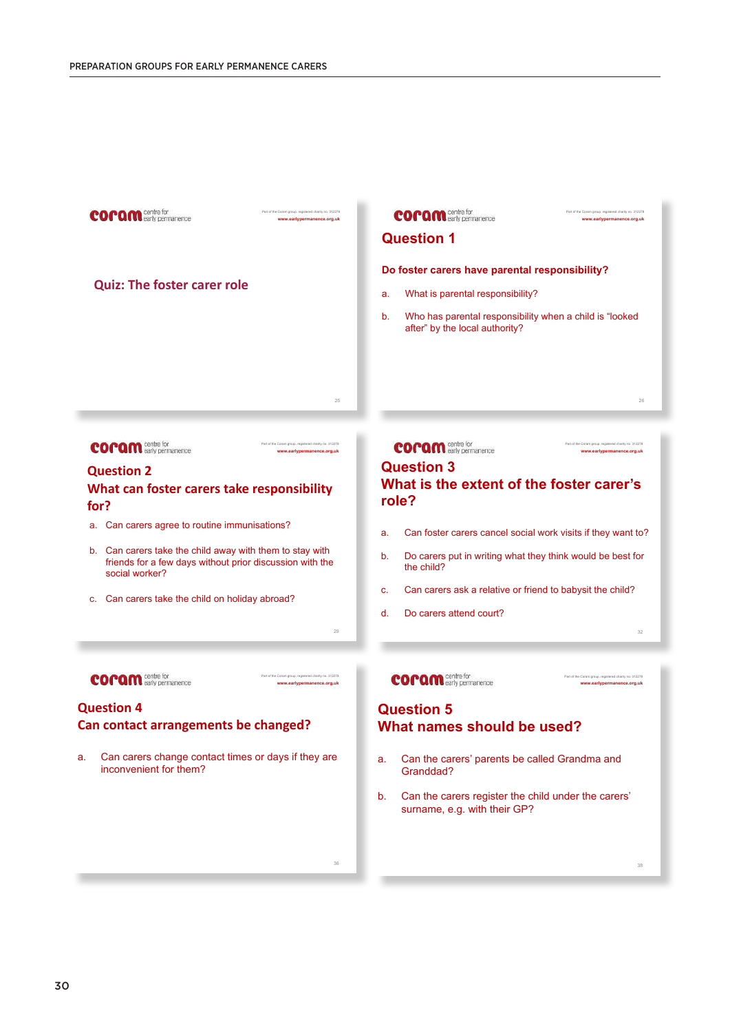## Quiz: The foster carer role

## Question 1

**Do foster carers have parental responsibility?**

a. What is parental responsibility?

b. Who has parental responsibility when a child is "looked after" by the local authority?

## Question 2

## What can foster carers take responsibility for?

a. Can carers agree to routine immunisations?

b. Can carers take the child away with them to stay with friends for a few days without prior discussion with the social worker?

c. Can carers take the child on holiday abroad?

## Question 3

## What is the extent of the foster carer's role?

a. Can foster carers cancel social work visits if they want to?

b. Do carers put in writing what they think would be best for the child?

c. Can carers ask a relative or friend to babysit the child?

d. Do carers attend court?

## Question 4

## Can contact arrangements be changed?

a. Can carers change contact times or days if they are inconvenient for them?

## Question 5

## What names should be used?

a. Can the carers' parents be called Grandma and Granddad?

b. Can the carers register the child under the carers' surname, e.g. with their GP?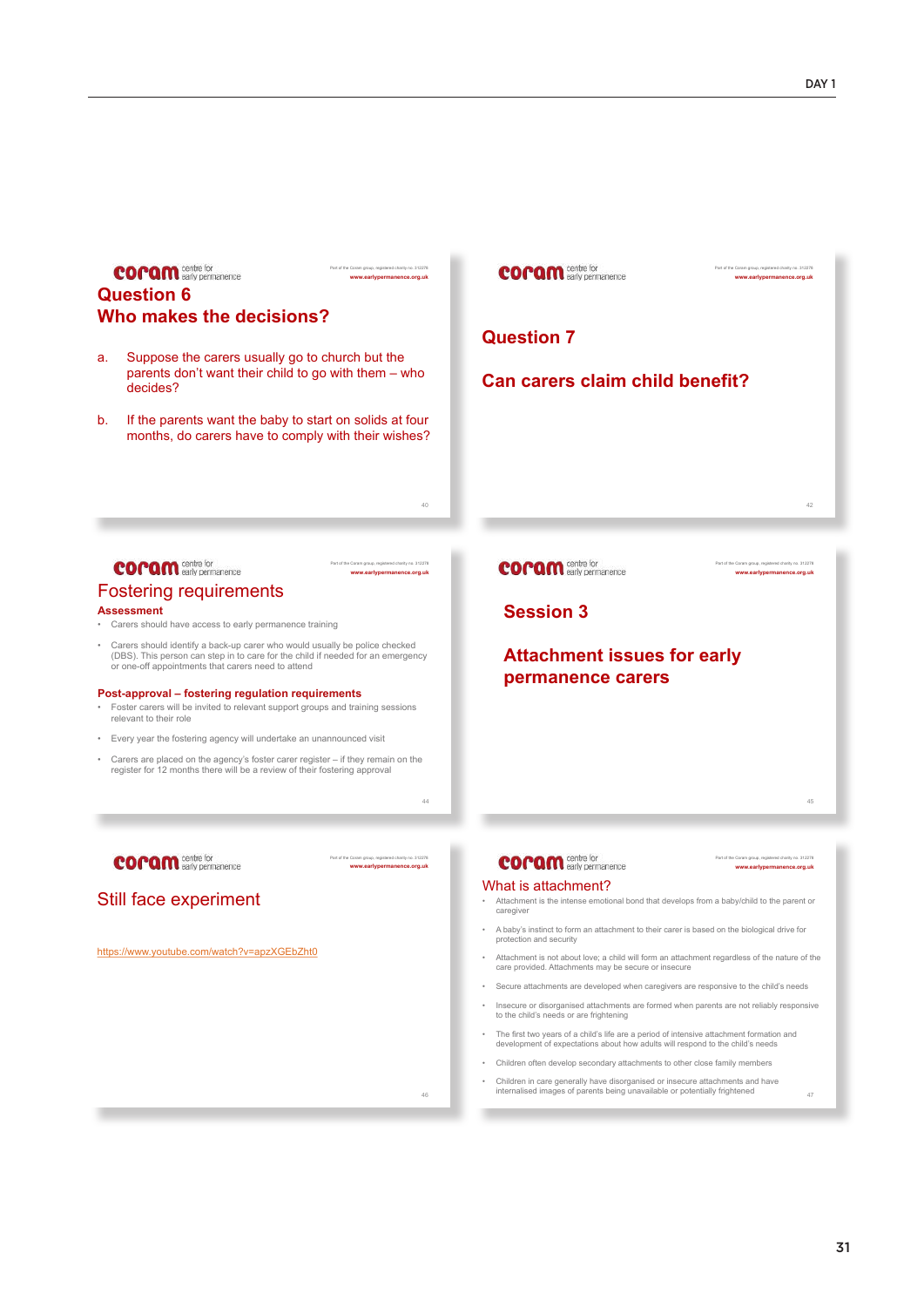## Question 6
## Who makes the decisions?

a. Suppose the carers usually go to church but the parents don't want their child to go with them – who decides?

b. If the parents want the baby to start on solids at four months, do carers have to comply with their wishes?

## Question 7

## Can carers claim child benefit?

## Fostering requirements

**Assessment**

- Carers should have access to early permanence training
- Carers should identify a back-up carer who would usually be police checked (DBS). This person can step in to care for the child if needed for an emergency or one-off appointments that carers need to attend

**Post-approval – fostering regulation requirements**

- Foster carers will be invited to relevant support groups and training sessions relevant to their role
- Every year the fostering agency will undertake an unannounced visit
- Carers are placed on the agency's foster carer register – if they remain on the register for 12 months there will be a review of their fostering approval

## Session 3

## Attachment issues for early permanence carers

## Still face experiment

https://www.youtube.com/watch?v=apzXGEbZht0

## What is attachment?

- Attachment is the intense emotional bond that develops from a baby/child to the parent or caregiver
- A baby's instinct to form an attachment to their carer is based on the biological drive for protection and security
- Attachment is not about love; a child will form an attachment regardless of the nature of the care provided. Attachments may be secure or insecure
- Secure attachments are developed when caregivers are responsive to the child's needs
- Insecure or disorganised attachments are formed when parents are not reliably responsive to the child's needs or are frightening
- The first two years of a child's life are a period of intensive attachment formation and development of expectations about how adults will respond to the child's needs
- Children often develop secondary attachments to other close family members
- Children in care generally have disorganised or insecure attachments and have internalised images of parents being unavailable or potentially frightened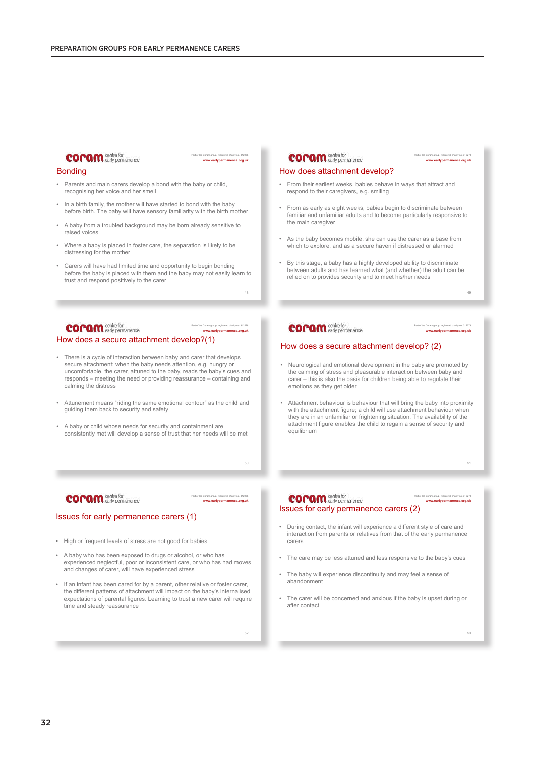## Bonding

- Parents and main carers develop a bond with the baby or child, recognising her voice and her smell
- In a birth family, the mother will have started to bond with the baby before birth. The baby will have sensory familiarity with the birth mother
- A baby from a troubled background may be born already sensitive to raised voices
- Where a baby is placed in foster care, the separation is likely to be distressing for the mother
- Carers will have had limited time and opportunity to begin bonding before the baby is placed with them and the baby may not easily learn to trust and respond positively to the carer

## How does attachment develop?

- From their earliest weeks, babies behave in ways that attract and respond to their caregivers, e.g. smiling
- From as early as eight weeks, babies begin to discriminate between familiar and unfamiliar adults and to become particularly responsive to the main caregiver
- As the baby becomes mobile, she can use the carer as a base from which to explore, and as a secure haven if distressed or alarmed
- By this stage, a baby has a highly developed ability to discriminate between adults and has learned what (and whether) the adult can be relied on to provides security and to meet his/her needs

## How does a secure attachment develop?(1)

- There is a cycle of interaction between baby and carer that develops secure attachment: when the baby needs attention, e.g. hungry or uncomfortable, the carer, attuned to the baby, reads the baby's cues and responds – meeting the need or providing reassurance – containing and calming the distress
- Attunement means "riding the same emotional contour" as the child and guiding them back to security and safety
- A baby or child whose needs for security and containment are consistently met will develop a sense of trust that her needs will be met

## How does a secure attachment develop? (2)

- Neurological and emotional development in the baby are promoted by the calming of stress and pleasurable interaction between baby and carer – this is also the basis for children being able to regulate their emotions as they get older
- Attachment behaviour is behaviour that will bring the baby into proximity with the attachment figure; a child will use attachment behaviour when they are in an unfamiliar or frightening situation. The availability of the attachment figure enables the child to regain a sense of security and equilibrium

## Issues for early permanence carers (1)

- High or frequent levels of stress are not good for babies
- A baby who has been exposed to drugs or alcohol, or who has experienced neglectful, poor or inconsistent care, or who has had moves and changes of carer, will have experienced stress
- If an infant has been cared for by a parent, other relative or foster carer, the different patterns of attachment will impact on the baby's internalised expectations of parental figures. Learning to trust a new carer will require time and steady reassurance

## Issues for early permanence carers (2)

- During contact, the infant will experience a different style of care and interaction from parents or relatives from that of the early permanence carers
- The care may be less attuned and less responsive to the baby's cues
- The baby will experience discontinuity and may feel a sense of abandonment
- The carer will be concerned and anxious if the baby is upset during or after contact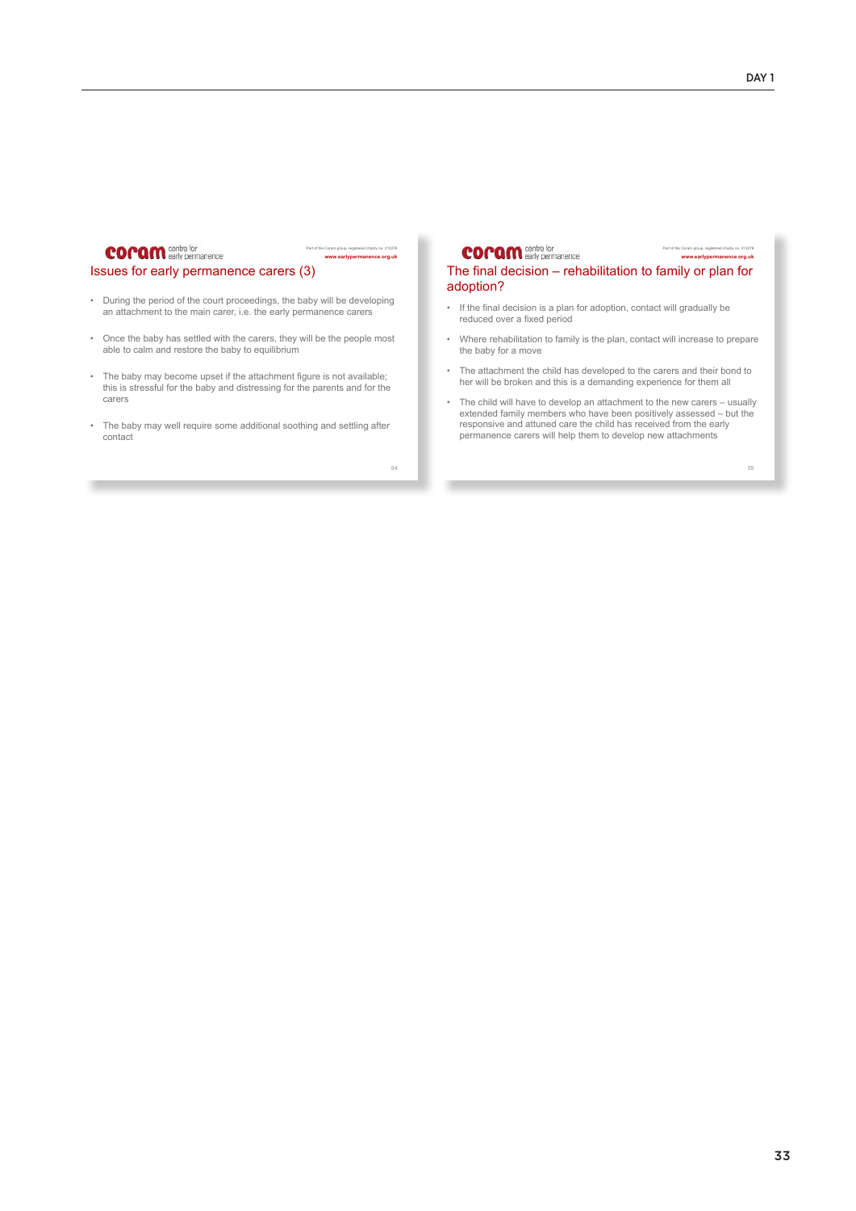## Issues for early permanence carers (3)

- During the period of the court proceedings, the baby will be developing an attachment to the main carer, i.e. the early permanence carers
- Once the baby has settled with the carers, they will be the people most able to calm and restore the baby to equilibrium
- The baby may become upset if the attachment figure is not available; this is stressful for the baby and distressing for the parents and for the carers
- The baby may well require some additional soothing and settling after contact

## The final decision – rehabilitation to family or plan for adoption?

- If the final decision is a plan for adoption, contact will gradually be reduced over a fixed period
- Where rehabilitation to family is the plan, contact will increase to prepare the baby for a move
- The attachment the child has developed to the carers and their bond to her will be broken and this is a demanding experience for them all
- The child will have to develop an attachment to the new carers – usually extended family members who have been positively assessed – but the responsive and attuned care the child has received from the early permanence carers will help them to develop new attachments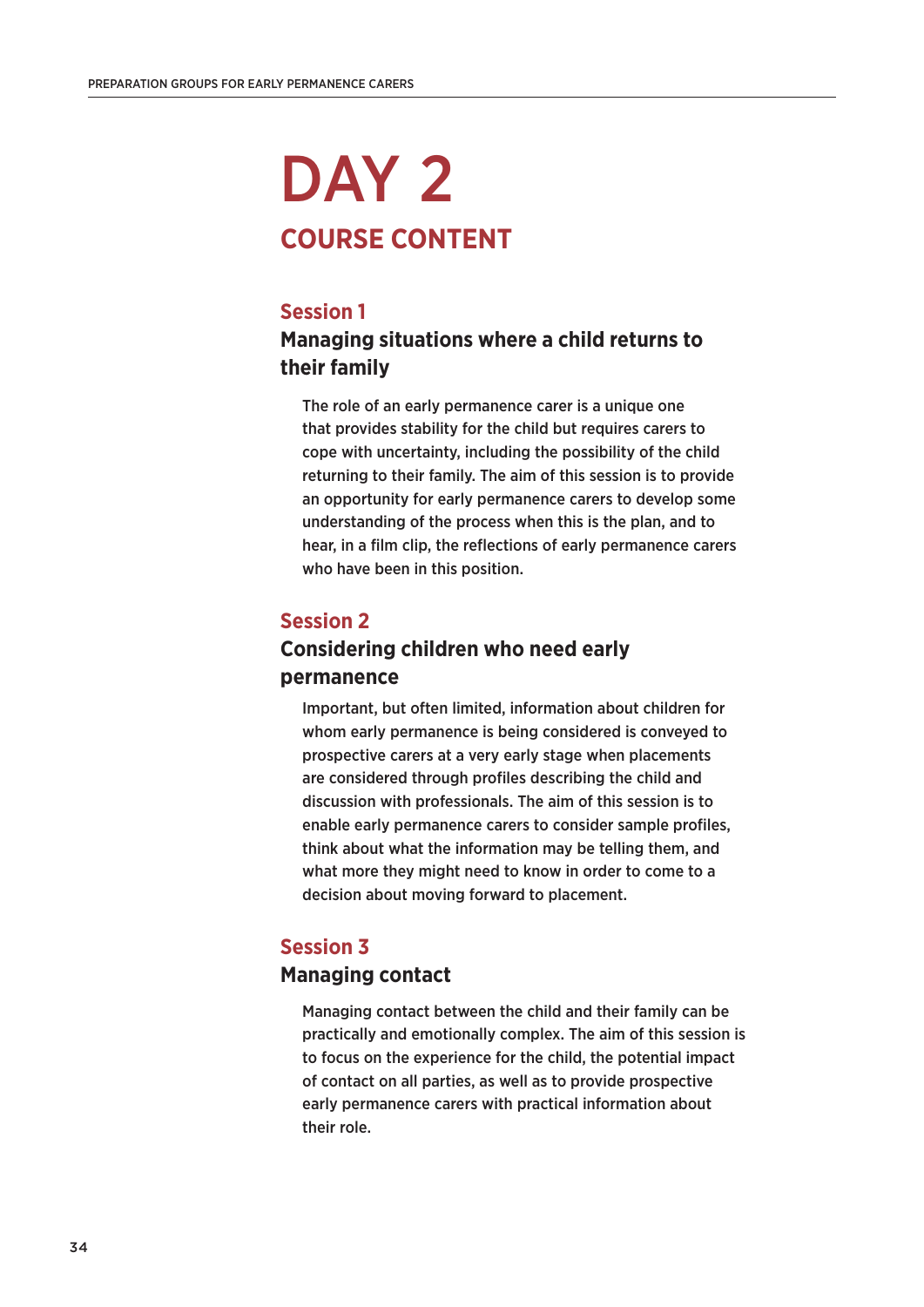# DAY 2

## COURSE CONTENT

### Session 1

### Managing situations where a child returns to their family

The role of an early permanence carer is a unique one that provides stability for the child but requires carers to cope with uncertainty, including the possibility of the child returning to their family. The aim of this session is to provide an opportunity for early permanence carers to develop some understanding of the process when this is the plan, and to hear, in a film clip, the reflections of early permanence carers who have been in this position.

### Session 2

### Considering children who need early permanence

Important, but often limited, information about children for whom early permanence is being considered is conveyed to prospective carers at a very early stage when placements are considered through profiles describing the child and discussion with professionals. The aim of this session is to enable early permanence carers to consider sample profiles, think about what the information may be telling them, and what more they might need to know in order to come to a decision about moving forward to placement.

### Session 3

### Managing contact

Managing contact between the child and their family can be practically and emotionally complex. The aim of this session is to focus on the experience for the child, the potential impact of contact on all parties, as well as to provide prospective early permanence carers with practical information about their role.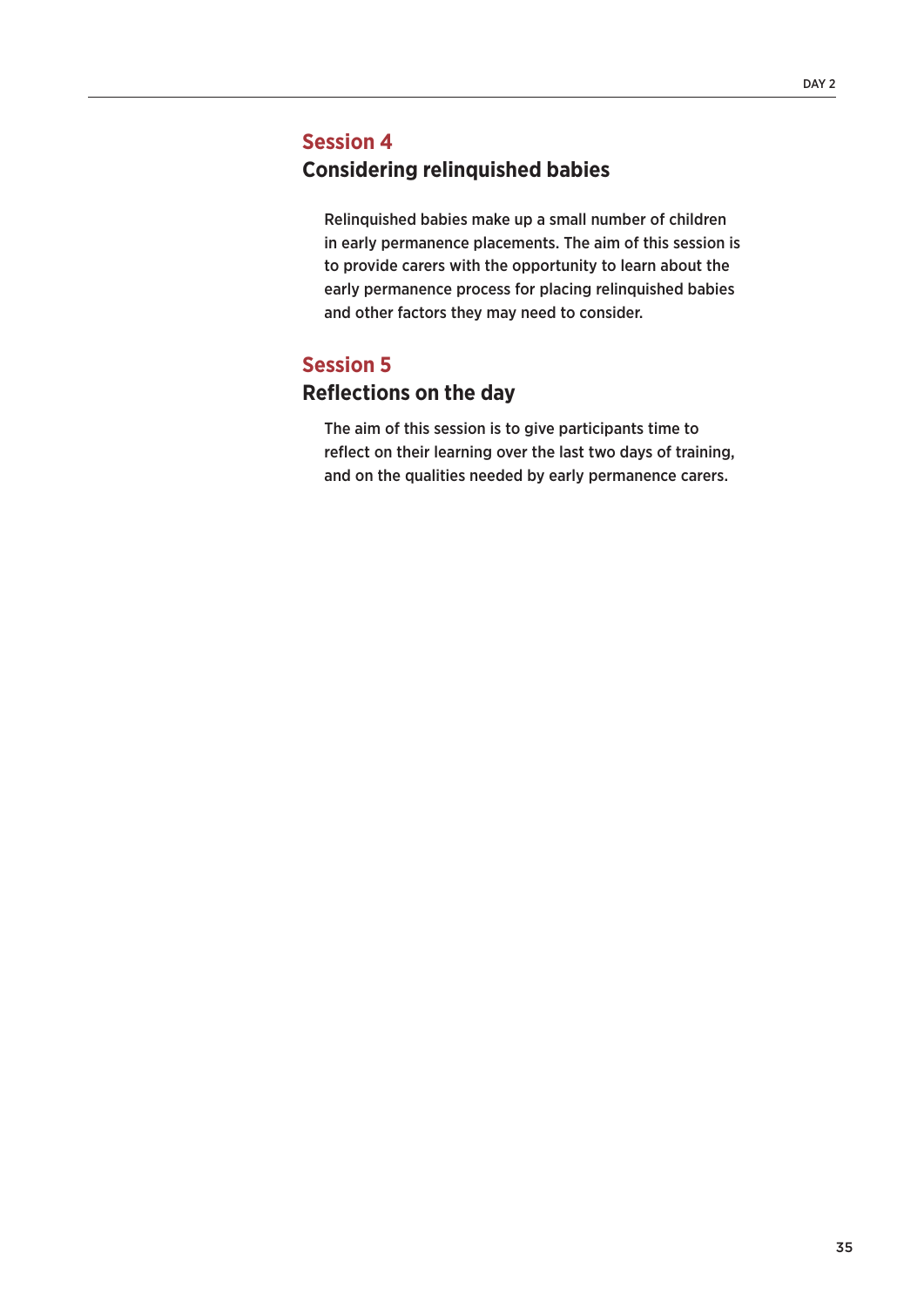## Session 4

### Considering relinquished babies

Relinquished babies make up a small number of children in early permanence placements. The aim of this session is to provide carers with the opportunity to learn about the early permanence process for placing relinquished babies and other factors they may need to consider.

## Session 5

### Reflections on the day

The aim of this session is to give participants time to reflect on their learning over the last two days of training, and on the qualities needed by early permanence carers.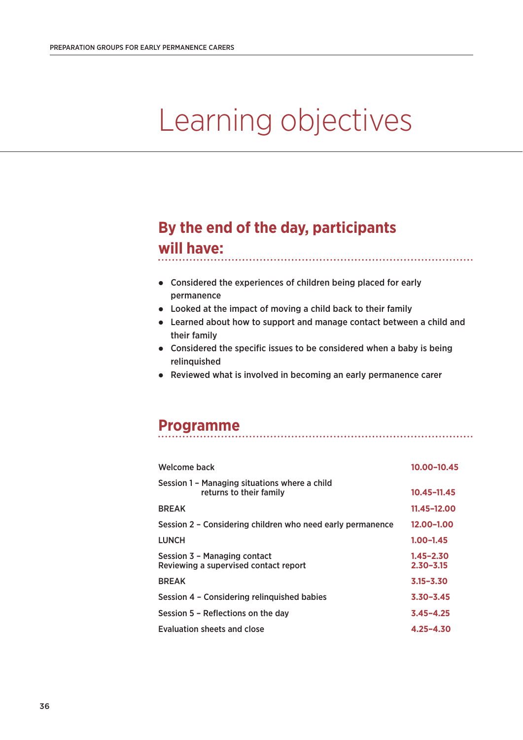# Learning objectives

## By the end of the day, participants will have:

- Considered the experiences of children being placed for early permanence
- Looked at the impact of moving a child back to their family
- Learned about how to support and manage contact between a child and their family
- Considered the specific issues to be considered when a baby is being relinquished
- Reviewed what is involved in becoming an early permanence carer

## Programme

| | |
|---|---|
| Welcome back | **10.00–10.45** |
| Session 1 – Managing situations where a child returns to their family | **10.45–11.45** |
| BREAK | **11.45–12.00** |
| Session 2 – Considering children who need early permanence | **12.00–1.00** |
| LUNCH | **1.00–1.45** |
| Session 3 – Managing contact | **1.45–2.30** |
| Reviewing a supervised contact report | **2.30–3.15** |
| BREAK | **3.15–3.30** |
| Session 4 – Considering relinquished babies | **3.30–3.45** |
| Session 5 – Reflections on the day | **3.45–4.25** |
| Evaluation sheets and close | **4.25–4.30** |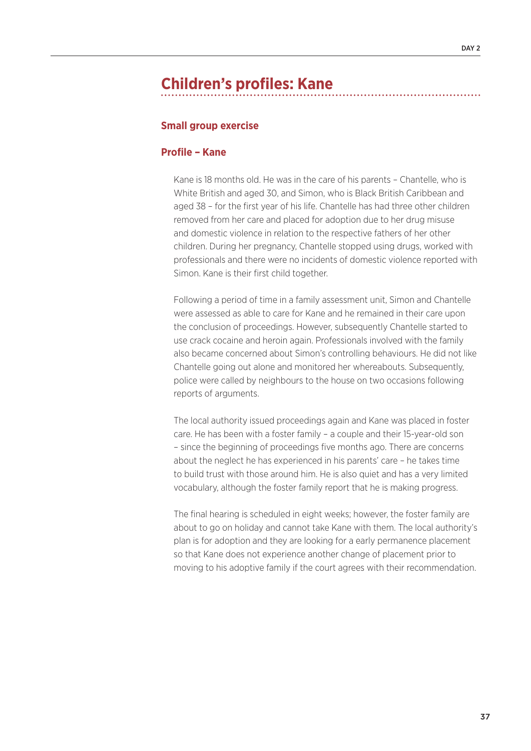## Children's profiles: Kane

### Small group exercise

### Profile – Kane

Kane is 18 months old. He was in the care of his parents – Chantelle, who is White British and aged 30, and Simon, who is Black British Caribbean and aged 38 – for the first year of his life. Chantelle has had three other children removed from her care and placed for adoption due to her drug misuse and domestic violence in relation to the respective fathers of her other children. During her pregnancy, Chantelle stopped using drugs, worked with professionals and there were no incidents of domestic violence reported with Simon. Kane is their first child together.

Following a period of time in a family assessment unit, Simon and Chantelle were assessed as able to care for Kane and he remained in their care upon the conclusion of proceedings. However, subsequently Chantelle started to use crack cocaine and heroin again. Professionals involved with the family also became concerned about Simon's controlling behaviours. He did not like Chantelle going out alone and monitored her whereabouts. Subsequently, police were called by neighbours to the house on two occasions following reports of arguments.

The local authority issued proceedings again and Kane was placed in foster care. He has been with a foster family – a couple and their 15-year-old son – since the beginning of proceedings five months ago. There are concerns about the neglect he has experienced in his parents' care – he takes time to build trust with those around him. He is also quiet and has a very limited vocabulary, although the foster family report that he is making progress.

The final hearing is scheduled in eight weeks; however, the foster family are about to go on holiday and cannot take Kane with them. The local authority's plan is for adoption and they are looking for a early permanence placement so that Kane does not experience another change of placement prior to moving to his adoptive family if the court agrees with their recommendation.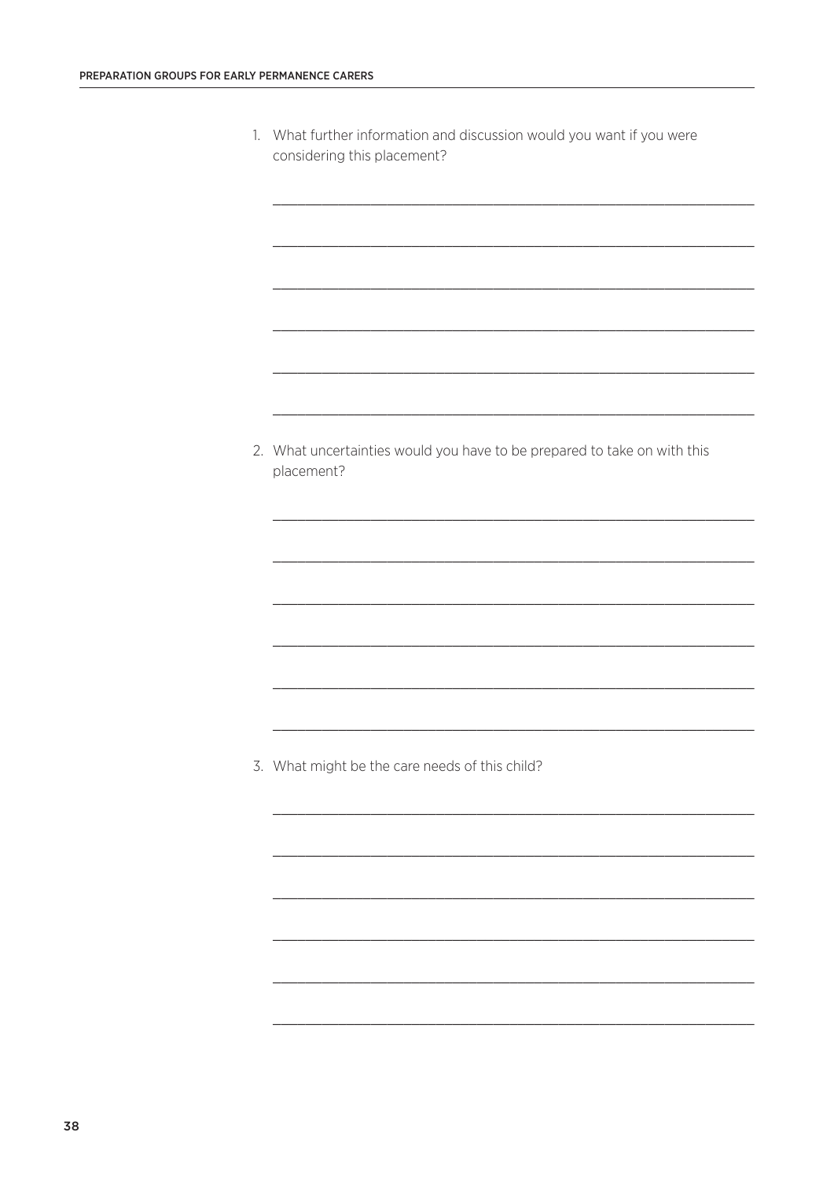1. What further information and discussion would you want if you were considering this placement?

______________________________________________________________

______________________________________________________________

______________________________________________________________

______________________________________________________________

______________________________________________________________

______________________________________________________________

2. What uncertainties would you have to be prepared to take on with this placement?

______________________________________________________________

______________________________________________________________

______________________________________________________________

______________________________________________________________

______________________________________________________________

______________________________________________________________

3. What might be the care needs of this child?

______________________________________________________________

______________________________________________________________

______________________________________________________________

______________________________________________________________

______________________________________________________________

______________________________________________________________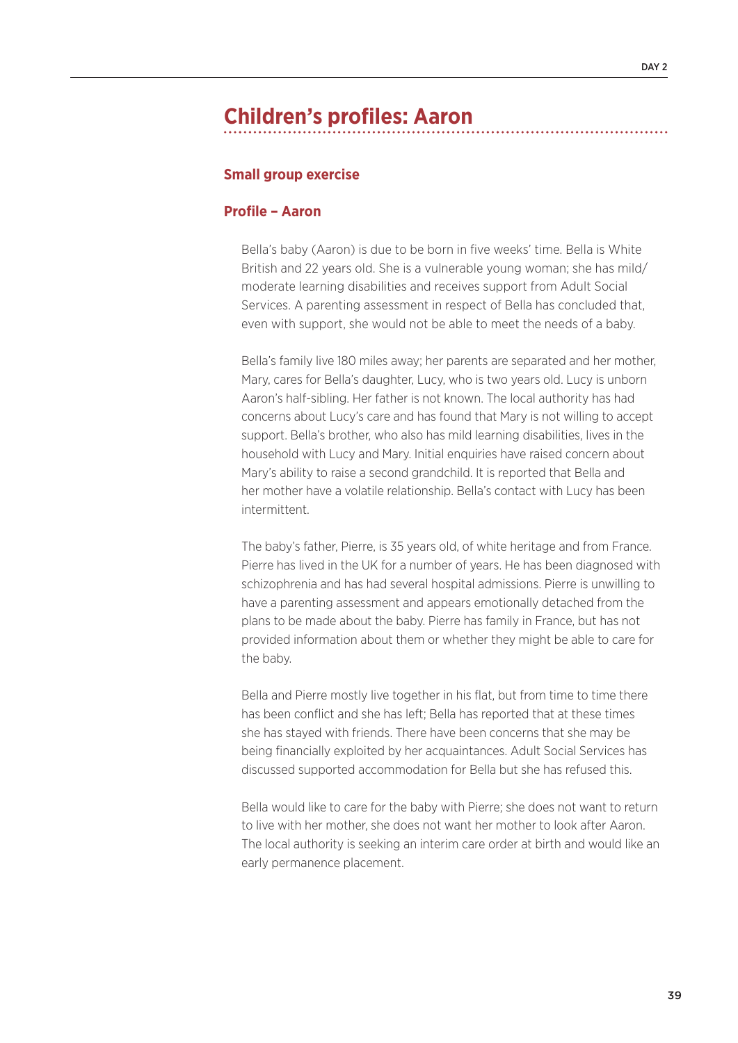## Children's profiles: Aaron

### Small group exercise

### Profile – Aaron

Bella's baby (Aaron) is due to be born in five weeks' time. Bella is White British and 22 years old. She is a vulnerable young woman; she has mild/moderate learning disabilities and receives support from Adult Social Services. A parenting assessment in respect of Bella has concluded that, even with support, she would not be able to meet the needs of a baby.

Bella's family live 180 miles away; her parents are separated and her mother, Mary, cares for Bella's daughter, Lucy, who is two years old. Lucy is unborn Aaron's half-sibling. Her father is not known. The local authority has had concerns about Lucy's care and has found that Mary is not willing to accept support. Bella's brother, who also has mild learning disabilities, lives in the household with Lucy and Mary. Initial enquiries have raised concern about Mary's ability to raise a second grandchild. It is reported that Bella and her mother have a volatile relationship. Bella's contact with Lucy has been intermittent.

The baby's father, Pierre, is 35 years old, of white heritage and from France. Pierre has lived in the UK for a number of years. He has been diagnosed with schizophrenia and has had several hospital admissions. Pierre is unwilling to have a parenting assessment and appears emotionally detached from the plans to be made about the baby. Pierre has family in France, but has not provided information about them or whether they might be able to care for the baby.

Bella and Pierre mostly live together in his flat, but from time to time there has been conflict and she has left; Bella has reported that at these times she has stayed with friends. There have been concerns that she may be being financially exploited by her acquaintances. Adult Social Services has discussed supported accommodation for Bella but she has refused this.

Bella would like to care for the baby with Pierre; she does not want to return to live with her mother, she does not want her mother to look after Aaron. The local authority is seeking an interim care order at birth and would like an early permanence placement.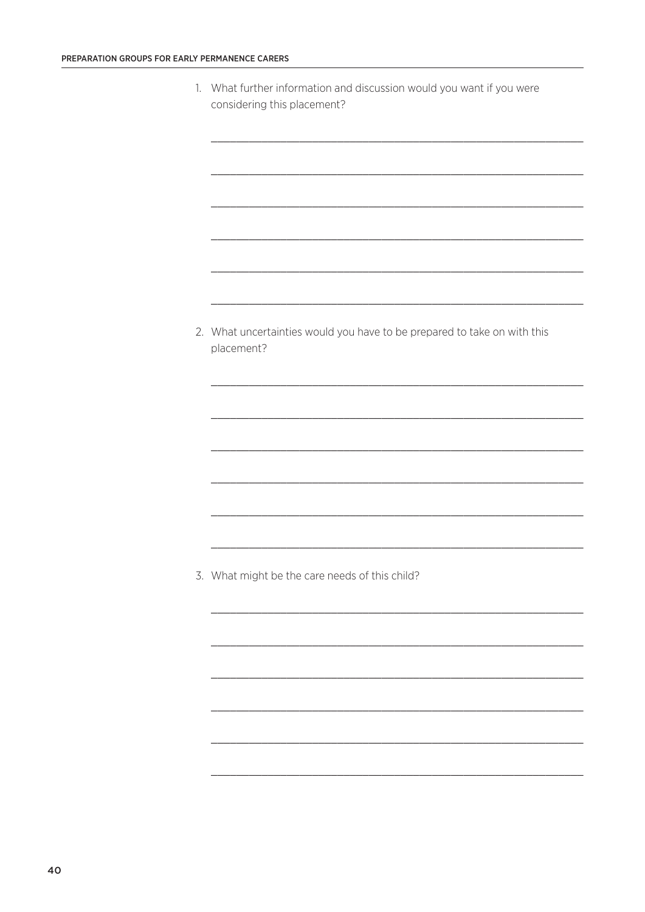1. What further information and discussion would you want if you were considering this placement?

______________________________________________________________

______________________________________________________________

______________________________________________________________

______________________________________________________________

______________________________________________________________

______________________________________________________________

2. What uncertainties would you have to be prepared to take on with this placement?

______________________________________________________________

______________________________________________________________

______________________________________________________________

______________________________________________________________

______________________________________________________________

______________________________________________________________

3. What might be the care needs of this child?

______________________________________________________________

______________________________________________________________

______________________________________________________________

______________________________________________________________

______________________________________________________________

______________________________________________________________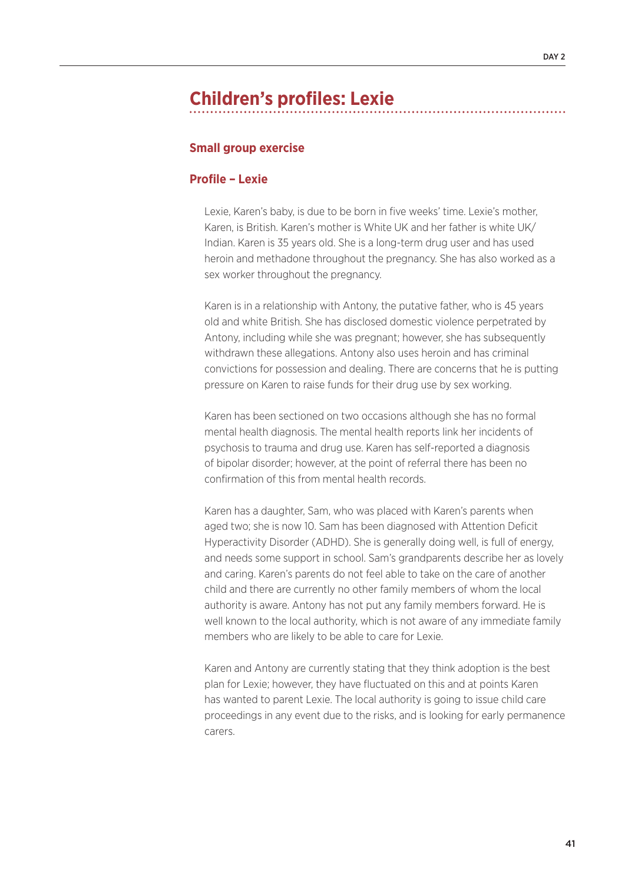# Children's profiles: Lexie

## Small group exercise

## Profile – Lexie

Lexie, Karen's baby, is due to be born in five weeks' time. Lexie's mother, Karen, is British. Karen's mother is White UK and her father is white UK/Indian. Karen is 35 years old. She is a long-term drug user and has used heroin and methadone throughout the pregnancy. She has also worked as a sex worker throughout the pregnancy.

Karen is in a relationship with Antony, the putative father, who is 45 years old and white British. She has disclosed domestic violence perpetrated by Antony, including while she was pregnant; however, she has subsequently withdrawn these allegations. Antony also uses heroin and has criminal convictions for possession and dealing. There are concerns that he is putting pressure on Karen to raise funds for their drug use by sex working.

Karen has been sectioned on two occasions although she has no formal mental health diagnosis. The mental health reports link her incidents of psychosis to trauma and drug use. Karen has self-reported a diagnosis of bipolar disorder; however, at the point of referral there has been no confirmation of this from mental health records.

Karen has a daughter, Sam, who was placed with Karen's parents when aged two; she is now 10. Sam has been diagnosed with Attention Deficit Hyperactivity Disorder (ADHD). She is generally doing well, is full of energy, and needs some support in school. Sam's grandparents describe her as lovely and caring. Karen's parents do not feel able to take on the care of another child and there are currently no other family members of whom the local authority is aware. Antony has not put any family members forward. He is well known to the local authority, which is not aware of any immediate family members who are likely to be able to care for Lexie.

Karen and Antony are currently stating that they think adoption is the best plan for Lexie; however, they have fluctuated on this and at points Karen has wanted to parent Lexie. The local authority is going to issue child care proceedings in any event due to the risks, and is looking for early permanence carers.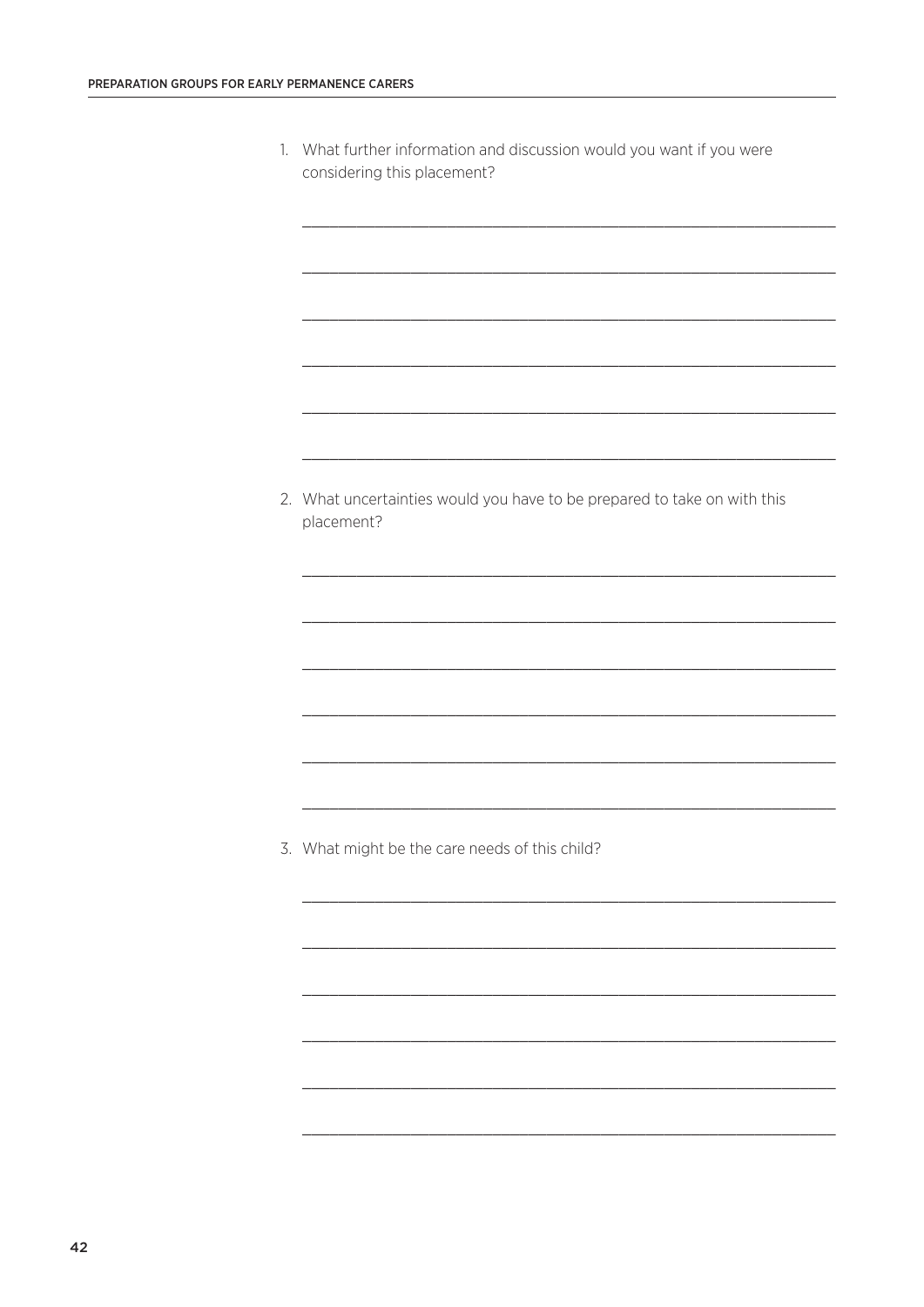1. What further information and discussion would you want if you were considering this placement?

______________________________________________________________________

______________________________________________________________________

______________________________________________________________________

______________________________________________________________________

______________________________________________________________________

______________________________________________________________________

2. What uncertainties would you have to be prepared to take on with this placement?

______________________________________________________________________

______________________________________________________________________

______________________________________________________________________

______________________________________________________________________

______________________________________________________________________

______________________________________________________________________

3. What might be the care needs of this child?

______________________________________________________________________

______________________________________________________________________

______________________________________________________________________

______________________________________________________________________

______________________________________________________________________

______________________________________________________________________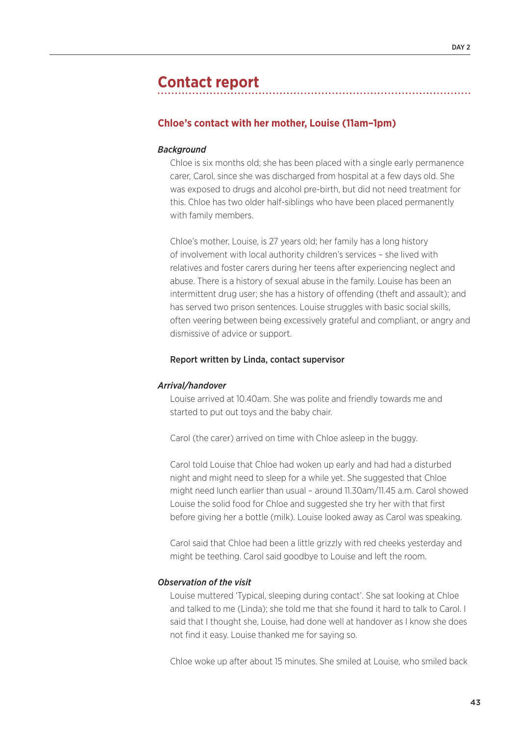## Contact report

### Chloe's contact with her mother, Louise (11am–1pm)

#### *Background*

Chloe is six months old; she has been placed with a single early permanence carer, Carol, since she was discharged from hospital at a few days old. She was exposed to drugs and alcohol pre-birth, but did not need treatment for this. Chloe has two older half-siblings who have been placed permanently with family members.

Chloe's mother, Louise, is 27 years old; her family has a long history of involvement with local authority children's services – she lived with relatives and foster carers during her teens after experiencing neglect and abuse. There is a history of sexual abuse in the family. Louise has been an intermittent drug user; she has a history of offending (theft and assault); and has served two prison sentences. Louise struggles with basic social skills, often veering between being excessively grateful and compliant, or angry and dismissive of advice or support.

**Report written by Linda, contact supervisor**

#### *Arrival/handover*

Louise arrived at 10.40am. She was polite and friendly towards me and started to put out toys and the baby chair.

Carol (the carer) arrived on time with Chloe asleep in the buggy.

Carol told Louise that Chloe had woken up early and had had a disturbed night and might need to sleep for a while yet. She suggested that Chloe might need lunch earlier than usual – around 11.30am/11.45 a.m. Carol showed Louise the solid food for Chloe and suggested she try her with that first before giving her a bottle (milk). Louise looked away as Carol was speaking.

Carol said that Chloe had been a little grizzly with red cheeks yesterday and might be teething. Carol said goodbye to Louise and left the room.

#### *Observation of the visit*

Louise muttered 'Typical, sleeping during contact'. She sat looking at Chloe and talked to me (Linda); she told me that she found it hard to talk to Carol. I said that I thought she, Louise, had done well at handover as I know she does not find it easy. Louise thanked me for saying so.

Chloe woke up after about 15 minutes. She smiled at Louise, who smiled back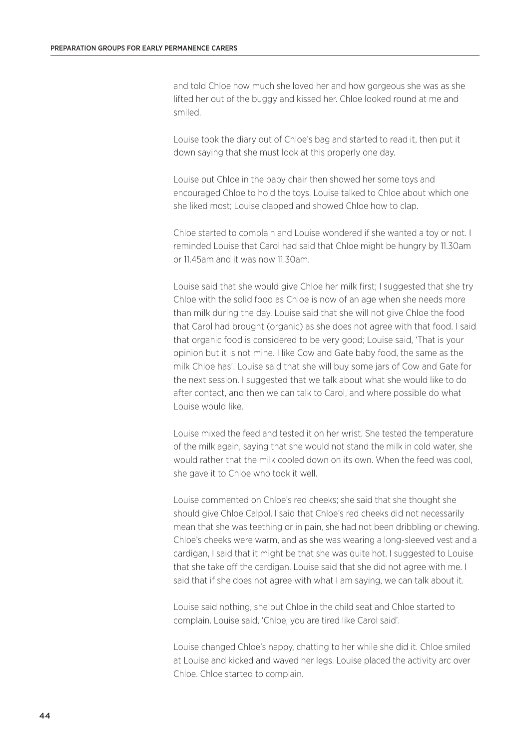and told Chloe how much she loved her and how gorgeous she was as she lifted her out of the buggy and kissed her. Chloe looked round at me and smiled.

Louise took the diary out of Chloe's bag and started to read it, then put it down saying that she must look at this properly one day.

Louise put Chloe in the baby chair then showed her some toys and encouraged Chloe to hold the toys. Louise talked to Chloe about which one she liked most; Louise clapped and showed Chloe how to clap.

Chloe started to complain and Louise wondered if she wanted a toy or not. I reminded Louise that Carol had said that Chloe might be hungry by 11.30am or 11.45am and it was now 11.30am.

Louise said that she would give Chloe her milk first; I suggested that she try Chloe with the solid food as Chloe is now of an age when she needs more than milk during the day. Louise said that she will not give Chloe the food that Carol had brought (organic) as she does not agree with that food. I said that organic food is considered to be very good; Louise said, 'That is your opinion but it is not mine. I like Cow and Gate baby food, the same as the milk Chloe has'. Louise said that she will buy some jars of Cow and Gate for the next session. I suggested that we talk about what she would like to do after contact, and then we can talk to Carol, and where possible do what Louise would like.

Louise mixed the feed and tested it on her wrist. She tested the temperature of the milk again, saying that she would not stand the milk in cold water, she would rather that the milk cooled down on its own. When the feed was cool, she gave it to Chloe who took it well.

Louise commented on Chloe's red cheeks; she said that she thought she should give Chloe Calpol. I said that Chloe's red cheeks did not necessarily mean that she was teething or in pain, she had not been dribbling or chewing. Chloe's cheeks were warm, and as she was wearing a long-sleeved vest and a cardigan, I said that it might be that she was quite hot. I suggested to Louise that she take off the cardigan. Louise said that she did not agree with me. I said that if she does not agree with what I am saying, we can talk about it.

Louise said nothing, she put Chloe in the child seat and Chloe started to complain. Louise said, 'Chloe, you are tired like Carol said'.

Louise changed Chloe's nappy, chatting to her while she did it. Chloe smiled at Louise and kicked and waved her legs. Louise placed the activity arc over Chloe. Chloe started to complain.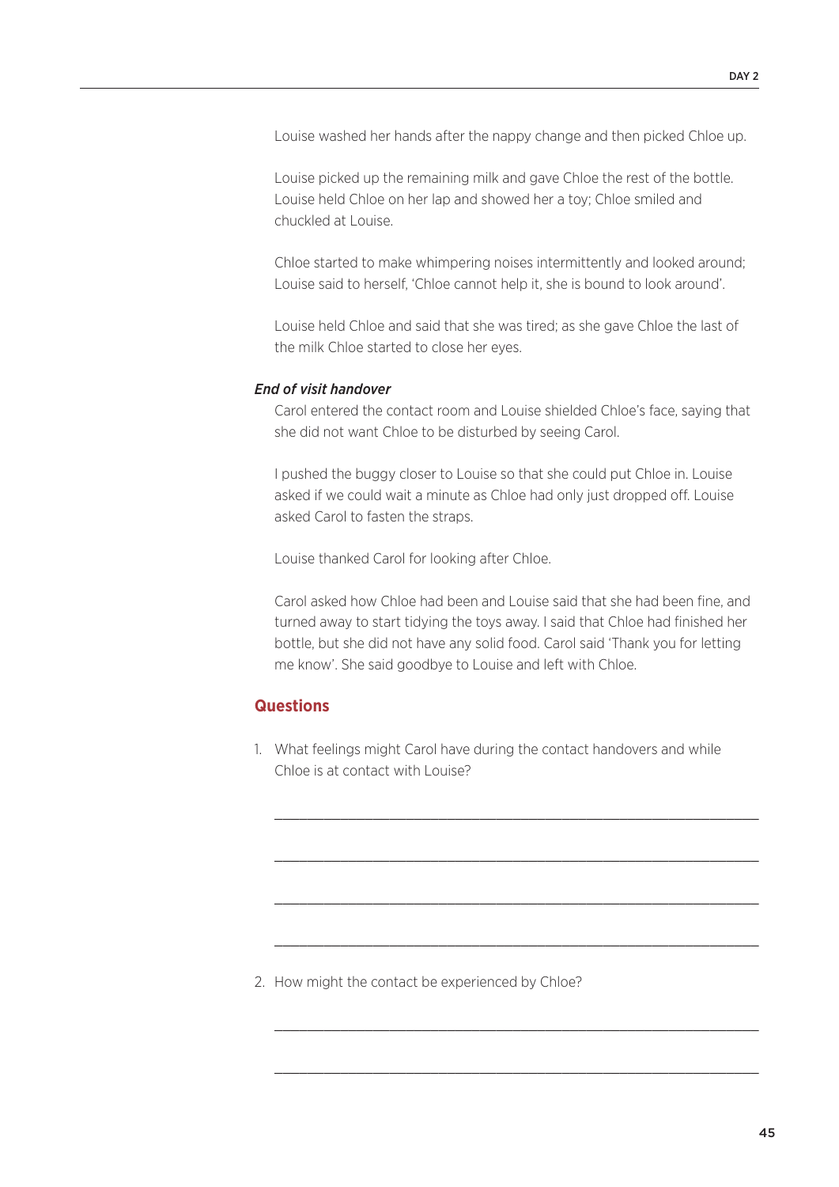Louise washed her hands after the nappy change and then picked Chloe up.

Louise picked up the remaining milk and gave Chloe the rest of the bottle. Louise held Chloe on her lap and showed her a toy; Chloe smiled and chuckled at Louise.

Chloe started to make whimpering noises intermittently and looked around; Louise said to herself, 'Chloe cannot help it, she is bound to look around'.

Louise held Chloe and said that she was tired; as she gave Chloe the last of the milk Chloe started to close her eyes.

***End of visit handover***

Carol entered the contact room and Louise shielded Chloe's face, saying that she did not want Chloe to be disturbed by seeing Carol.

I pushed the buggy closer to Louise so that she could put Chloe in. Louise asked if we could wait a minute as Chloe had only just dropped off. Louise asked Carol to fasten the straps.

Louise thanked Carol for looking after Chloe.

Carol asked how Chloe had been and Louise said that she had been fine, and turned away to start tidying the toys away. I said that Chloe had finished her bottle, but she did not have any solid food. Carol said 'Thank you for letting me know'. She said goodbye to Louise and left with Chloe.

## Questions

1. What feelings might Carol have during the contact handovers and while Chloe is at contact with Louise?

___________________________________________________________________

___________________________________________________________________

___________________________________________________________________

___________________________________________________________________

2. How might the contact be experienced by Chloe?

___________________________________________________________________

___________________________________________________________________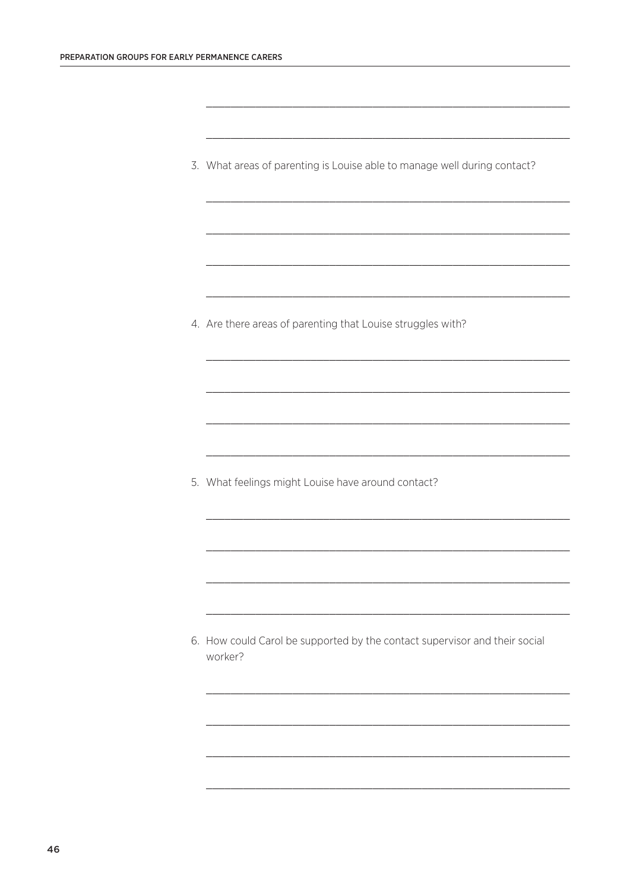3. What areas of parenting is Louise able to manage well during contact?

4. Are there areas of parenting that Louise struggles with?

5. What feelings might Louise have around contact?

6. How could Carol be supported by the contact supervisor and their social worker?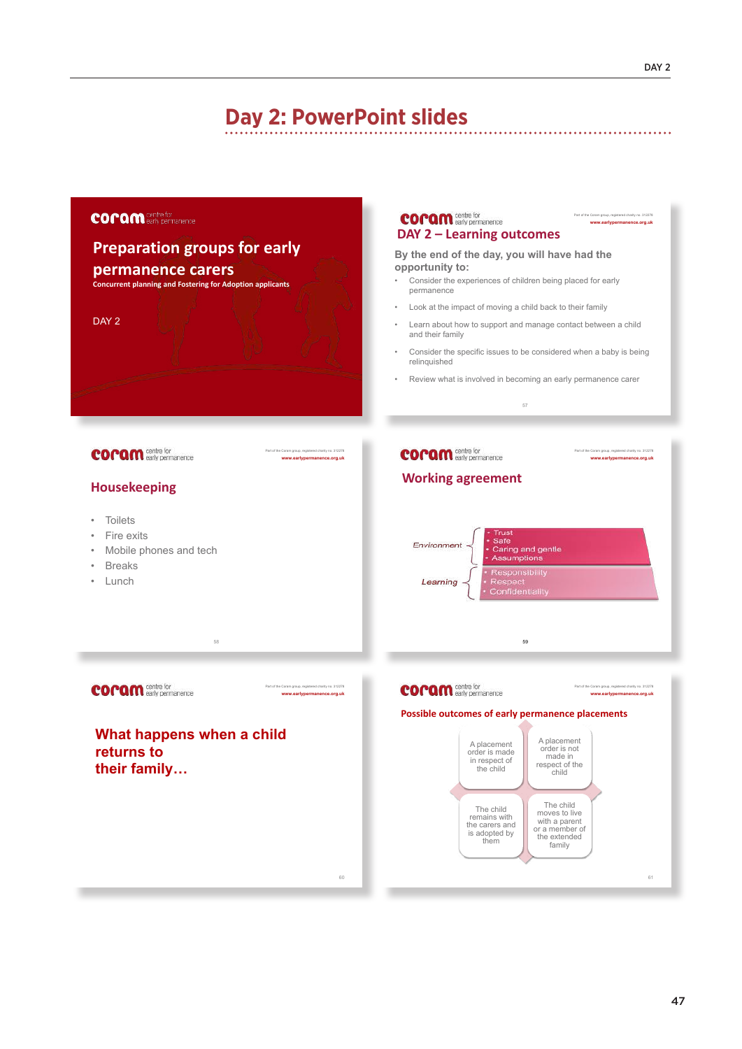# Day 2: PowerPoint slides

coram centre for early permanence

## Preparation groups for early permanence carers

**Concurrent planning and Fostering for Adoption applicants**

DAY 2

---

coram centre for early permanence

Part of the Coram group, registered charity no. 312278
www.earlypermanence.org.uk

### DAY 2 – Learning outcomes

By the end of the day, you will have had the opportunity to:

- Consider the experiences of children being placed for early permanence
- Look at the impact of moving a child back to their family
- Learn about how to support and manage contact between a child and their family
- Consider the specific issues to be considered when a baby is being relinquished
- Review what is involved in becoming an early permanence carer

57

---

coram centre for early permanence

Part of the Coram group, registered charity no. 312278
www.earlypermanence.org.uk

### Housekeeping

- Toilets
- Fire exits
- Mobile phones and tech
- Breaks
- Lunch

58

---

coram centre for early permanence

Part of the Coram group, registered charity no. 312278
www.earlypermanence.org.uk

### Working agreement

Environment
- Trust
- Safe
- Caring and gentle
- Assumptions

Learning
- Responsibility
- Respect
- Confidentiality

59

---

coram centre for early permanence

Part of the Coram group, registered charity no. 312278
www.earlypermanence.org.uk

### What happens when a child returns to their family…

60

---

coram centre for early permanence

Part of the Coram group, registered charity no. 312278
www.earlypermanence.org.uk

### Possible outcomes of early permanence placements

- A placement order is made in respect of the child
- A placement order is not made in respect of the child
- The child remains with the carers and is adopted by them
- The child moves to live with a parent or a member of the extended family

61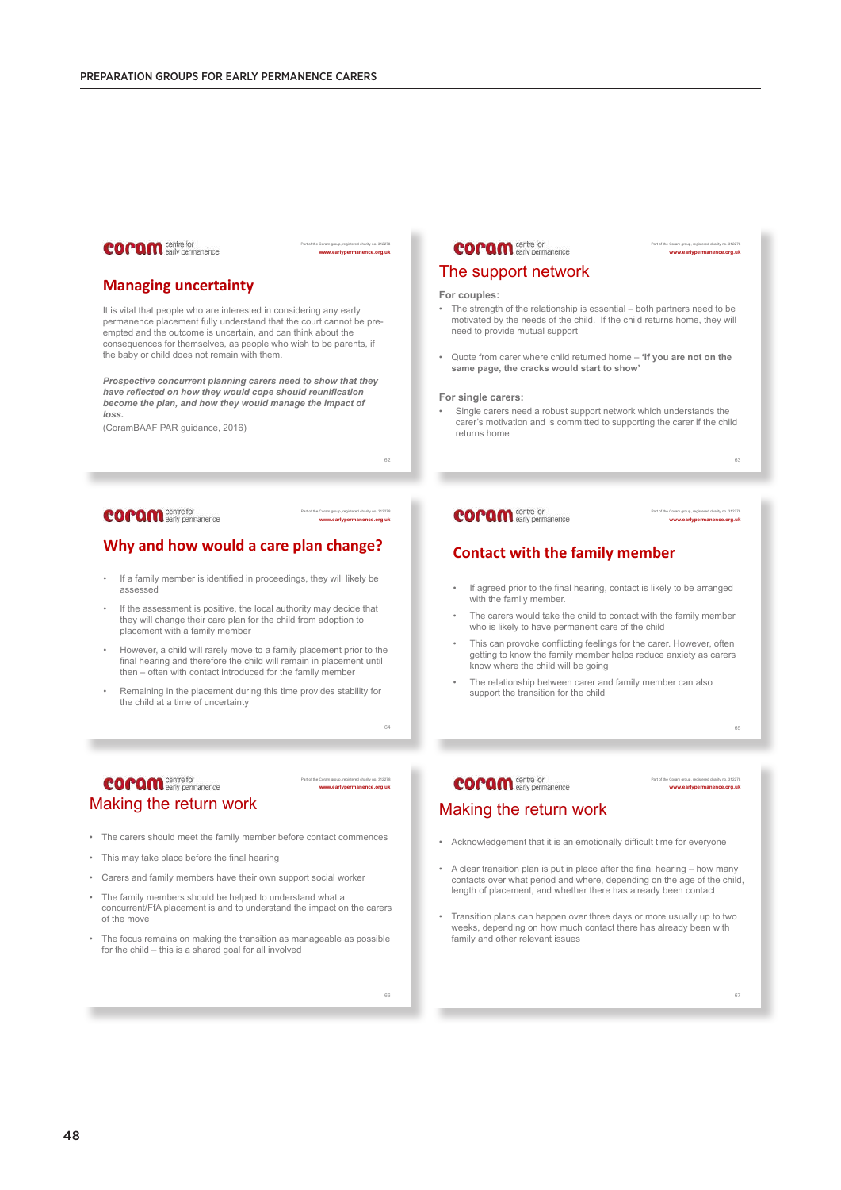## Managing uncertainty

It is vital that people who are interested in considering any early permanence placement fully understand that the court cannot be pre-empted and the outcome is uncertain, and can think about the consequences for themselves, as people who wish to be parents, if the baby or child does not remain with them.

***Prospective concurrent planning carers need to show that they have reflected on how they would cope should reunification become the plan, and how they would manage the impact of loss.***

(CoramBAAF PAR guidance, 2016)

## The support network

**For couples:**

- The strength of the relationship is essential – both partners need to be motivated by the needs of the child. If the child returns home, they will need to provide mutual support
- Quote from carer where child returned home – **'If you are not on the same page, the cracks would start to show'**

**For single carers:**

- Single carers need a robust support network which understands the carer's motivation and is committed to supporting the carer if the child returns home

## Why and how would a care plan change?

- If a family member is identified in proceedings, they will likely be assessed
- If the assessment is positive, the local authority may decide that they will change their care plan for the child from adoption to placement with a family member
- However, a child will rarely move to a family placement prior to the final hearing and therefore the child will remain in placement until then – often with contact introduced for the family member
- Remaining in the placement during this time provides stability for the child at a time of uncertainty

## Contact with the family member

- If agreed prior to the final hearing, contact is likely to be arranged with the family member.
- The carers would take the child to contact with the family member who is likely to have permanent care of the child
- This can provoke conflicting feelings for the carer. However, often getting to know the family member helps reduce anxiety as carers know where the child will be going
- The relationship between carer and family member can also support the transition for the child

## Making the return work

- The carers should meet the family member before contact commences
- This may take place before the final hearing
- Carers and family members have their own support social worker
- The family members should be helped to understand what a concurrent/FfA placement is and to understand the impact on the carers of the move
- The focus remains on making the transition as manageable as possible for the child – this is a shared goal for all involved

## Making the return work

- Acknowledgement that it is an emotionally difficult time for everyone
- A clear transition plan is put in place after the final hearing – how many contacts over what period and where, depending on the age of the child, length of placement, and whether there has already been contact
- Transition plans can happen over three days or more usually up to two weeks, depending on how much contact there has already been with family and other relevant issues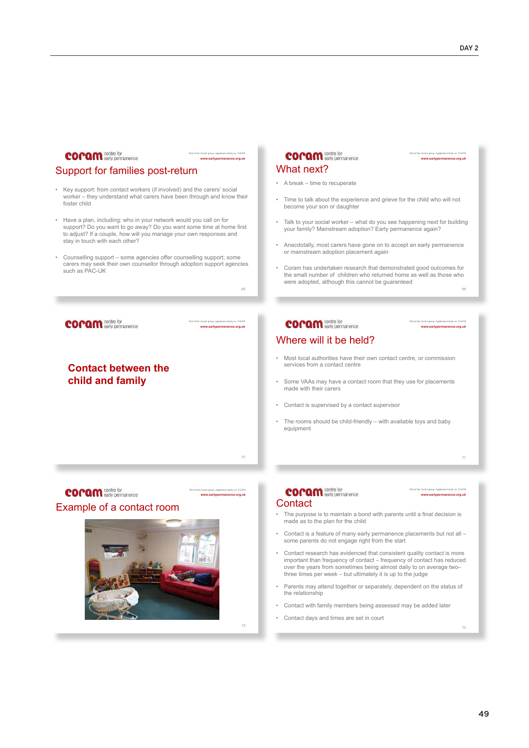## Support for families post-return

- Key support: from contact workers (if involved) and the carers' social worker – they understand what carers have been through and know their foster child
- Have a plan, including: who in your network would you call on for support? Do you want to go away? Do you want some time at home first to adjust? If a couple, how will you manage your own responses and stay in touch with each other?
- Counselling support – some agencies offer counselling support; some carers may seek their own counsellor through adoption support agencies such as PAC-UK

## What next?

- A break – time to recuperate
- Time to talk about the experience and grieve for the child who will not become your son or daughter
- Talk to your social worker – what do you see happening next for building your family? Mainstream adoption? Early permanence again?
- Anecdotally, most carers have gone on to accept an early permanence or mainstream adoption placement again
- Coram has undertaken research that demonstrated good outcomes for the small number of children who returned home as well as those who were adopted, although this cannot be guaranteed

## Contact between the child and family

## Where will it be held?

- Most local authorities have their own contact centre, or commission services from a contact centre
- Some VAAs may have a contact room that they use for placements made with their carers
- Contact is supervised by a contact supervisor
- The rooms should be child-friendly – with available toys and baby equipment

## Example of a contact room

## Contact

- The purpose is to maintain a bond with parents until a final decision is made as to the plan for the child
- Contact is a feature of many early permanence placements but not all – some parents do not engage right from the start
- Contact research has evidenced that consistent quality contact is more important than frequency of contact – frequency of contact has reduced over the years from sometimes being almost daily to on average two–three times per week – but ultimately it is up to the judge
- Parents may attend together or separately, dependent on the status of the relationship
- Contact with family members being assessed may be added later
- Contact days and times are set in court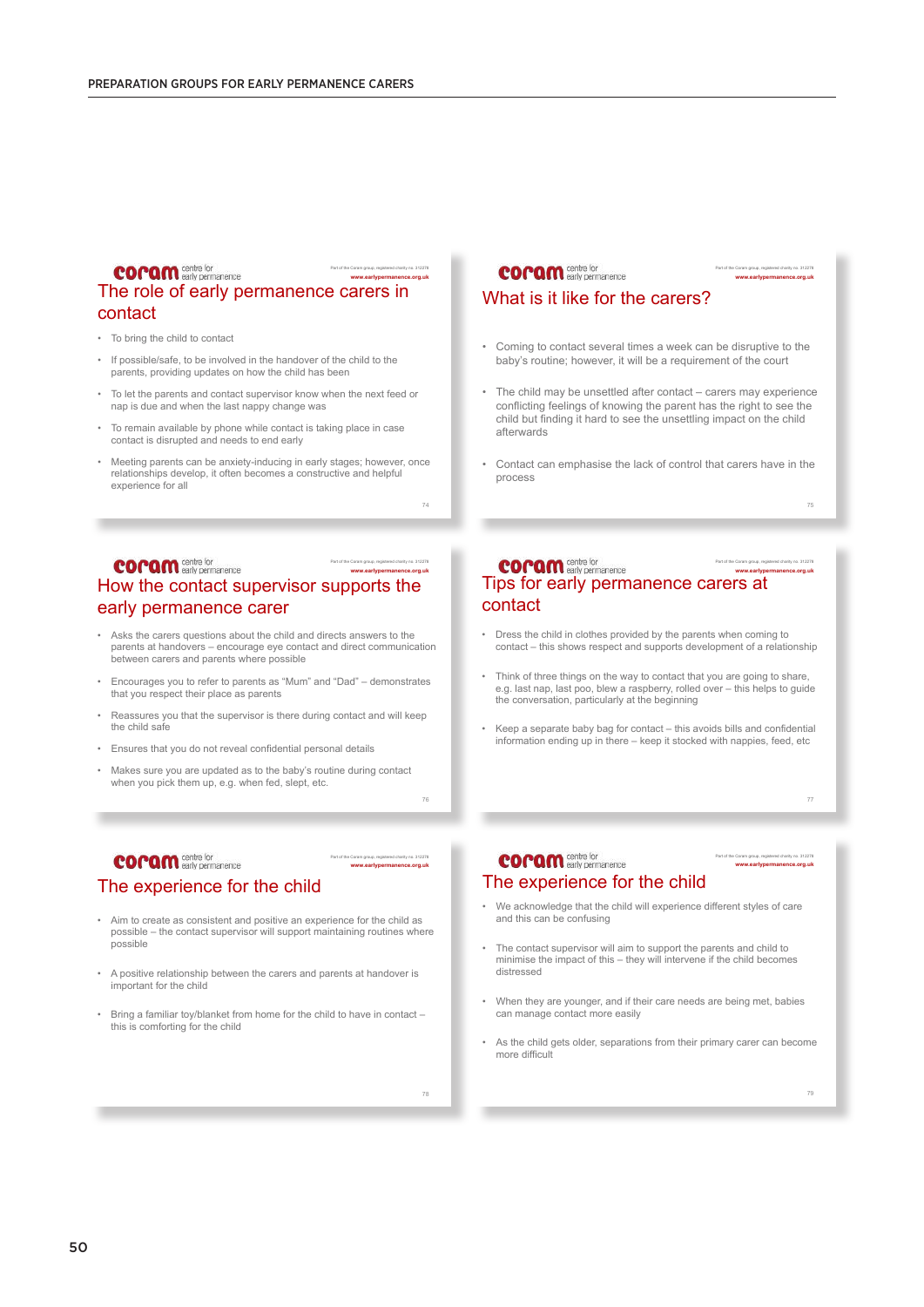## The role of early permanence carers in contact

- To bring the child to contact
- If possible/safe, to be involved in the handover of the child to the parents, providing updates on how the child has been
- To let the parents and contact supervisor know when the next feed or nap is due and when the last nappy change was
- To remain available by phone while contact is taking place in case contact is disrupted and needs to end early
- Meeting parents can be anxiety-inducing in early stages; however, once relationships develop, it often becomes a constructive and helpful experience for all

## What is it like for the carers?

- Coming to contact several times a week can be disruptive to the baby's routine; however, it will be a requirement of the court
- The child may be unsettled after contact – carers may experience conflicting feelings of knowing the parent has the right to see the child but finding it hard to see the unsettling impact on the child afterwards
- Contact can emphasise the lack of control that carers have in the process

## How the contact supervisor supports the early permanence carer

- Asks the carers questions about the child and directs answers to the parents at handovers – encourage eye contact and direct communication between carers and parents where possible
- Encourages you to refer to parents as "Mum" and "Dad" – demonstrates that you respect their place as parents
- Reassures you that the supervisor is there during contact and will keep the child safe
- Ensures that you do not reveal confidential personal details
- Makes sure you are updated as to the baby's routine during contact when you pick them up, e.g. when fed, slept, etc.

## Tips for early permanence carers at contact

- Dress the child in clothes provided by the parents when coming to contact – this shows respect and supports development of a relationship
- Think of three things on the way to contact that you are going to share, e.g. last nap, last poo, blew a raspberry, rolled over – this helps to guide the conversation, particularly at the beginning
- Keep a separate baby bag for contact – this avoids bills and confidential information ending up in there – keep it stocked with nappies, feed, etc

## The experience for the child

- Aim to create as consistent and positive an experience for the child as possible – the contact supervisor will support maintaining routines where possible
- A positive relationship between the carers and parents at handover is important for the child
- Bring a familiar toy/blanket from home for the child to have in contact – this is comforting for the child

## The experience for the child

- We acknowledge that the child will experience different styles of care and this can be confusing
- The contact supervisor will aim to support the parents and child to minimise the impact of this – they will intervene if the child becomes distressed
- When they are younger, and if their care needs are being met, babies can manage contact more easily
- As the child gets older, separations from their primary carer can become more difficult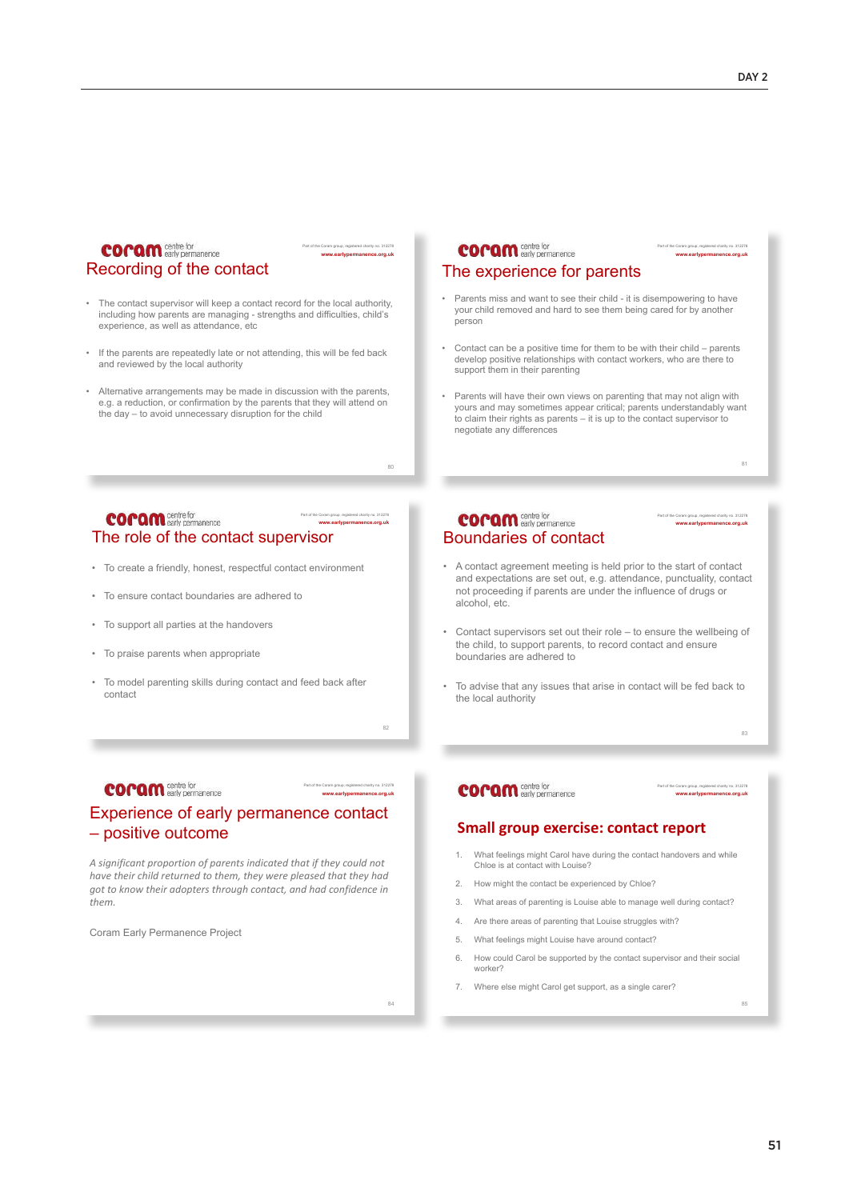## Recording of the contact

- The contact supervisor will keep a contact record for the local authority, including how parents are managing - strengths and difficulties, child's experience, as well as attendance, etc
- If the parents are repeatedly late or not attending, this will be fed back and reviewed by the local authority
- Alternative arrangements may be made in discussion with the parents, e.g. a reduction, or confirmation by the parents that they will attend on the day – to avoid unnecessary disruption for the child

## The experience for parents

- Parents miss and want to see their child - it is disempowering to have your child removed and hard to see them being cared for by another person
- Contact can be a positive time for them to be with their child – parents develop positive relationships with contact workers, who are there to support them in their parenting
- Parents will have their own views on parenting that may not align with yours and may sometimes appear critical; parents understandably want to claim their rights as parents – it is up to the contact supervisor to negotiate any differences

## The role of the contact supervisor

- To create a friendly, honest, respectful contact environment
- To ensure contact boundaries are adhered to
- To support all parties at the handovers
- To praise parents when appropriate
- To model parenting skills during contact and feed back after contact

## Boundaries of contact

- A contact agreement meeting is held prior to the start of contact and expectations are set out, e.g. attendance, punctuality, contact not proceeding if parents are under the influence of drugs or alcohol, etc.
- Contact supervisors set out their role – to ensure the wellbeing of the child, to support parents, to record contact and ensure boundaries are adhered to
- To advise that any issues that arise in contact will be fed back to the local authority

## Experience of early permanence contact – positive outcome

*A significant proportion of parents indicated that if they could not have their child returned to them, they were pleased that they had got to know their adopters through contact, and had confidence in them.*

Coram Early Permanence Project

## Small group exercise: contact report

1. What feelings might Carol have during the contact handovers and while Chloe is at contact with Louise?
2. How might the contact be experienced by Chloe?
3. What areas of parenting is Louise able to manage well during contact?
4. Are there areas of parenting that Louise struggles with?
5. What feelings might Louise have around contact?
6. How could Carol be supported by the contact supervisor and their social worker?
7. Where else might Carol get support, as a single carer?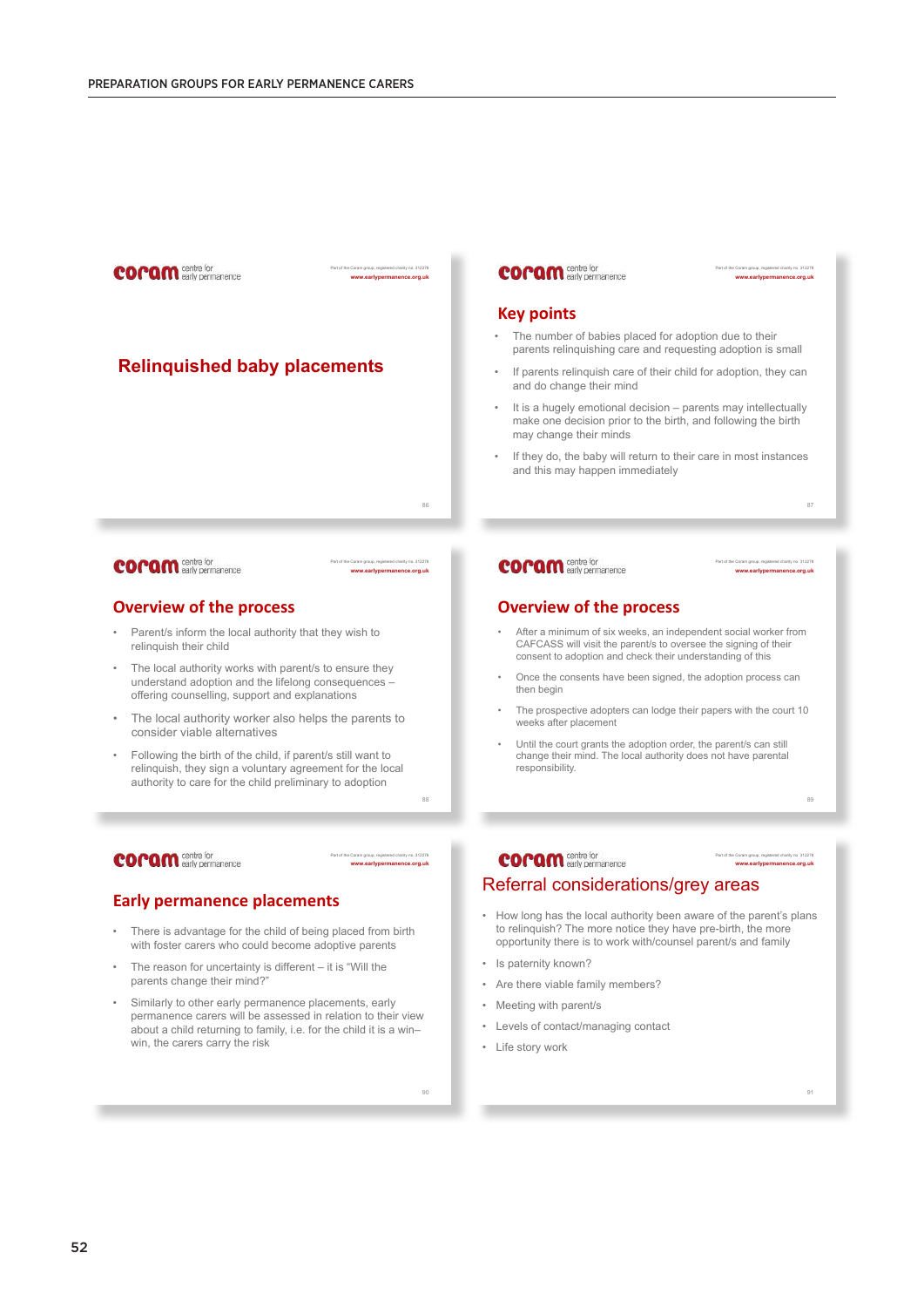## Relinquished baby placements

## Key points

- The number of babies placed for adoption due to their parents relinquishing care and requesting adoption is small
- If parents relinquish care of their child for adoption, they can and do change their mind
- It is a hugely emotional decision – parents may intellectually make one decision prior to the birth, and following the birth may change their minds
- If they do, the baby will return to their care in most instances and this may happen immediately

## Overview of the process

- Parent/s inform the local authority that they wish to relinquish their child
- The local authority works with parent/s to ensure they understand adoption and the lifelong consequences – offering counselling, support and explanations
- The local authority worker also helps the parents to consider viable alternatives
- Following the birth of the child, if parent/s still want to relinquish, they sign a voluntary agreement for the local authority to care for the child preliminary to adoption

## Overview of the process

- After a minimum of six weeks, an independent social worker from CAFCASS will visit the parent/s to oversee the signing of their consent to adoption and check their understanding of this
- Once the consents have been signed, the adoption process can then begin
- The prospective adopters can lodge their papers with the court 10 weeks after placement
- Until the court grants the adoption order, the parent/s can still change their mind. The local authority does not have parental responsibility.

## Early permanence placements

- There is advantage for the child of being placed from birth with foster carers who could become adoptive parents
- The reason for uncertainty is different – it is "Will the parents change their mind?"
- Similarly to other early permanence placements, early permanence carers will be assessed in relation to their view about a child returning to family, i.e. for the child it is a win–win, the carers carry the risk

## Referral considerations/grey areas

- How long has the local authority been aware of the parent's plans to relinquish? The more notice they have pre-birth, the more opportunity there is to work with/counsel parent/s and family
- Is paternity known?
- Are there viable family members?
- Meeting with parent/s
- Levels of contact/managing contact
- Life story work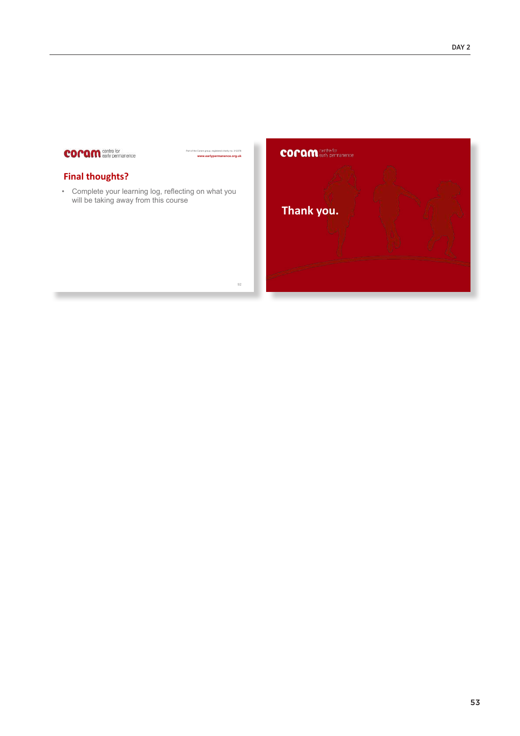coram centre for early permanence

Part of the Coram group, registered charity no. 312278
www.earlypermanence.org.uk

## Final thoughts?

- Complete your learning log, reflecting on what you will be taking away from this course

92

coram centre for early permanence

**Thank you.**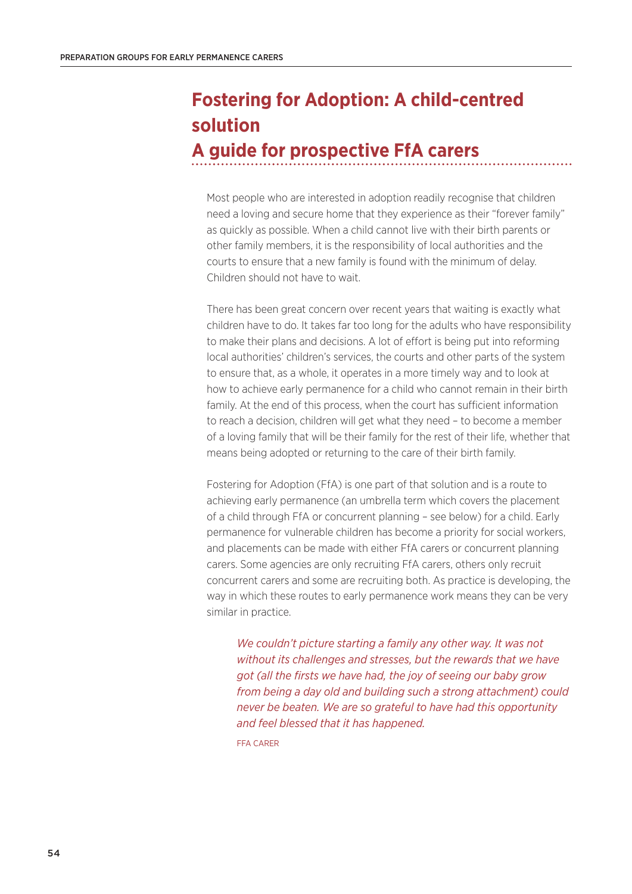# Fostering for Adoption: A child-centred solution
# A guide for prospective FfA carers

Most people who are interested in adoption readily recognise that children need a loving and secure home that they experience as their "forever family" as quickly as possible. When a child cannot live with their birth parents or other family members, it is the responsibility of local authorities and the courts to ensure that a new family is found with the minimum of delay. Children should not have to wait.

There has been great concern over recent years that waiting is exactly what children have to do. It takes far too long for the adults who have responsibility to make their plans and decisions. A lot of effort is being put into reforming local authorities' children's services, the courts and other parts of the system to ensure that, as a whole, it operates in a more timely way and to look at how to achieve early permanence for a child who cannot remain in their birth family. At the end of this process, when the court has sufficient information to reach a decision, children will get what they need – to become a member of a loving family that will be their family for the rest of their life, whether that means being adopted or returning to the care of their birth family.

Fostering for Adoption (FfA) is one part of that solution and is a route to achieving early permanence (an umbrella term which covers the placement of a child through FfA or concurrent planning – see below) for a child. Early permanence for vulnerable children has become a priority for social workers, and placements can be made with either FfA carers or concurrent planning carers. Some agencies are only recruiting FfA carers, others only recruit concurrent carers and some are recruiting both. As practice is developing, the way in which these routes to early permanence work means they can be very similar in practice.

> *We couldn't picture starting a family any other way. It was not without its challenges and stresses, but the rewards that we have got (all the firsts we have had, the joy of seeing our baby grow from being a day old and building such a strong attachment) could never be beaten. We are so grateful to have had this opportunity and feel blessed that it has happened.*
>
> FFA CARER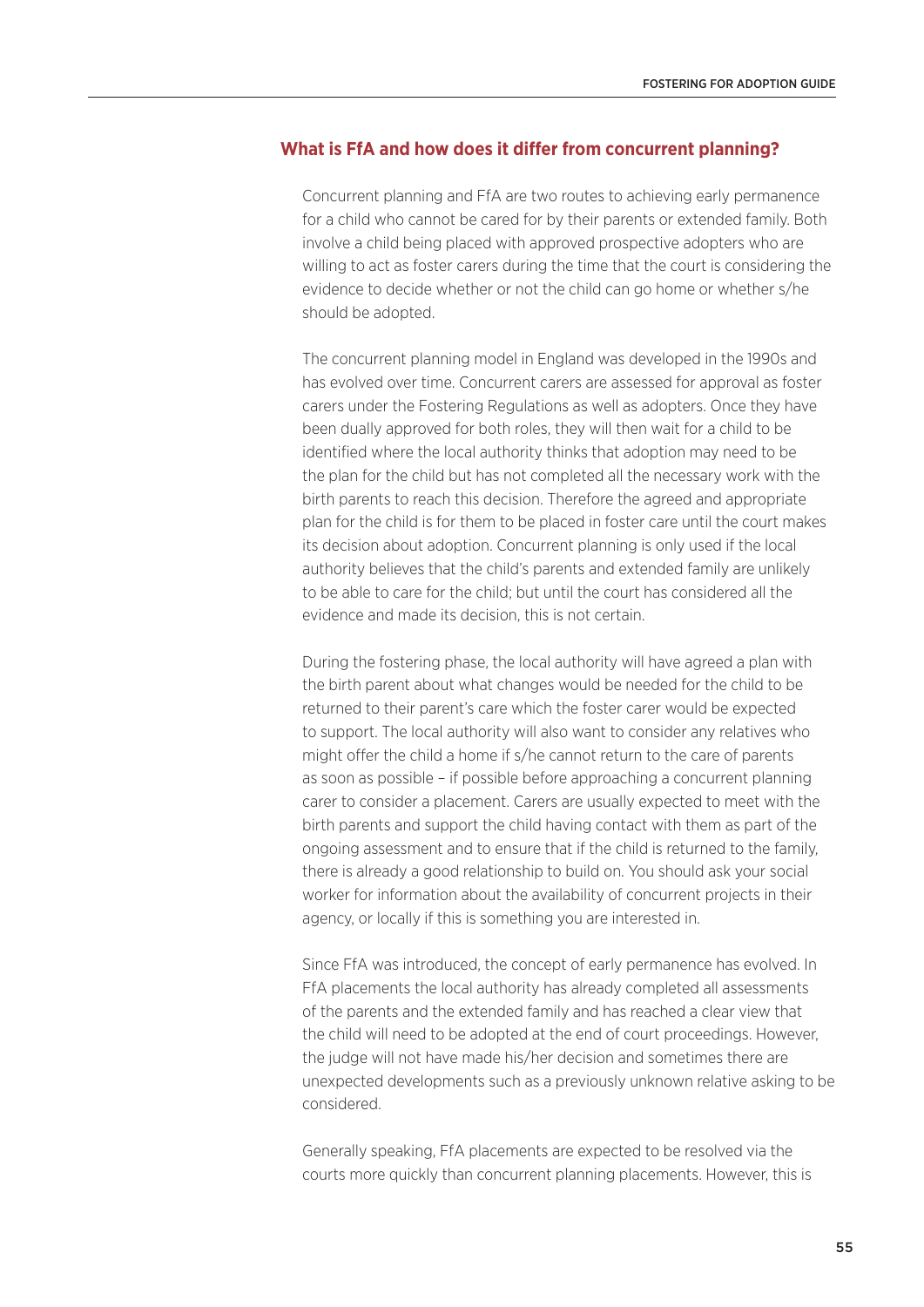## What is FfA and how does it differ from concurrent planning?

Concurrent planning and FfA are two routes to achieving early permanence for a child who cannot be cared for by their parents or extended family. Both involve a child being placed with approved prospective adopters who are willing to act as foster carers during the time that the court is considering the evidence to decide whether or not the child can go home or whether s/he should be adopted.

The concurrent planning model in England was developed in the 1990s and has evolved over time. Concurrent carers are assessed for approval as foster carers under the Fostering Regulations as well as adopters. Once they have been dually approved for both roles, they will then wait for a child to be identified where the local authority thinks that adoption may need to be the plan for the child but has not completed all the necessary work with the birth parents to reach this decision. Therefore the agreed and appropriate plan for the child is for them to be placed in foster care until the court makes its decision about adoption. Concurrent planning is only used if the local authority believes that the child's parents and extended family are unlikely to be able to care for the child; but until the court has considered all the evidence and made its decision, this is not certain.

During the fostering phase, the local authority will have agreed a plan with the birth parent about what changes would be needed for the child to be returned to their parent's care which the foster carer would be expected to support. The local authority will also want to consider any relatives who might offer the child a home if s/he cannot return to the care of parents as soon as possible – if possible before approaching a concurrent planning carer to consider a placement. Carers are usually expected to meet with the birth parents and support the child having contact with them as part of the ongoing assessment and to ensure that if the child is returned to the family, there is already a good relationship to build on. You should ask your social worker for information about the availability of concurrent projects in their agency, or locally if this is something you are interested in.

Since FfA was introduced, the concept of early permanence has evolved. In FfA placements the local authority has already completed all assessments of the parents and the extended family and has reached a clear view that the child will need to be adopted at the end of court proceedings. However, the judge will not have made his/her decision and sometimes there are unexpected developments such as a previously unknown relative asking to be considered.

Generally speaking, FfA placements are expected to be resolved via the courts more quickly than concurrent planning placements. However, this is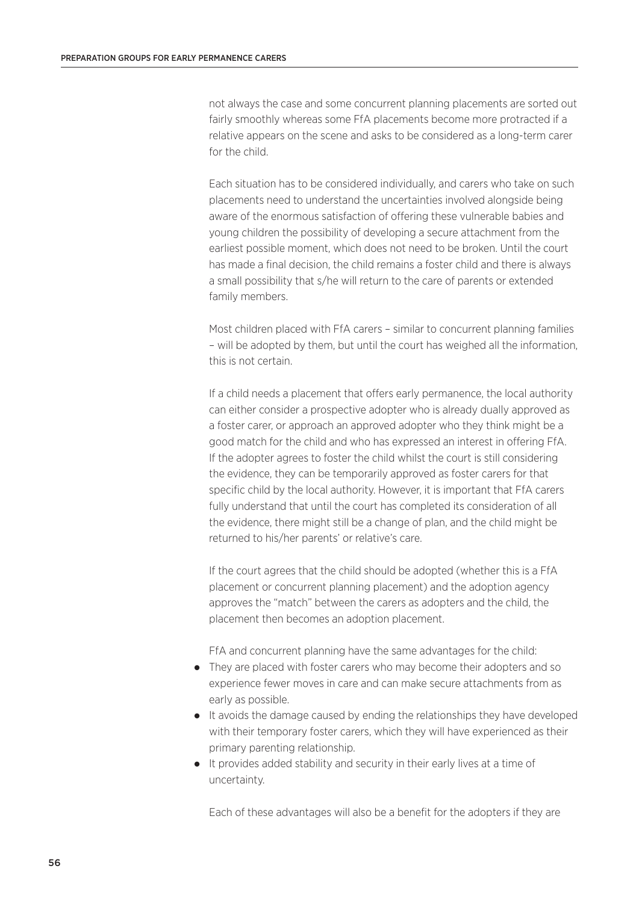not always the case and some concurrent planning placements are sorted out fairly smoothly whereas some FfA placements become more protracted if a relative appears on the scene and asks to be considered as a long-term carer for the child.

Each situation has to be considered individually, and carers who take on such placements need to understand the uncertainties involved alongside being aware of the enormous satisfaction of offering these vulnerable babies and young children the possibility of developing a secure attachment from the earliest possible moment, which does not need to be broken. Until the court has made a final decision, the child remains a foster child and there is always a small possibility that s/he will return to the care of parents or extended family members.

Most children placed with FfA carers – similar to concurrent planning families – will be adopted by them, but until the court has weighed all the information, this is not certain.

If a child needs a placement that offers early permanence, the local authority can either consider a prospective adopter who is already dually approved as a foster carer, or approach an approved adopter who they think might be a good match for the child and who has expressed an interest in offering FfA. If the adopter agrees to foster the child whilst the court is still considering the evidence, they can be temporarily approved as foster carers for that specific child by the local authority. However, it is important that FfA carers fully understand that until the court has completed its consideration of all the evidence, there might still be a change of plan, and the child might be returned to his/her parents' or relative's care.

If the court agrees that the child should be adopted (whether this is a FfA placement or concurrent planning placement) and the adoption agency approves the "match" between the carers as adopters and the child, the placement then becomes an adoption placement.

FfA and concurrent planning have the same advantages for the child:

- They are placed with foster carers who may become their adopters and so experience fewer moves in care and can make secure attachments from as early as possible.
- It avoids the damage caused by ending the relationships they have developed with their temporary foster carers, which they will have experienced as their primary parenting relationship.
- It provides added stability and security in their early lives at a time of uncertainty.

Each of these advantages will also be a benefit for the adopters if they are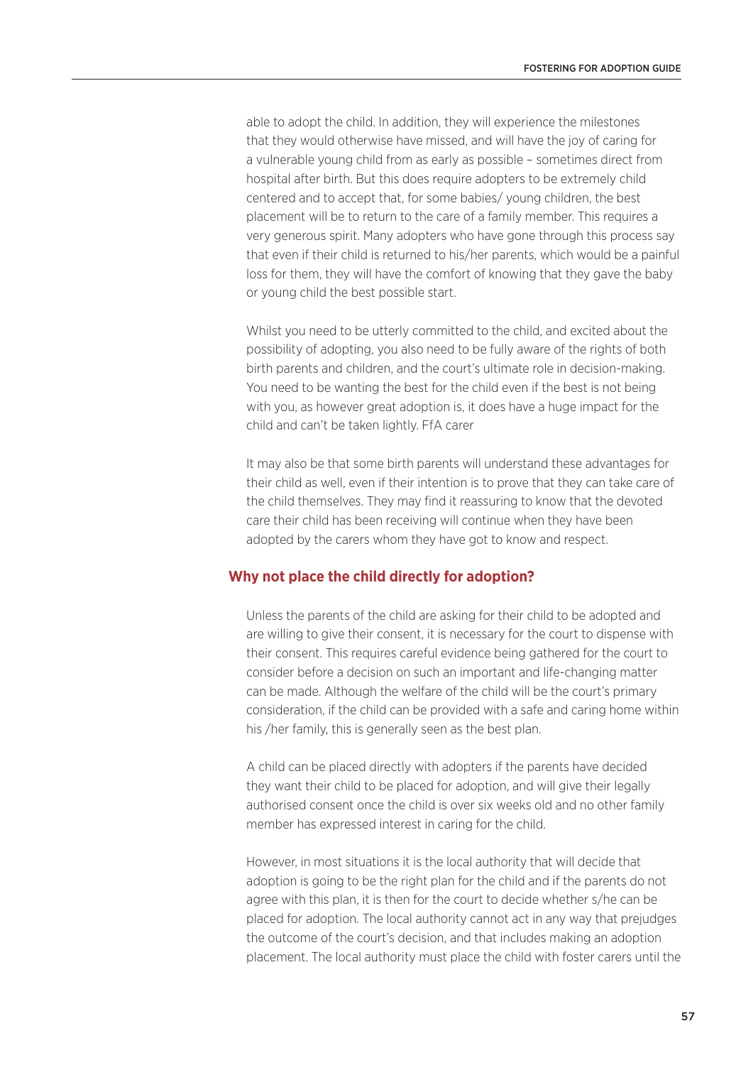able to adopt the child. In addition, they will experience the milestones that they would otherwise have missed, and will have the joy of caring for a vulnerable young child from as early as possible – sometimes direct from hospital after birth. But this does require adopters to be extremely child centered and to accept that, for some babies/ young children, the best placement will be to return to the care of a family member. This requires a very generous spirit. Many adopters who have gone through this process say that even if their child is returned to his/her parents, which would be a painful loss for them, they will have the comfort of knowing that they gave the baby or young child the best possible start.

Whilst you need to be utterly committed to the child, and excited about the possibility of adopting, you also need to be fully aware of the rights of both birth parents and children, and the court's ultimate role in decision-making. You need to be wanting the best for the child even if the best is not being with you, as however great adoption is, it does have a huge impact for the child and can't be taken lightly. FfA carer

It may also be that some birth parents will understand these advantages for their child as well, even if their intention is to prove that they can take care of the child themselves. They may find it reassuring to know that the devoted care their child has been receiving will continue when they have been adopted by the carers whom they have got to know and respect.

## Why not place the child directly for adoption?

Unless the parents of the child are asking for their child to be adopted and are willing to give their consent, it is necessary for the court to dispense with their consent. This requires careful evidence being gathered for the court to consider before a decision on such an important and life-changing matter can be made. Although the welfare of the child will be the court's primary consideration, if the child can be provided with a safe and caring home within his /her family, this is generally seen as the best plan.

A child can be placed directly with adopters if the parents have decided they want their child to be placed for adoption, and will give their legally authorised consent once the child is over six weeks old and no other family member has expressed interest in caring for the child.

However, in most situations it is the local authority that will decide that adoption is going to be the right plan for the child and if the parents do not agree with this plan, it is then for the court to decide whether s/he can be placed for adoption. The local authority cannot act in any way that prejudges the outcome of the court's decision, and that includes making an adoption placement. The local authority must place the child with foster carers until the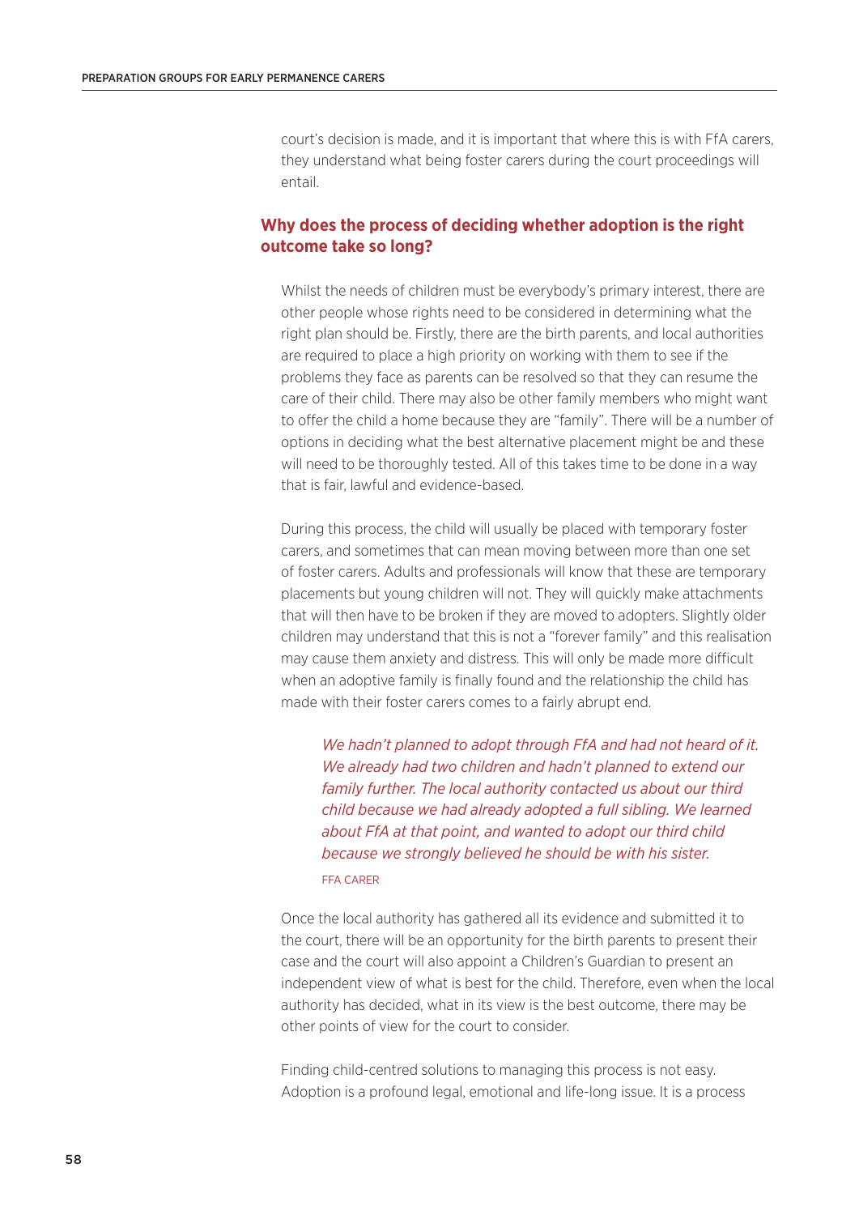court's decision is made, and it is important that where this is with FfA carers, they understand what being foster carers during the court proceedings will entail.

## Why does the process of deciding whether adoption is the right outcome take so long?

Whilst the needs of children must be everybody's primary interest, there are other people whose rights need to be considered in determining what the right plan should be. Firstly, there are the birth parents, and local authorities are required to place a high priority on working with them to see if the problems they face as parents can be resolved so that they can resume the care of their child. There may also be other family members who might want to offer the child a home because they are "family". There will be a number of options in deciding what the best alternative placement might be and these will need to be thoroughly tested. All of this takes time to be done in a way that is fair, lawful and evidence-based.

During this process, the child will usually be placed with temporary foster carers, and sometimes that can mean moving between more than one set of foster carers. Adults and professionals will know that these are temporary placements but young children will not. They will quickly make attachments that will then have to be broken if they are moved to adopters. Slightly older children may understand that this is not a "forever family" and this realisation may cause them anxiety and distress. This will only be made more difficult when an adoptive family is finally found and the relationship the child has made with their foster carers comes to a fairly abrupt end.

> *We hadn't planned to adopt through FfA and had not heard of it. We already had two children and hadn't planned to extend our family further. The local authority contacted us about our third child because we had already adopted a full sibling. We learned about FfA at that point, and wanted to adopt our third child because we strongly believed he should be with his sister.*
>
> FFA CARER

Once the local authority has gathered all its evidence and submitted it to the court, there will be an opportunity for the birth parents to present their case and the court will also appoint a Children's Guardian to present an independent view of what is best for the child. Therefore, even when the local authority has decided, what in its view is the best outcome, there may be other points of view for the court to consider.

Finding child-centred solutions to managing this process is not easy. Adoption is a profound legal, emotional and life-long issue. It is a process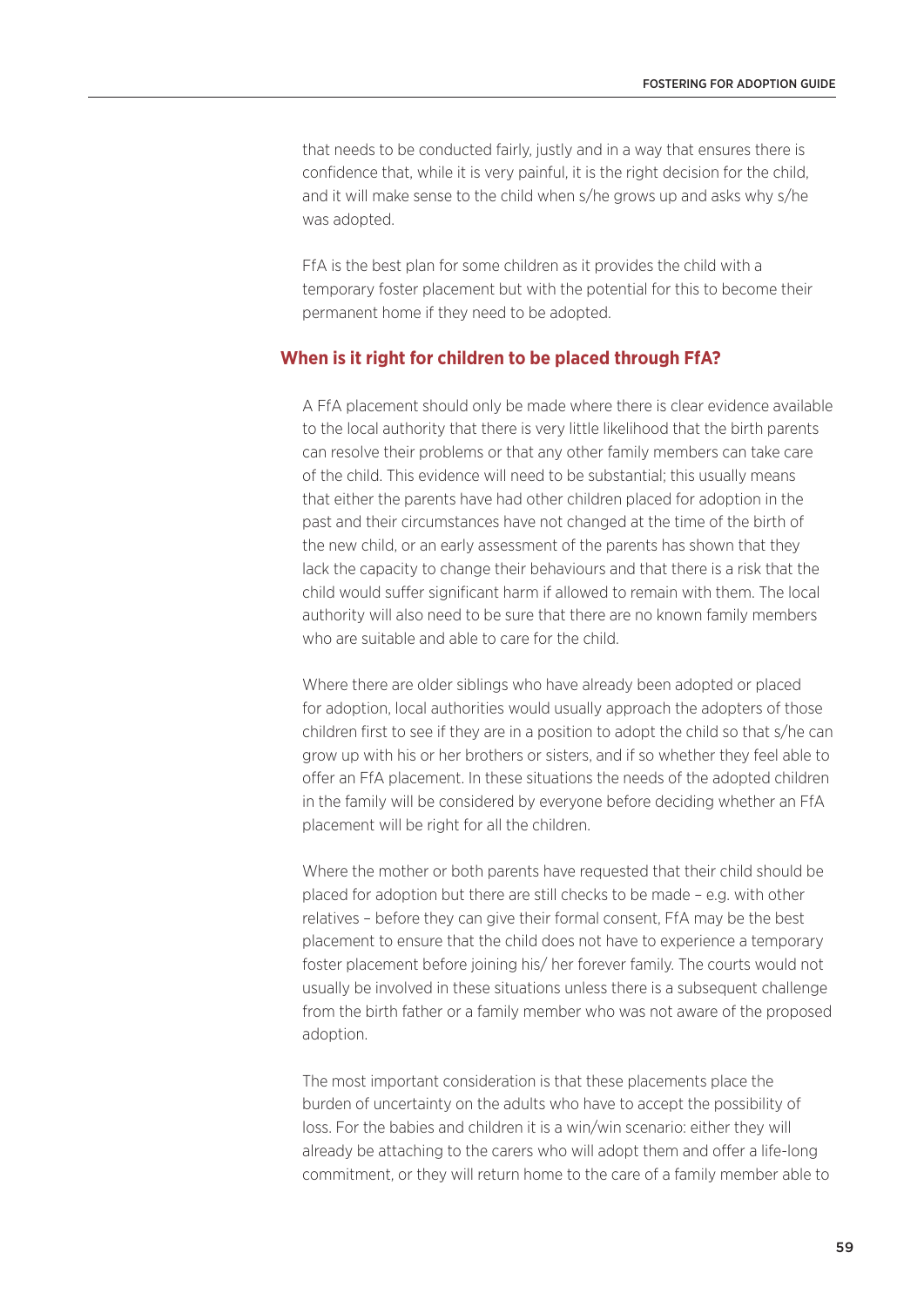that needs to be conducted fairly, justly and in a way that ensures there is confidence that, while it is very painful, it is the right decision for the child, and it will make sense to the child when s/he grows up and asks why s/he was adopted.

FfA is the best plan for some children as it provides the child with a temporary foster placement but with the potential for this to become their permanent home if they need to be adopted.

## When is it right for children to be placed through FfA?

A FfA placement should only be made where there is clear evidence available to the local authority that there is very little likelihood that the birth parents can resolve their problems or that any other family members can take care of the child. This evidence will need to be substantial; this usually means that either the parents have had other children placed for adoption in the past and their circumstances have not changed at the time of the birth of the new child, or an early assessment of the parents has shown that they lack the capacity to change their behaviours and that there is a risk that the child would suffer significant harm if allowed to remain with them. The local authority will also need to be sure that there are no known family members who are suitable and able to care for the child.

Where there are older siblings who have already been adopted or placed for adoption, local authorities would usually approach the adopters of those children first to see if they are in a position to adopt the child so that s/he can grow up with his or her brothers or sisters, and if so whether they feel able to offer an FfA placement. In these situations the needs of the adopted children in the family will be considered by everyone before deciding whether an FfA placement will be right for all the children.

Where the mother or both parents have requested that their child should be placed for adoption but there are still checks to be made – e.g. with other relatives – before they can give their formal consent, FfA may be the best placement to ensure that the child does not have to experience a temporary foster placement before joining his/ her forever family. The courts would not usually be involved in these situations unless there is a subsequent challenge from the birth father or a family member who was not aware of the proposed adoption.

The most important consideration is that these placements place the burden of uncertainty on the adults who have to accept the possibility of loss. For the babies and children it is a win/win scenario: either they will already be attaching to the carers who will adopt them and offer a life-long commitment, or they will return home to the care of a family member able to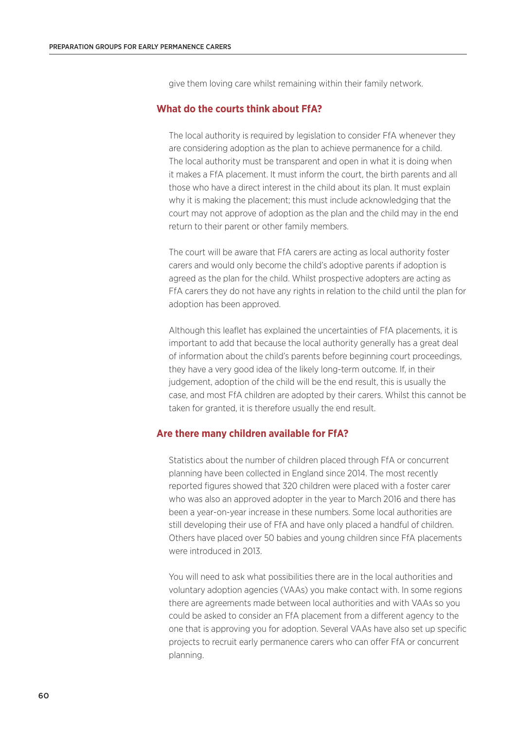give them loving care whilst remaining within their family network.

## What do the courts think about FfA?

The local authority is required by legislation to consider FfA whenever they are considering adoption as the plan to achieve permanence for a child. The local authority must be transparent and open in what it is doing when it makes a FfA placement. It must inform the court, the birth parents and all those who have a direct interest in the child about its plan. It must explain why it is making the placement; this must include acknowledging that the court may not approve of adoption as the plan and the child may in the end return to their parent or other family members.

The court will be aware that FfA carers are acting as local authority foster carers and would only become the child's adoptive parents if adoption is agreed as the plan for the child. Whilst prospective adopters are acting as FfA carers they do not have any rights in relation to the child until the plan for adoption has been approved.

Although this leaflet has explained the uncertainties of FfA placements, it is important to add that because the local authority generally has a great deal of information about the child's parents before beginning court proceedings, they have a very good idea of the likely long-term outcome. If, in their judgement, adoption of the child will be the end result, this is usually the case, and most FfA children are adopted by their carers. Whilst this cannot be taken for granted, it is therefore usually the end result.

## Are there many children available for FfA?

Statistics about the number of children placed through FfA or concurrent planning have been collected in England since 2014. The most recently reported figures showed that 320 children were placed with a foster carer who was also an approved adopter in the year to March 2016 and there has been a year-on-year increase in these numbers. Some local authorities are still developing their use of FfA and have only placed a handful of children. Others have placed over 50 babies and young children since FfA placements were introduced in 2013.

You will need to ask what possibilities there are in the local authorities and voluntary adoption agencies (VAAs) you make contact with. In some regions there are agreements made between local authorities and with VAAs so you could be asked to consider an FfA placement from a different agency to the one that is approving you for adoption. Several VAAs have also set up specific projects to recruit early permanence carers who can offer FfA or concurrent planning.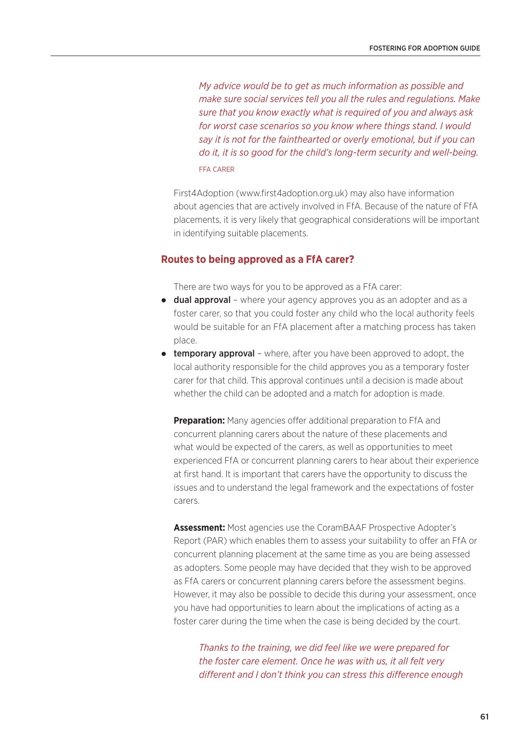*My advice would be to get as much information as possible and make sure social services tell you all the rules and regulations. Make sure that you know exactly what is required of you and always ask for worst case scenarios so you know where things stand. I would say it is not for the fainthearted or overly emotional, but if you can do it, it is so good for the child's long-term security and well-being.*

FFA CARER

First4Adoption (www.first4adoption.org.uk) may also have information about agencies that are actively involved in FfA. Because of the nature of FfA placements, it is very likely that geographical considerations will be important in identifying suitable placements.

## Routes to being approved as a FfA carer?

There are two ways for you to be approved as a FfA carer:

- **dual approval** – where your agency approves you as an adopter and as a foster carer, so that you could foster any child who the local authority feels would be suitable for an FfA placement after a matching process has taken place.
- **temporary approval** – where, after you have been approved to adopt, the local authority responsible for the child approves you as a temporary foster carer for that child. This approval continues until a decision is made about whether the child can be adopted and a match for adoption is made.

**Preparation:** Many agencies offer additional preparation to FfA and concurrent planning carers about the nature of these placements and what would be expected of the carers, as well as opportunities to meet experienced FfA or concurrent planning carers to hear about their experience at first hand. It is important that carers have the opportunity to discuss the issues and to understand the legal framework and the expectations of foster carers.

**Assessment:** Most agencies use the CoramBAAF Prospective Adopter's Report (PAR) which enables them to assess your suitability to offer an FfA or concurrent planning placement at the same time as you are being assessed as adopters. Some people may have decided that they wish to be approved as FfA carers or concurrent planning carers before the assessment begins. However, it may also be possible to decide this during your assessment, once you have had opportunities to learn about the implications of acting as a foster carer during the time when the case is being decided by the court.

*Thanks to the training, we did feel like we were prepared for the foster care element. Once he was with us, it all felt very different and I don't think you can stress this difference enough*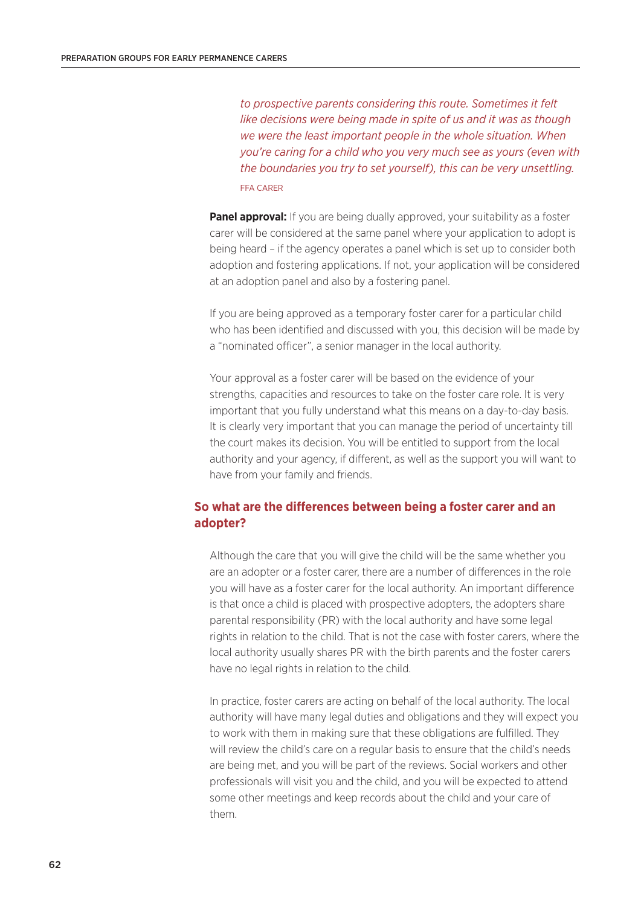*to prospective parents considering this route. Sometimes it felt like decisions were being made in spite of us and it was as though we were the least important people in the whole situation. When you're caring for a child who you very much see as yours (even with the boundaries you try to set yourself), this can be very unsettling.*

FFA CARER

**Panel approval:** If you are being dually approved, your suitability as a foster carer will be considered at the same panel where your application to adopt is being heard – if the agency operates a panel which is set up to consider both adoption and fostering applications. If not, your application will be considered at an adoption panel and also by a fostering panel.

If you are being approved as a temporary foster carer for a particular child who has been identified and discussed with you, this decision will be made by a "nominated officer", a senior manager in the local authority.

Your approval as a foster carer will be based on the evidence of your strengths, capacities and resources to take on the foster care role. It is very important that you fully understand what this means on a day-to-day basis. It is clearly very important that you can manage the period of uncertainty till the court makes its decision. You will be entitled to support from the local authority and your agency, if different, as well as the support you will want to have from your family and friends.

## So what are the differences between being a foster carer and an adopter?

Although the care that you will give the child will be the same whether you are an adopter or a foster carer, there are a number of differences in the role you will have as a foster carer for the local authority. An important difference is that once a child is placed with prospective adopters, the adopters share parental responsibility (PR) with the local authority and have some legal rights in relation to the child. That is not the case with foster carers, where the local authority usually shares PR with the birth parents and the foster carers have no legal rights in relation to the child.

In practice, foster carers are acting on behalf of the local authority. The local authority will have many legal duties and obligations and they will expect you to work with them in making sure that these obligations are fulfilled. They will review the child's care on a regular basis to ensure that the child's needs are being met, and you will be part of the reviews. Social workers and other professionals will visit you and the child, and you will be expected to attend some other meetings and keep records about the child and your care of them.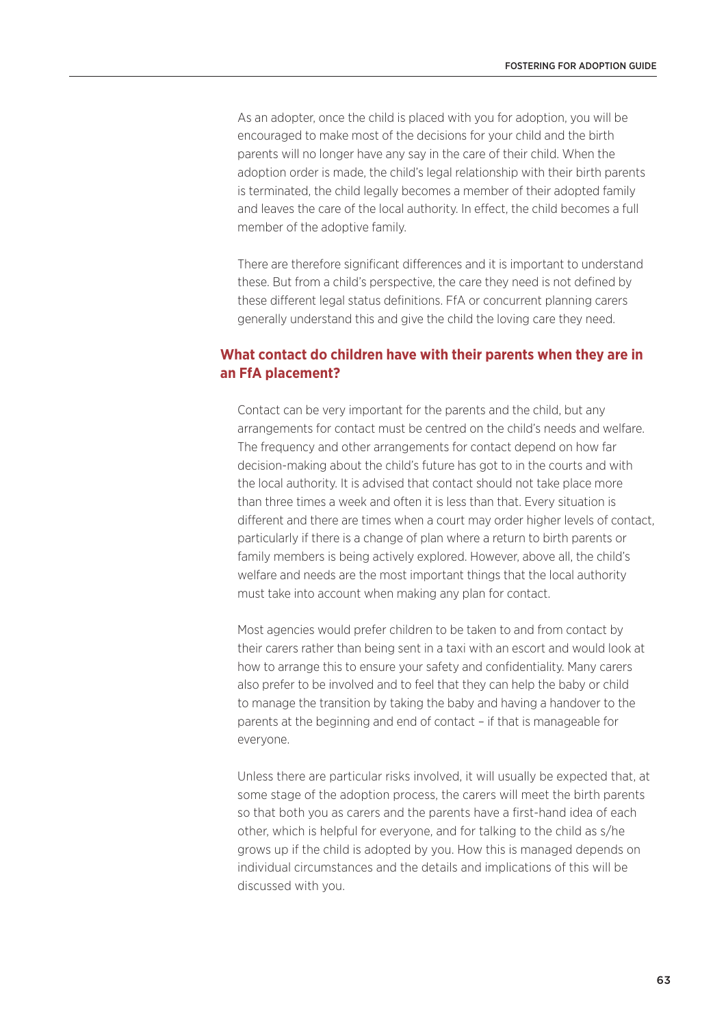As an adopter, once the child is placed with you for adoption, you will be encouraged to make most of the decisions for your child and the birth parents will no longer have any say in the care of their child. When the adoption order is made, the child's legal relationship with their birth parents is terminated, the child legally becomes a member of their adopted family and leaves the care of the local authority. In effect, the child becomes a full member of the adoptive family.

There are therefore significant differences and it is important to understand these. But from a child's perspective, the care they need is not defined by these different legal status definitions. FfA or concurrent planning carers generally understand this and give the child the loving care they need.

### What contact do children have with their parents when they are in an FfA placement?

Contact can be very important for the parents and the child, but any arrangements for contact must be centred on the child's needs and welfare. The frequency and other arrangements for contact depend on how far decision-making about the child's future has got to in the courts and with the local authority. It is advised that contact should not take place more than three times a week and often it is less than that. Every situation is different and there are times when a court may order higher levels of contact, particularly if there is a change of plan where a return to birth parents or family members is being actively explored. However, above all, the child's welfare and needs are the most important things that the local authority must take into account when making any plan for contact.

Most agencies would prefer children to be taken to and from contact by their carers rather than being sent in a taxi with an escort and would look at how to arrange this to ensure your safety and confidentiality. Many carers also prefer to be involved and to feel that they can help the baby or child to manage the transition by taking the baby and having a handover to the parents at the beginning and end of contact – if that is manageable for everyone.

Unless there are particular risks involved, it will usually be expected that, at some stage of the adoption process, the carers will meet the birth parents so that both you as carers and the parents have a first-hand idea of each other, which is helpful for everyone, and for talking to the child as s/he grows up if the child is adopted by you. How this is managed depends on individual circumstances and the details and implications of this will be discussed with you.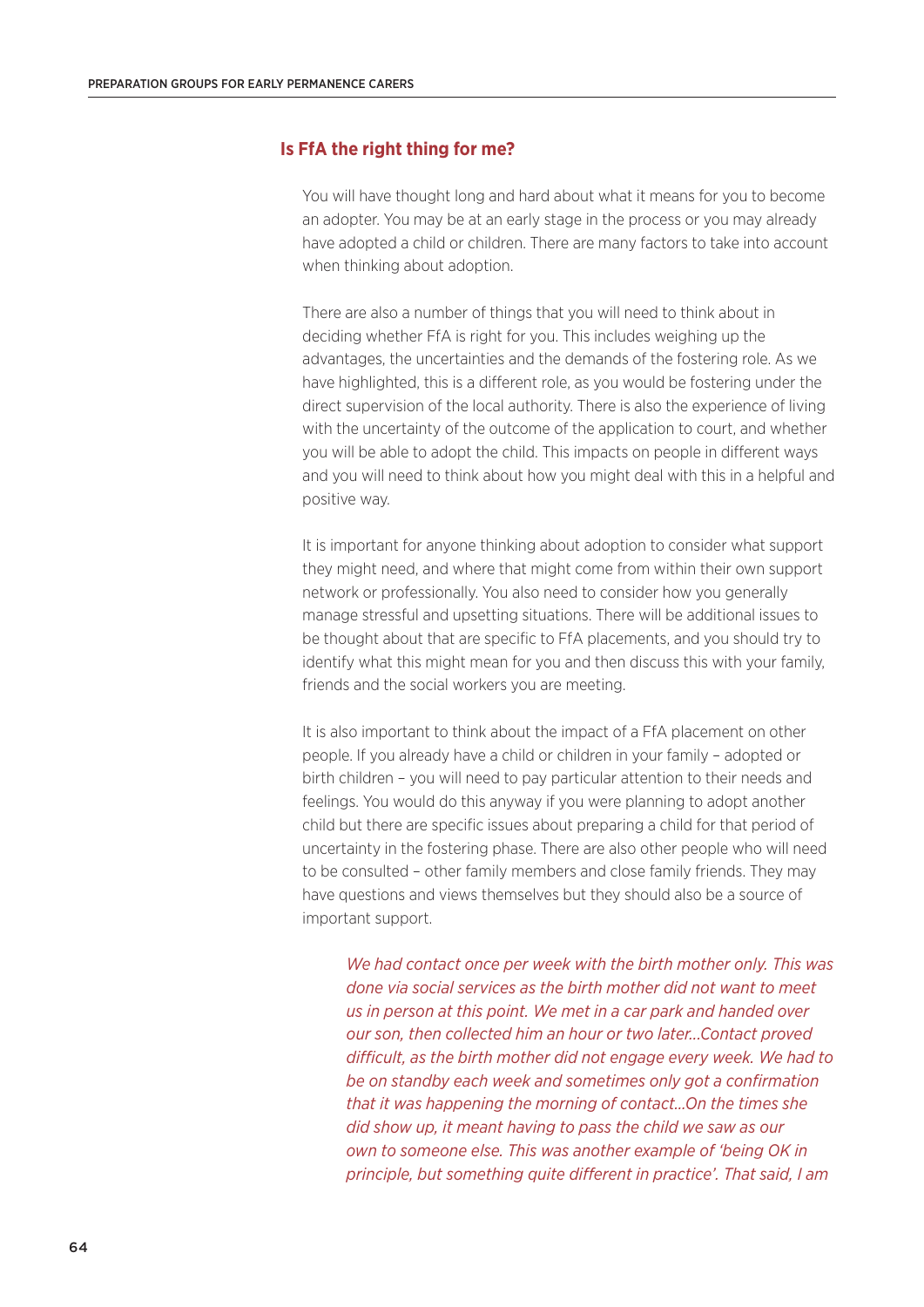## Is FfA the right thing for me?

You will have thought long and hard about what it means for you to become an adopter. You may be at an early stage in the process or you may already have adopted a child or children. There are many factors to take into account when thinking about adoption.

There are also a number of things that you will need to think about in deciding whether FfA is right for you. This includes weighing up the advantages, the uncertainties and the demands of the fostering role. As we have highlighted, this is a different role, as you would be fostering under the direct supervision of the local authority. There is also the experience of living with the uncertainty of the outcome of the application to court, and whether you will be able to adopt the child. This impacts on people in different ways and you will need to think about how you might deal with this in a helpful and positive way.

It is important for anyone thinking about adoption to consider what support they might need, and where that might come from within their own support network or professionally. You also need to consider how you generally manage stressful and upsetting situations. There will be additional issues to be thought about that are specific to FfA placements, and you should try to identify what this might mean for you and then discuss this with your family, friends and the social workers you are meeting.

It is also important to think about the impact of a FfA placement on other people. If you already have a child or children in your family – adopted or birth children – you will need to pay particular attention to their needs and feelings. You would do this anyway if you were planning to adopt another child but there are specific issues about preparing a child for that period of uncertainty in the fostering phase. There are also other people who will need to be consulted – other family members and close family friends. They may have questions and views themselves but they should also be a source of important support.

> *We had contact once per week with the birth mother only. This was done via social services as the birth mother did not want to meet us in person at this point. We met in a car park and handed over our son, then collected him an hour or two later...Contact proved difficult, as the birth mother did not engage every week. We had to be on standby each week and sometimes only got a confirmation that it was happening the morning of contact...On the times she did show up, it meant having to pass the child we saw as our own to someone else. This was another example of 'being OK in principle, but something quite different in practice'. That said, I am*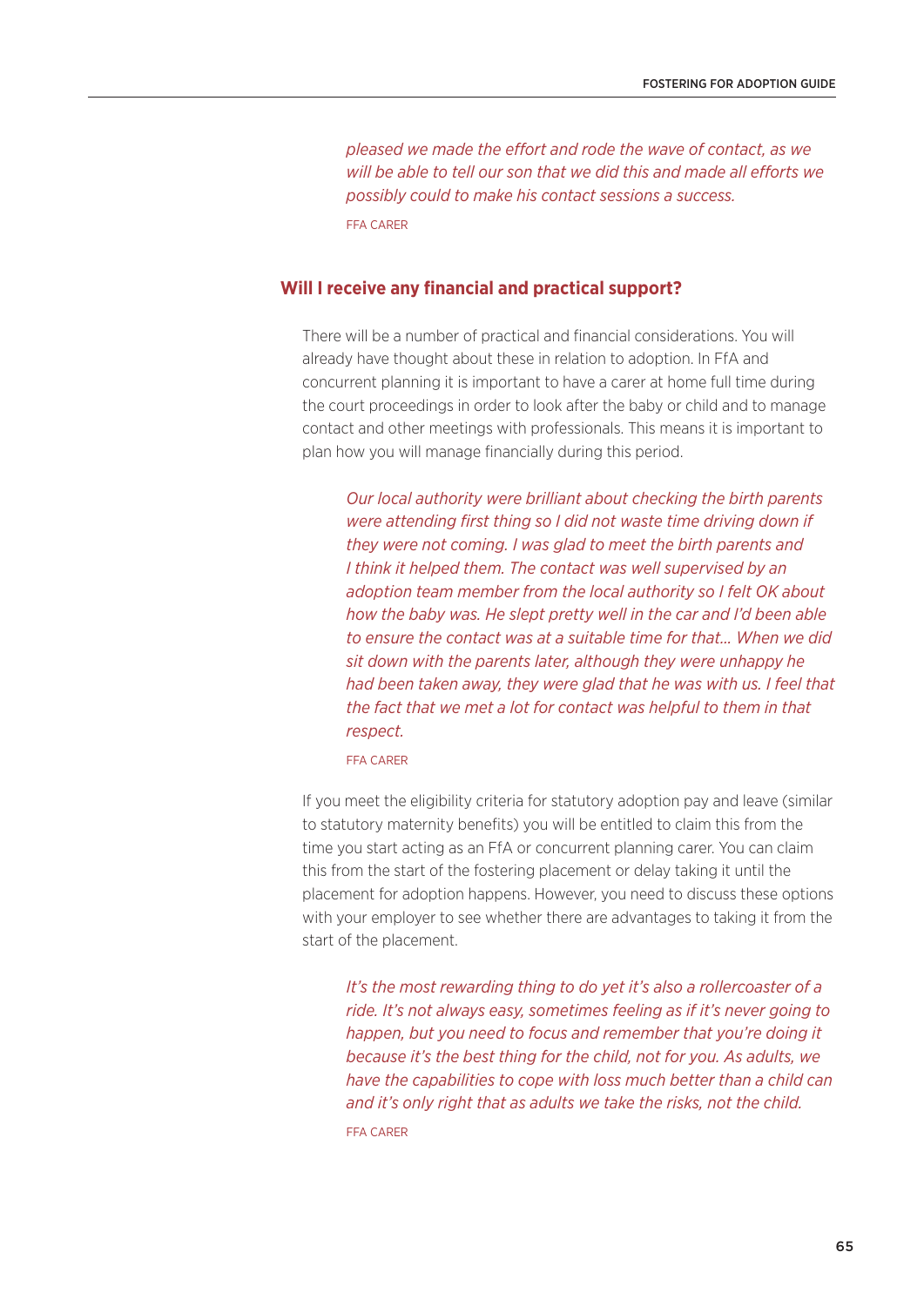*pleased we made the effort and rode the wave of contact, as we will be able to tell our son that we did this and made all efforts we possibly could to make his contact sessions a success.*

FFA CARER

## Will I receive any financial and practical support?

There will be a number of practical and financial considerations. You will already have thought about these in relation to adoption. In FfA and concurrent planning it is important to have a carer at home full time during the court proceedings in order to look after the baby or child and to manage contact and other meetings with professionals. This means it is important to plan how you will manage financially during this period.

*Our local authority were brilliant about checking the birth parents were attending first thing so I did not waste time driving down if they were not coming. I was glad to meet the birth parents and I think it helped them. The contact was well supervised by an adoption team member from the local authority so I felt OK about how the baby was. He slept pretty well in the car and I'd been able to ensure the contact was at a suitable time for that… When we did sit down with the parents later, although they were unhappy he had been taken away, they were glad that he was with us. I feel that the fact that we met a lot for contact was helpful to them in that respect.*

FFA CARER

If you meet the eligibility criteria for statutory adoption pay and leave (similar to statutory maternity benefits) you will be entitled to claim this from the time you start acting as an FfA or concurrent planning carer. You can claim this from the start of the fostering placement or delay taking it until the placement for adoption happens. However, you need to discuss these options with your employer to see whether there are advantages to taking it from the start of the placement.

*It's the most rewarding thing to do yet it's also a rollercoaster of a ride. It's not always easy, sometimes feeling as if it's never going to happen, but you need to focus and remember that you're doing it because it's the best thing for the child, not for you. As adults, we have the capabilities to cope with loss much better than a child can and it's only right that as adults we take the risks, not the child.*

FFA CARER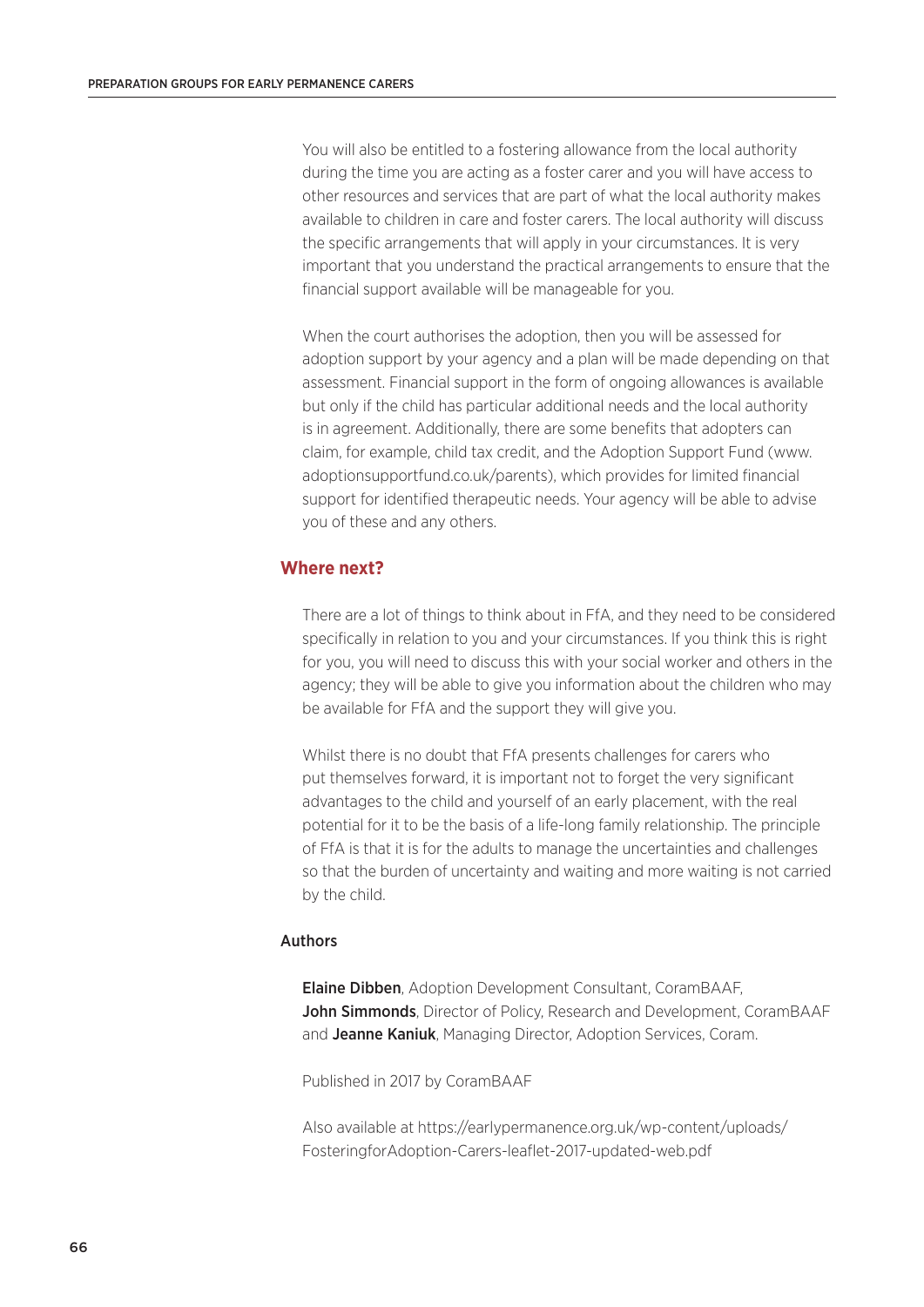You will also be entitled to a fostering allowance from the local authority during the time you are acting as a foster carer and you will have access to other resources and services that are part of what the local authority makes available to children in care and foster carers. The local authority will discuss the specific arrangements that will apply in your circumstances. It is very important that you understand the practical arrangements to ensure that the financial support available will be manageable for you.

When the court authorises the adoption, then you will be assessed for adoption support by your agency and a plan will be made depending on that assessment. Financial support in the form of ongoing allowances is available but only if the child has particular additional needs and the local authority is in agreement. Additionally, there are some benefits that adopters can claim, for example, child tax credit, and the Adoption Support Fund (www.adoptionsupportfund.co.uk/parents), which provides for limited financial support for identified therapeutic needs. Your agency will be able to advise you of these and any others.

## Where next?

There are a lot of things to think about in FfA, and they need to be considered specifically in relation to you and your circumstances. If you think this is right for you, you will need to discuss this with your social worker and others in the agency; they will be able to give you information about the children who may be available for FfA and the support they will give you.

Whilst there is no doubt that FfA presents challenges for carers who put themselves forward, it is important not to forget the very significant advantages to the child and yourself of an early placement, with the real potential for it to be the basis of a life-long family relationship. The principle of FfA is that it is for the adults to manage the uncertainties and challenges so that the burden of uncertainty and waiting and more waiting is not carried by the child.

### Authors

**Elaine Dibben**, Adoption Development Consultant, CoramBAAF, **John Simmonds**, Director of Policy, Research and Development, CoramBAAF and **Jeanne Kaniuk**, Managing Director, Adoption Services, Coram.

Published in 2017 by CoramBAAF

Also available at https://earlypermanence.org.uk/wp-content/uploads/FosteringforAdoption-Carers-leaflet-2017-updated-web.pdf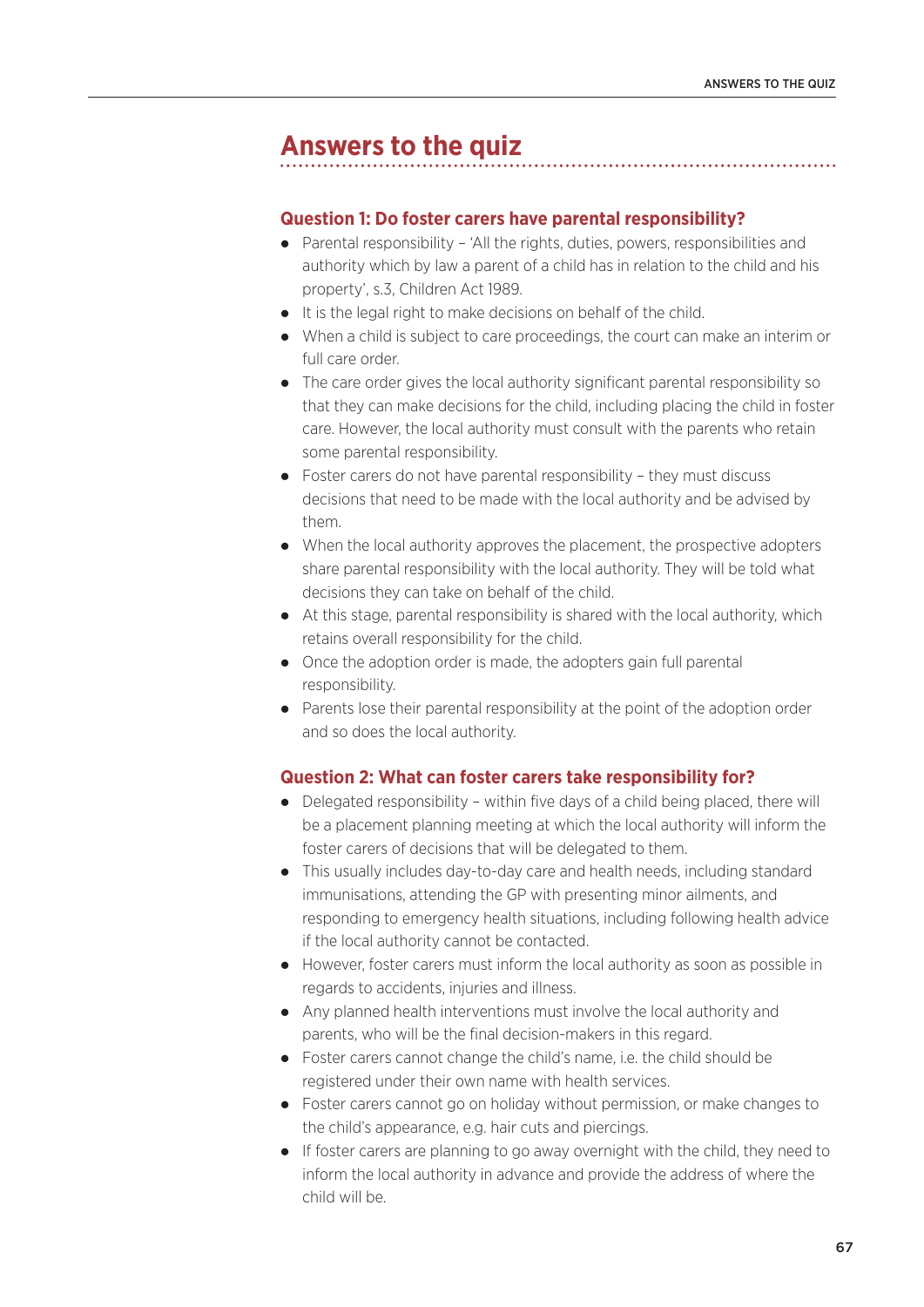## Answers to the quiz

### Question 1: Do foster carers have parental responsibility?

- Parental responsibility – 'All the rights, duties, powers, responsibilities and authority which by law a parent of a child has in relation to the child and his property', s.3, Children Act 1989.
- It is the legal right to make decisions on behalf of the child.
- When a child is subject to care proceedings, the court can make an interim or full care order.
- The care order gives the local authority significant parental responsibility so that they can make decisions for the child, including placing the child in foster care. However, the local authority must consult with the parents who retain some parental responsibility.
- Foster carers do not have parental responsibility – they must discuss decisions that need to be made with the local authority and be advised by them.
- When the local authority approves the placement, the prospective adopters share parental responsibility with the local authority. They will be told what decisions they can take on behalf of the child.
- At this stage, parental responsibility is shared with the local authority, which retains overall responsibility for the child.
- Once the adoption order is made, the adopters gain full parental responsibility.
- Parents lose their parental responsibility at the point of the adoption order and so does the local authority.

### Question 2: What can foster carers take responsibility for?

- Delegated responsibility – within five days of a child being placed, there will be a placement planning meeting at which the local authority will inform the foster carers of decisions that will be delegated to them.
- This usually includes day-to-day care and health needs, including standard immunisations, attending the GP with presenting minor ailments, and responding to emergency health situations, including following health advice if the local authority cannot be contacted.
- However, foster carers must inform the local authority as soon as possible in regards to accidents, injuries and illness.
- Any planned health interventions must involve the local authority and parents, who will be the final decision-makers in this regard.
- Foster carers cannot change the child's name, i.e. the child should be registered under their own name with health services.
- Foster carers cannot go on holiday without permission, or make changes to the child's appearance, e.g. hair cuts and piercings.
- If foster carers are planning to go away overnight with the child, they need to inform the local authority in advance and provide the address of where the child will be.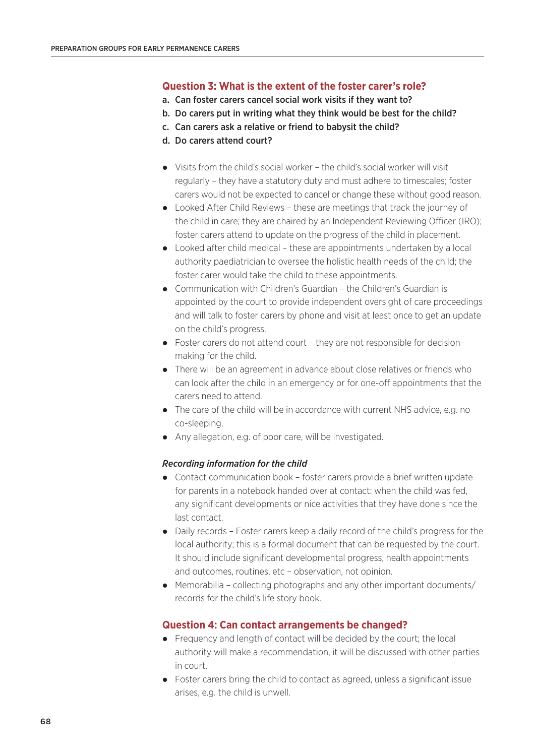### Question 3: What is the extent of the foster carer's role?

a. Can foster carers cancel social work visits if they want to?
b. Do carers put in writing what they think would be best for the child?
c. Can carers ask a relative or friend to babysit the child?
d. Do carers attend court?

- Visits from the child's social worker – the child's social worker will visit regularly – they have a statutory duty and must adhere to timescales; foster carers would not be expected to cancel or change these without good reason.
- Looked After Child Reviews – these are meetings that track the journey of the child in care; they are chaired by an Independent Reviewing Officer (IRO); foster carers attend to update on the progress of the child in placement.
- Looked after child medical – these are appointments undertaken by a local authority paediatrician to oversee the holistic health needs of the child; the foster carer would take the child to these appointments.
- Communication with Children's Guardian – the Children's Guardian is appointed by the court to provide independent oversight of care proceedings and will talk to foster carers by phone and visit at least once to get an update on the child's progress.
- Foster carers do not attend court – they are not responsible for decision-making for the child.
- There will be an agreement in advance about close relatives or friends who can look after the child in an emergency or for one-off appointments that the carers need to attend.
- The care of the child will be in accordance with current NHS advice, e.g. no co-sleeping.
- Any allegation, e.g. of poor care, will be investigated.

#### *Recording information for the child*

- Contact communication book – foster carers provide a brief written update for parents in a notebook handed over at contact: when the child was fed, any significant developments or nice activities that they have done since the last contact.
- Daily records – Foster carers keep a daily record of the child's progress for the local authority; this is a formal document that can be requested by the court. It should include significant developmental progress, health appointments and outcomes, routines, etc – observation, not opinion.
- Memorabilia – collecting photographs and any other important documents/records for the child's life story book.

### Question 4: Can contact arrangements be changed?

- Frequency and length of contact will be decided by the court; the local authority will make a recommendation, it will be discussed with other parties in court.
- Foster carers bring the child to contact as agreed, unless a significant issue arises, e.g. the child is unwell.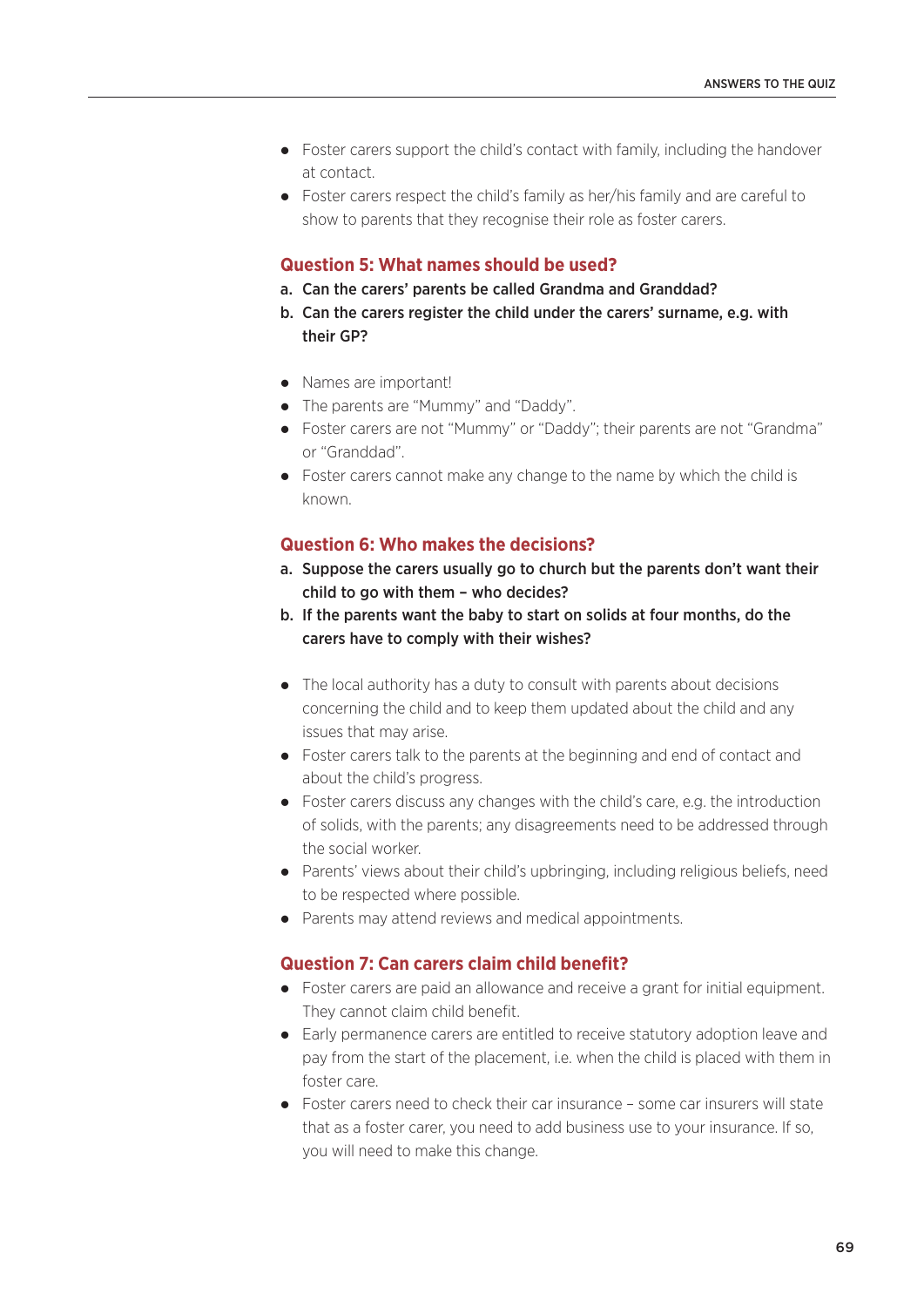- Foster carers support the child's contact with family, including the handover at contact.
- Foster carers respect the child's family as her/his family and are careful to show to parents that they recognise their role as foster carers.

### Question 5: What names should be used?

**a. Can the carers' parents be called Grandma and Granddad?**

**b. Can the carers register the child under the carers' surname, e.g. with their GP?**

- Names are important!
- The parents are "Mummy" and "Daddy".
- Foster carers are not "Mummy" or "Daddy"; their parents are not "Grandma" or "Granddad".
- Foster carers cannot make any change to the name by which the child is known.

### Question 6: Who makes the decisions?

**a. Suppose the carers usually go to church but the parents don't want their child to go with them – who decides?**

**b. If the parents want the baby to start on solids at four months, do the carers have to comply with their wishes?**

- The local authority has a duty to consult with parents about decisions concerning the child and to keep them updated about the child and any issues that may arise.
- Foster carers talk to the parents at the beginning and end of contact and about the child's progress.
- Foster carers discuss any changes with the child's care, e.g. the introduction of solids, with the parents; any disagreements need to be addressed through the social worker.
- Parents' views about their child's upbringing, including religious beliefs, need to be respected where possible.
- Parents may attend reviews and medical appointments.

### Question 7: Can carers claim child benefit?

- Foster carers are paid an allowance and receive a grant for initial equipment. They cannot claim child benefit.
- Early permanence carers are entitled to receive statutory adoption leave and pay from the start of the placement, i.e. when the child is placed with them in foster care.
- Foster carers need to check their car insurance – some car insurers will state that as a foster carer, you need to add business use to your insurance. If so, you will need to make this change.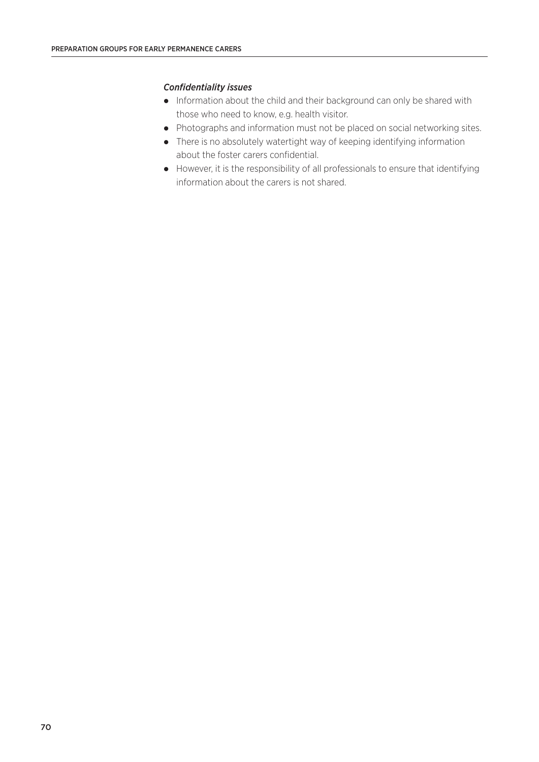*Confidentiality issues*

- Information about the child and their background can only be shared with those who need to know, e.g. health visitor.
- Photographs and information must not be placed on social networking sites.
- There is no absolutely watertight way of keeping identifying information about the foster carers confidential.
- However, it is the responsibility of all professionals to ensure that identifying information about the carers is not shared.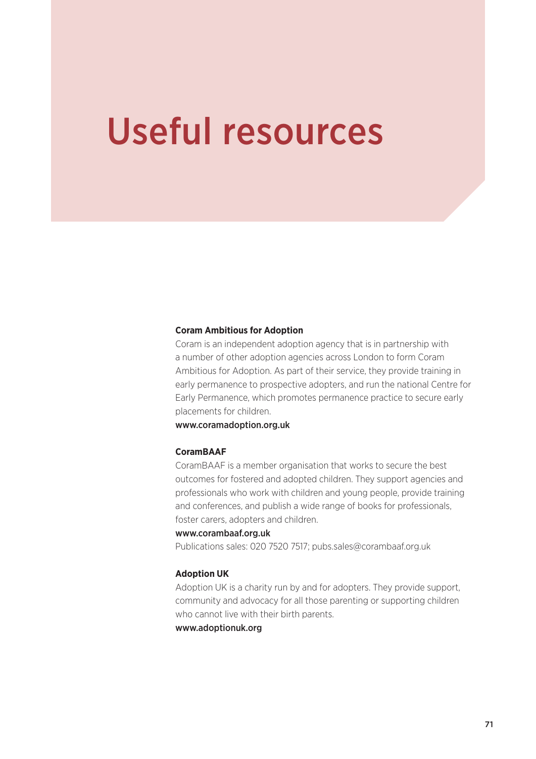# Useful resources

**Coram Ambitious for Adoption**

Coram is an independent adoption agency that is in partnership with a number of other adoption agencies across London to form Coram Ambitious for Adoption. As part of their service, they provide training in early permanence to prospective adopters, and run the national Centre for Early Permanence, which promotes permanence practice to secure early placements for children.

www.coramadoption.org.uk

**CoramBAAF**

CoramBAAF is a member organisation that works to secure the best outcomes for fostered and adopted children. They support agencies and professionals who work with children and young people, provide training and conferences, and publish a wide range of books for professionals, foster carers, adopters and children.

www.corambaaf.org.uk

Publications sales: 020 7520 7517; pubs.sales@corambaaf.org.uk

**Adoption UK**

Adoption UK is a charity run by and for adopters. They provide support, community and advocacy for all those parenting or supporting children who cannot live with their birth parents.

www.adoptionuk.org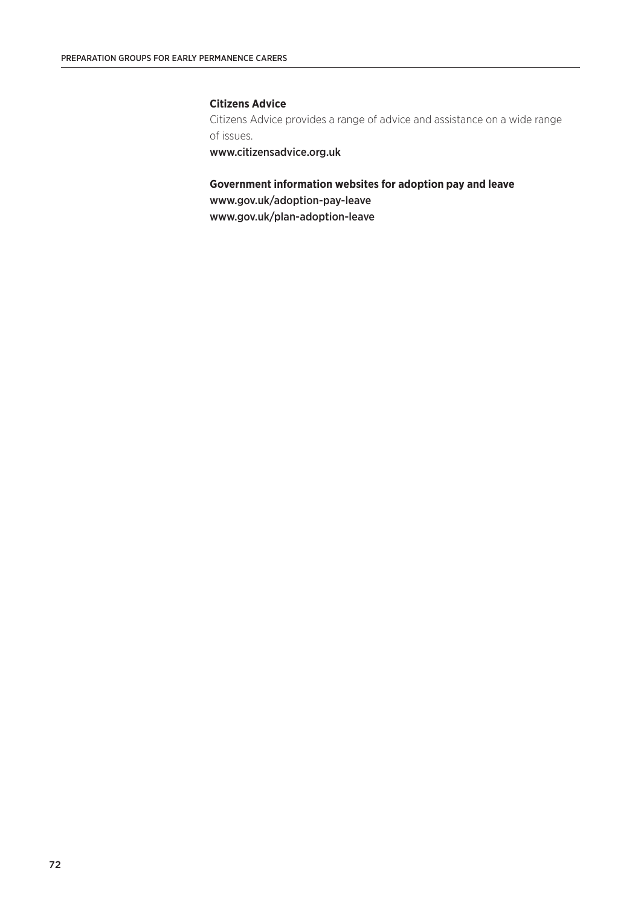**Citizens Advice**

Citizens Advice provides a range of advice and assistance on a wide range of issues.

www.citizensadvice.org.uk

**Government information websites for adoption pay and leave**

www.gov.uk/adoption-pay-leave

www.gov.uk/plan-adoption-leave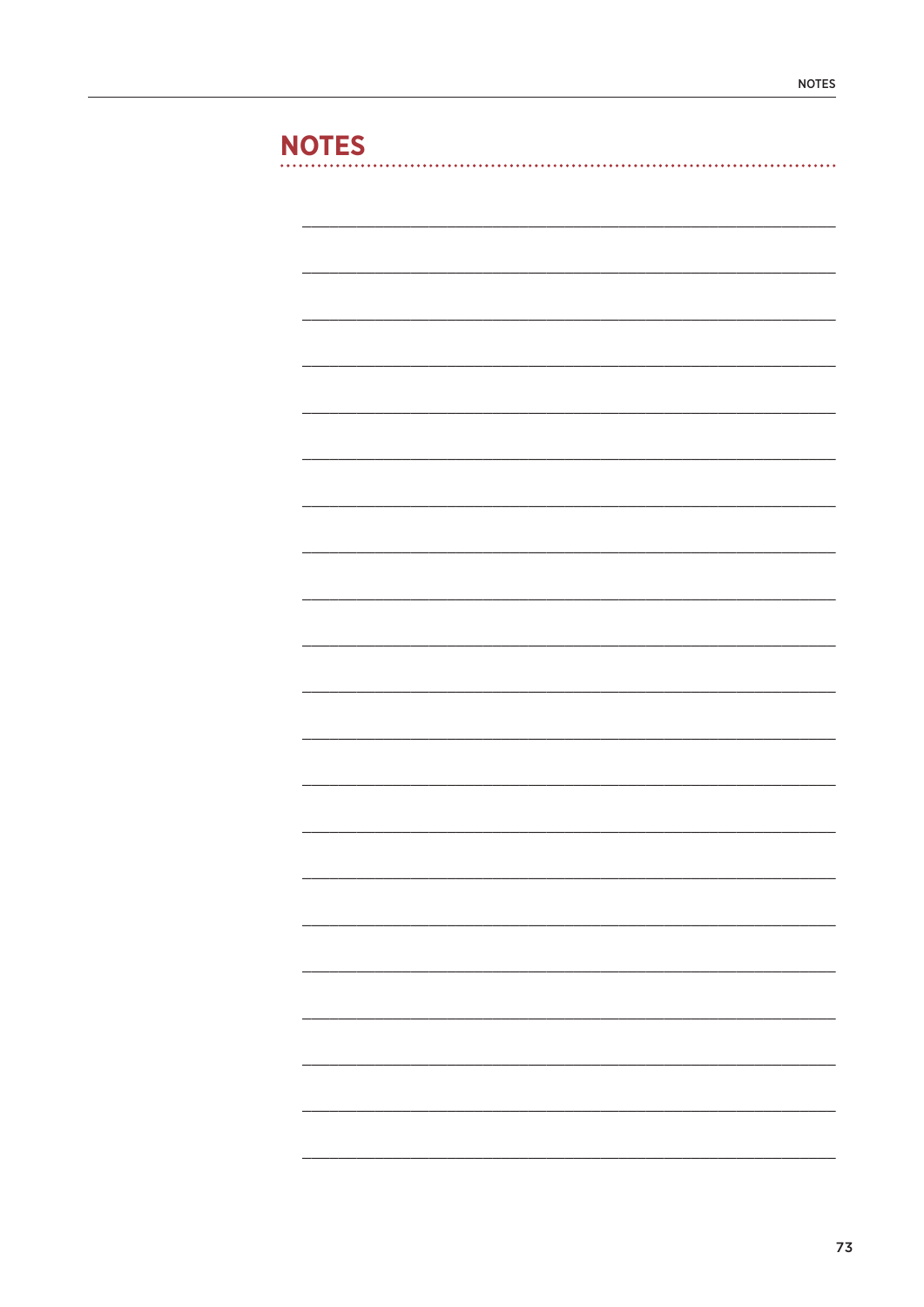# NOTES